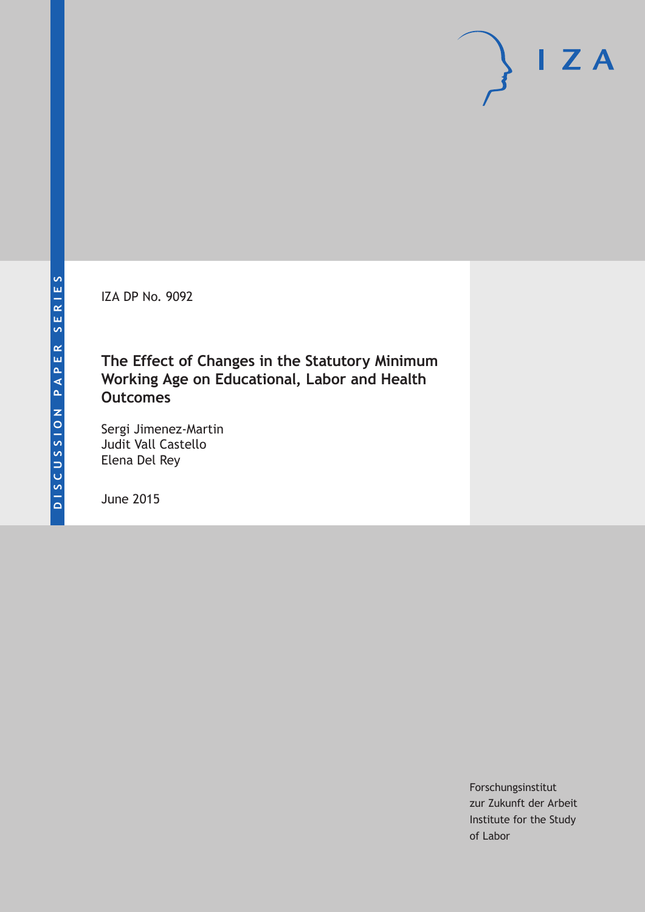IZA DP No. 9092

# The Effect of Changes in the Statutory Minimum Working Age on Educational, Labor and Health Outcomes

Sergi Jimenez-Martin
Judit Vall Castello
Elena Del Rey

June 2015

Forschungsinstitut
zur Zukunft der Arbeit
Institute for the Study
of Labor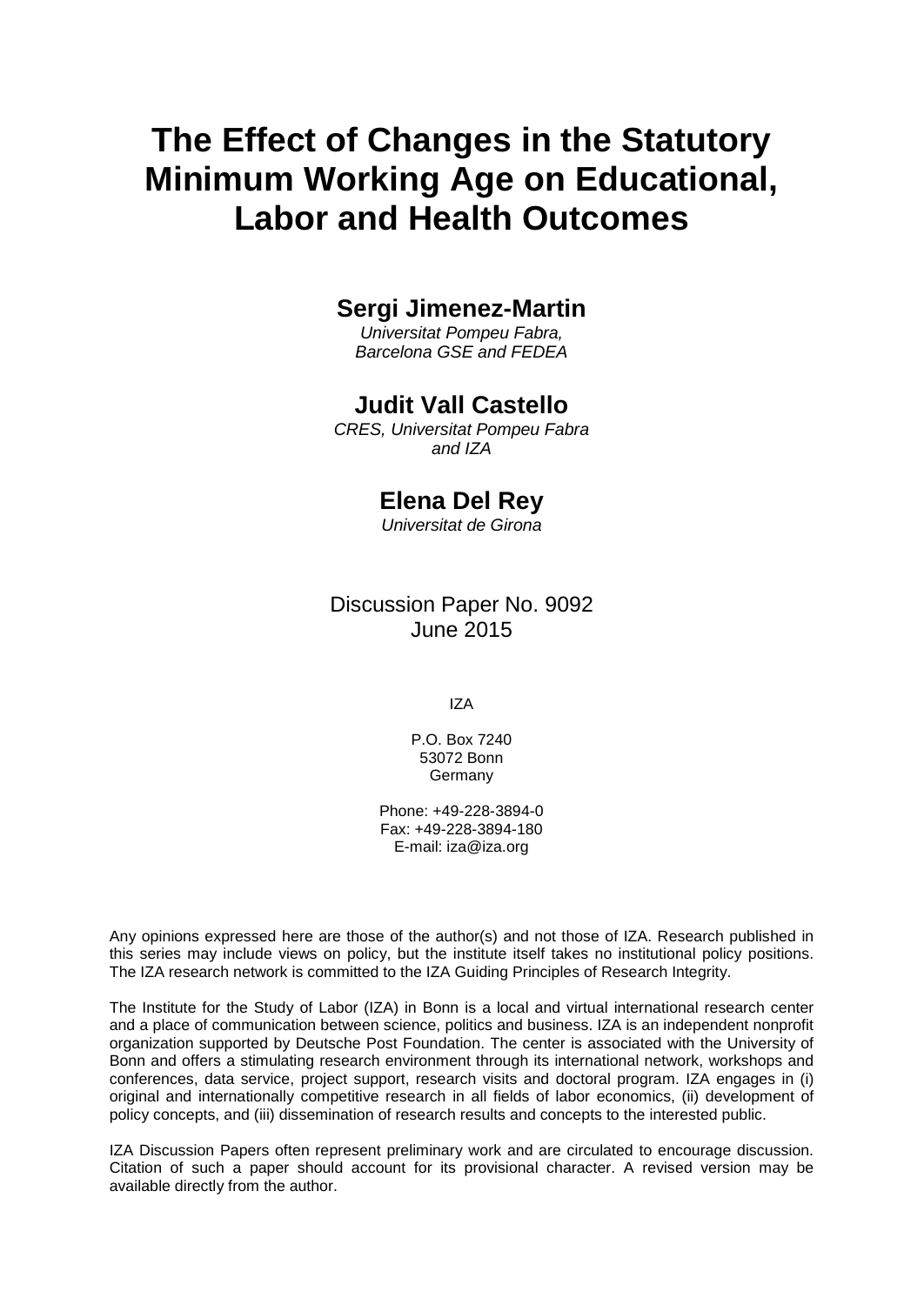# The Effect of Changes in the Statutory Minimum Working Age on Educational, Labor and Health Outcomes

**Sergi Jimenez-Martin**
*Universitat Pompeu Fabra, Barcelona GSE and FEDEA*

**Judit Vall Castello**
*CRES, Universitat Pompeu Fabra and IZA*

**Elena Del Rey**
*Universitat de Girona*

Discussion Paper No. 9092
June 2015

IZA

P.O. Box 7240
53072 Bonn
Germany

Phone: +49-228-3894-0
Fax: +49-228-3894-180
E-mail: iza@iza.org

Any opinions expressed here are those of the author(s) and not those of IZA. Research published in this series may include views on policy, but the institute itself takes no institutional policy positions. The IZA research network is committed to the IZA Guiding Principles of Research Integrity.

The Institute for the Study of Labor (IZA) in Bonn is a local and virtual international research center and a place of communication between science, politics and business. IZA is an independent nonprofit organization supported by Deutsche Post Foundation. The center is associated with the University of Bonn and offers a stimulating research environment through its international network, workshops and conferences, data service, project support, research visits and doctoral program. IZA engages in (i) original and internationally competitive research in all fields of labor economics, (ii) development of policy concepts, and (iii) dissemination of research results and concepts to the interested public.

IZA Discussion Papers often represent preliminary work and are circulated to encourage discussion. Citation of such a paper should account for its provisional character. A revised version may be available directly from the author.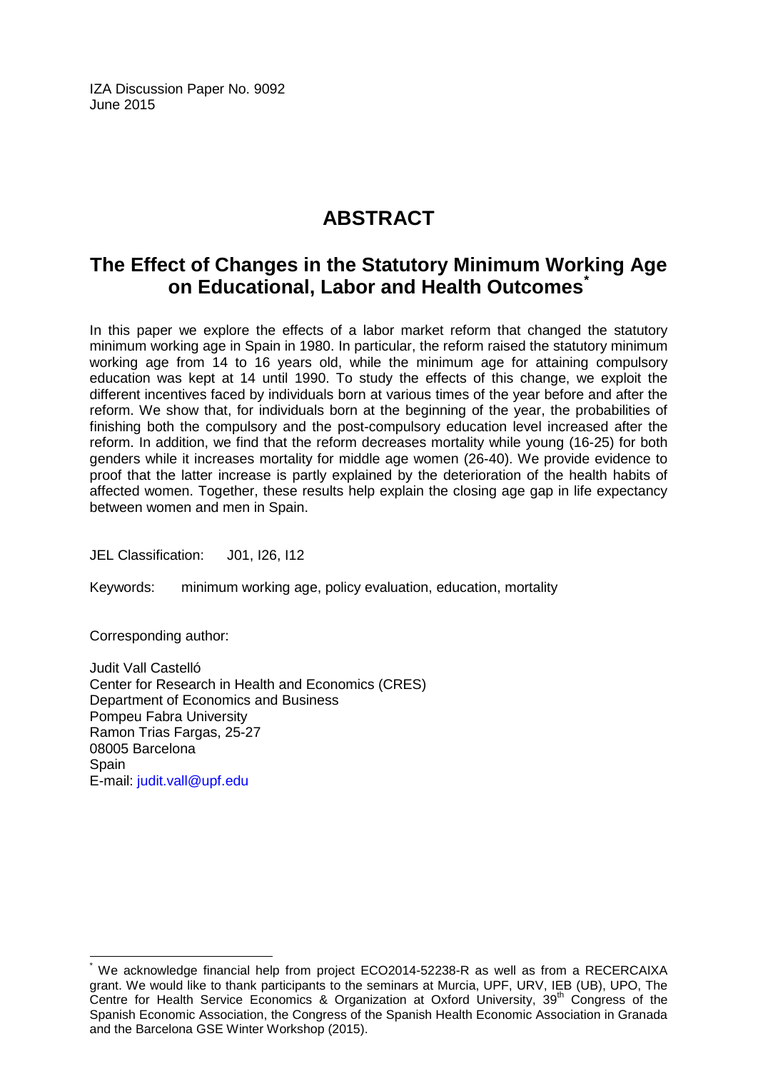IZA Discussion Paper No. 9092
June 2015

# ABSTRACT

## The Effect of Changes in the Statutory Minimum Working Age on Educational, Labor and Health Outcomes*

In this paper we explore the effects of a labor market reform that changed the statutory minimum working age in Spain in 1980. In particular, the reform raised the statutory minimum working age from 14 to 16 years old, while the minimum age for attaining compulsory education was kept at 14 until 1990. To study the effects of this change, we exploit the different incentives faced by individuals born at various times of the year before and after the reform. We show that, for individuals born at the beginning of the year, the probabilities of finishing both the compulsory and the post-compulsory education level increased after the reform. In addition, we find that the reform decreases mortality while young (16-25) for both genders while it increases mortality for middle age women (26-40). We provide evidence to proof that the latter increase is partly explained by the deterioration of the health habits of affected women. Together, these results help explain the closing age gap in life expectancy between women and men in Spain.

JEL Classification: J01, I26, I12

Keywords: minimum working age, policy evaluation, education, mortality

Corresponding author:

Judit Vall Castelló
Center for Research in Health and Economics (CRES)
Department of Economics and Business
Pompeu Fabra University
Ramon Trias Fargas, 25-27
08005 Barcelona
Spain
E-mail: judit.vall@upf.edu

---

* We acknowledge financial help from project ECO2014-52238-R as well as from a RECERCAIXA grant. We would like to thank participants to the seminars at Murcia, UPF, URV, IEB (UB), UPO, The Centre for Health Service Economics & Organization at Oxford University, 39th Congress of the Spanish Economic Association, the Congress of the Spanish Health Economic Association in Granada and the Barcelona GSE Winter Workshop (2015).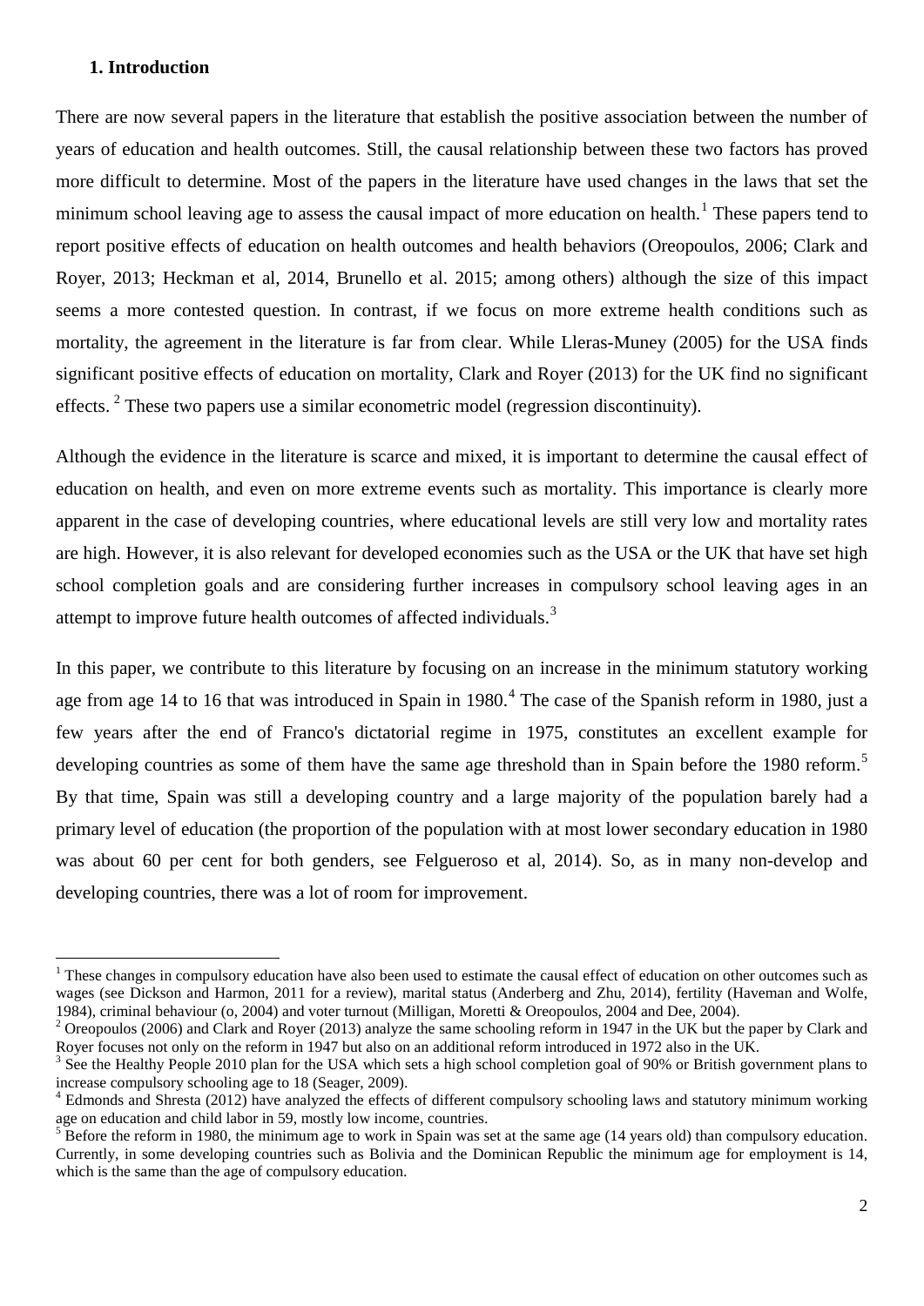## 1. Introduction

There are now several papers in the literature that establish the positive association between the number of years of education and health outcomes. Still, the causal relationship between these two factors has proved more difficult to determine. Most of the papers in the literature have used changes in the laws that set the minimum school leaving age to assess the causal impact of more education on health.[1] These papers tend to report positive effects of education on health outcomes and health behaviors (Oreopoulos, 2006; Clark and Royer, 2013; Heckman et al, 2014, Brunello et al. 2015; among others) although the size of this impact seems a more contested question. In contrast, if we focus on more extreme health conditions such as mortality, the agreement in the literature is far from clear. While Lleras-Muney (2005) for the USA finds significant positive effects of education on mortality, Clark and Royer (2013) for the UK find no significant effects. [2] These two papers use a similar econometric model (regression discontinuity).

Although the evidence in the literature is scarce and mixed, it is important to determine the causal effect of education on health, and even on more extreme events such as mortality. This importance is clearly more apparent in the case of developing countries, where educational levels are still very low and mortality rates are high. However, it is also relevant for developed economies such as the USA or the UK that have set high school completion goals and are considering further increases in compulsory school leaving ages in an attempt to improve future health outcomes of affected individuals.[3]

In this paper, we contribute to this literature by focusing on an increase in the minimum statutory working age from age 14 to 16 that was introduced in Spain in 1980.[4] The case of the Spanish reform in 1980, just a few years after the end of Franco's dictatorial regime in 1975, constitutes an excellent example for developing countries as some of them have the same age threshold than in Spain before the 1980 reform.[5] By that time, Spain was still a developing country and a large majority of the population barely had a primary level of education (the proportion of the population with at most lower secondary education in 1980 was about 60 per cent for both genders, see Felgueroso et al, 2014). So, as in many non-develop and developing countries, there was a lot of room for improvement.

---

[1] These changes in compulsory education have also been used to estimate the causal effect of education on other outcomes such as wages (see Dickson and Harmon, 2011 for a review), marital status (Anderberg and Zhu, 2014), fertility (Haveman and Wolfe, 1984), criminal behaviour (o, 2004) and voter turnout (Milligan, Moretti & Oreopoulos, 2004 and Dee, 2004).

[2] Oreopoulos (2006) and Clark and Royer (2013) analyze the same schooling reform in 1947 in the UK but the paper by Clark and Royer focuses not only on the reform in 1947 but also on an additional reform introduced in 1972 also in the UK.

[3] See the Healthy People 2010 plan for the USA which sets a high school completion goal of 90% or British government plans to increase compulsory schooling age to 18 (Seager, 2009).

[4] Edmonds and Shresta (2012) have analyzed the effects of different compulsory schooling laws and statutory minimum working age on education and child labor in 59, mostly low income, countries.

[5] Before the reform in 1980, the minimum age to work in Spain was set at the same age (14 years old) than compulsory education. Currently, in some developing countries such as Bolivia and the Dominican Republic the minimum age for employment is 14, which is the same than the age of compulsory education.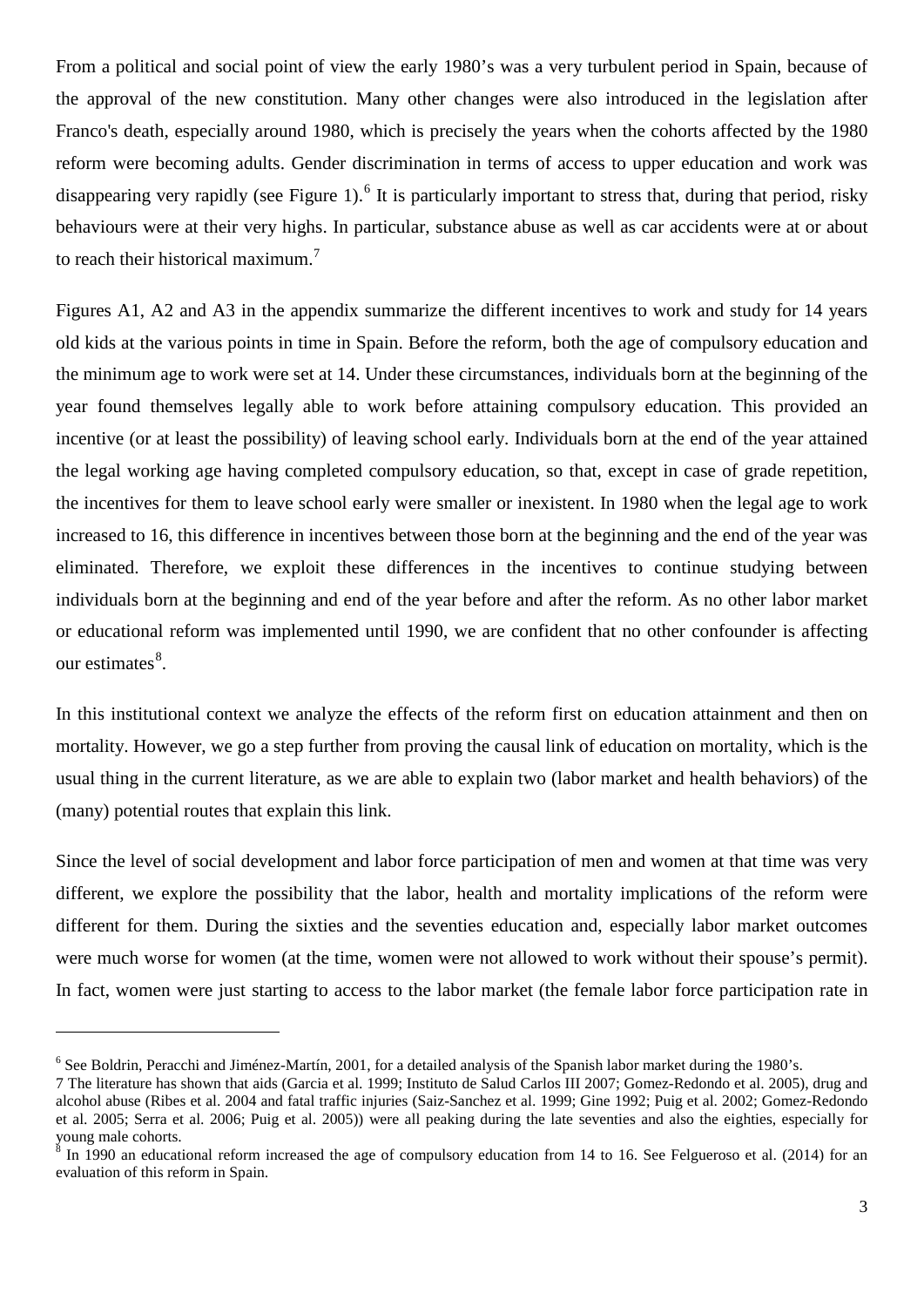From a political and social point of view the early 1980's was a very turbulent period in Spain, because of the approval of the new constitution. Many other changes were also introduced in the legislation after Franco's death, especially around 1980, which is precisely the years when the cohorts affected by the 1980 reform were becoming adults. Gender discrimination in terms of access to upper education and work was disappearing very rapidly (see Figure 1).[6] It is particularly important to stress that, during that period, risky behaviours were at their very highs. In particular, substance abuse as well as car accidents were at or about to reach their historical maximum.[7]

Figures A1, A2 and A3 in the appendix summarize the different incentives to work and study for 14 years old kids at the various points in time in Spain. Before the reform, both the age of compulsory education and the minimum age to work were set at 14. Under these circumstances, individuals born at the beginning of the year found themselves legally able to work before attaining compulsory education. This provided an incentive (or at least the possibility) of leaving school early. Individuals born at the end of the year attained the legal working age having completed compulsory education, so that, except in case of grade repetition, the incentives for them to leave school early were smaller or inexistent. In 1980 when the legal age to work increased to 16, this difference in incentives between those born at the beginning and the end of the year was eliminated. Therefore, we exploit these differences in the incentives to continue studying between individuals born at the beginning and end of the year before and after the reform. As no other labor market or educational reform was implemented until 1990, we are confident that no other confounder is affecting our estimates[8].

In this institutional context we analyze the effects of the reform first on education attainment and then on mortality. However, we go a step further from proving the causal link of education on mortality, which is the usual thing in the current literature, as we are able to explain two (labor market and health behaviors) of the (many) potential routes that explain this link.

Since the level of social development and labor force participation of men and women at that time was very different, we explore the possibility that the labor, health and mortality implications of the reform were different for them. During the sixties and the seventies education and, especially labor market outcomes were much worse for women (at the time, women were not allowed to work without their spouse's permit). In fact, women were just starting to access to the labor market (the female labor force participation rate in

---

[6] See Boldrin, Peracchi and Jiménez-Martín, 2001, for a detailed analysis of the Spanish labor market during the 1980's.

[7] The literature has shown that aids (Garcia et al. 1999; Instituto de Salud Carlos III 2007; Gomez-Redondo et al. 2005), drug and alcohol abuse (Ribes et al. 2004 and fatal traffic injuries (Saiz-Sanchez et al. 1999; Gine 1992; Puig et al. 2002; Gomez-Redondo et al. 2005; Serra et al. 2006; Puig et al. 2005)) were all peaking during the late seventies and also the eighties, especially for young male cohorts.

[8] In 1990 an educational reform increased the age of compulsory education from 14 to 16. See Felgueroso et al. (2014) for an evaluation of this reform in Spain.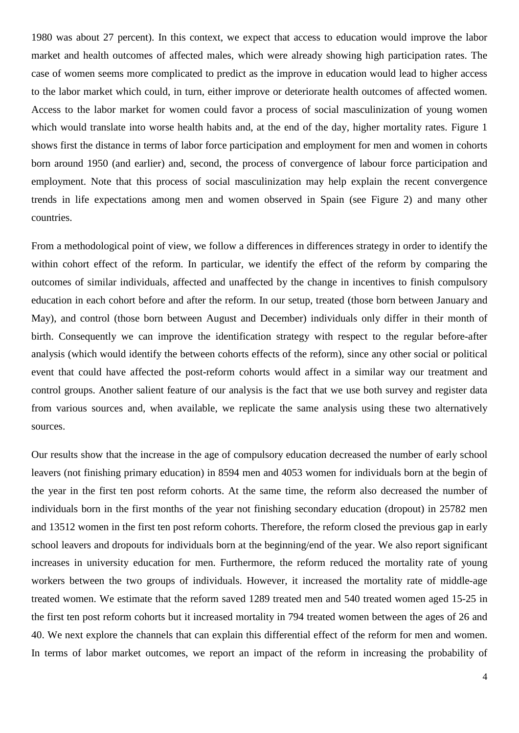1980 was about 27 percent). In this context, we expect that access to education would improve the labor market and health outcomes of affected males, which were already showing high participation rates. The case of women seems more complicated to predict as the improve in education would lead to higher access to the labor market which could, in turn, either improve or deteriorate health outcomes of affected women. Access to the labor market for women could favor a process of social masculinization of young women which would translate into worse health habits and, at the end of the day, higher mortality rates. Figure 1 shows first the distance in terms of labor force participation and employment for men and women in cohorts born around 1950 (and earlier) and, second, the process of convergence of labour force participation and employment. Note that this process of social masculinization may help explain the recent convergence trends in life expectations among men and women observed in Spain (see Figure 2) and many other countries.

From a methodological point of view, we follow a differences in differences strategy in order to identify the within cohort effect of the reform. In particular, we identify the effect of the reform by comparing the outcomes of similar individuals, affected and unaffected by the change in incentives to finish compulsory education in each cohort before and after the reform. In our setup, treated (those born between January and May), and control (those born between August and December) individuals only differ in their month of birth. Consequently we can improve the identification strategy with respect to the regular before-after analysis (which would identify the between cohorts effects of the reform), since any other social or political event that could have affected the post-reform cohorts would affect in a similar way our treatment and control groups. Another salient feature of our analysis is the fact that we use both survey and register data from various sources and, when available, we replicate the same analysis using these two alternatively sources.

Our results show that the increase in the age of compulsory education decreased the number of early school leavers (not finishing primary education) in 8594 men and 4053 women for individuals born at the begin of the year in the first ten post reform cohorts. At the same time, the reform also decreased the number of individuals born in the first months of the year not finishing secondary education (dropout) in 25782 men and 13512 women in the first ten post reform cohorts. Therefore, the reform closed the previous gap in early school leavers and dropouts for individuals born at the beginning/end of the year. We also report significant increases in university education for men. Furthermore, the reform reduced the mortality rate of young workers between the two groups of individuals. However, it increased the mortality rate of middle-age treated women. We estimate that the reform saved 1289 treated men and 540 treated women aged 15-25 in the first ten post reform cohorts but it increased mortality in 794 treated women between the ages of 26 and 40. We next explore the channels that can explain this differential effect of the reform for men and women. In terms of labor market outcomes, we report an impact of the reform in increasing the probability of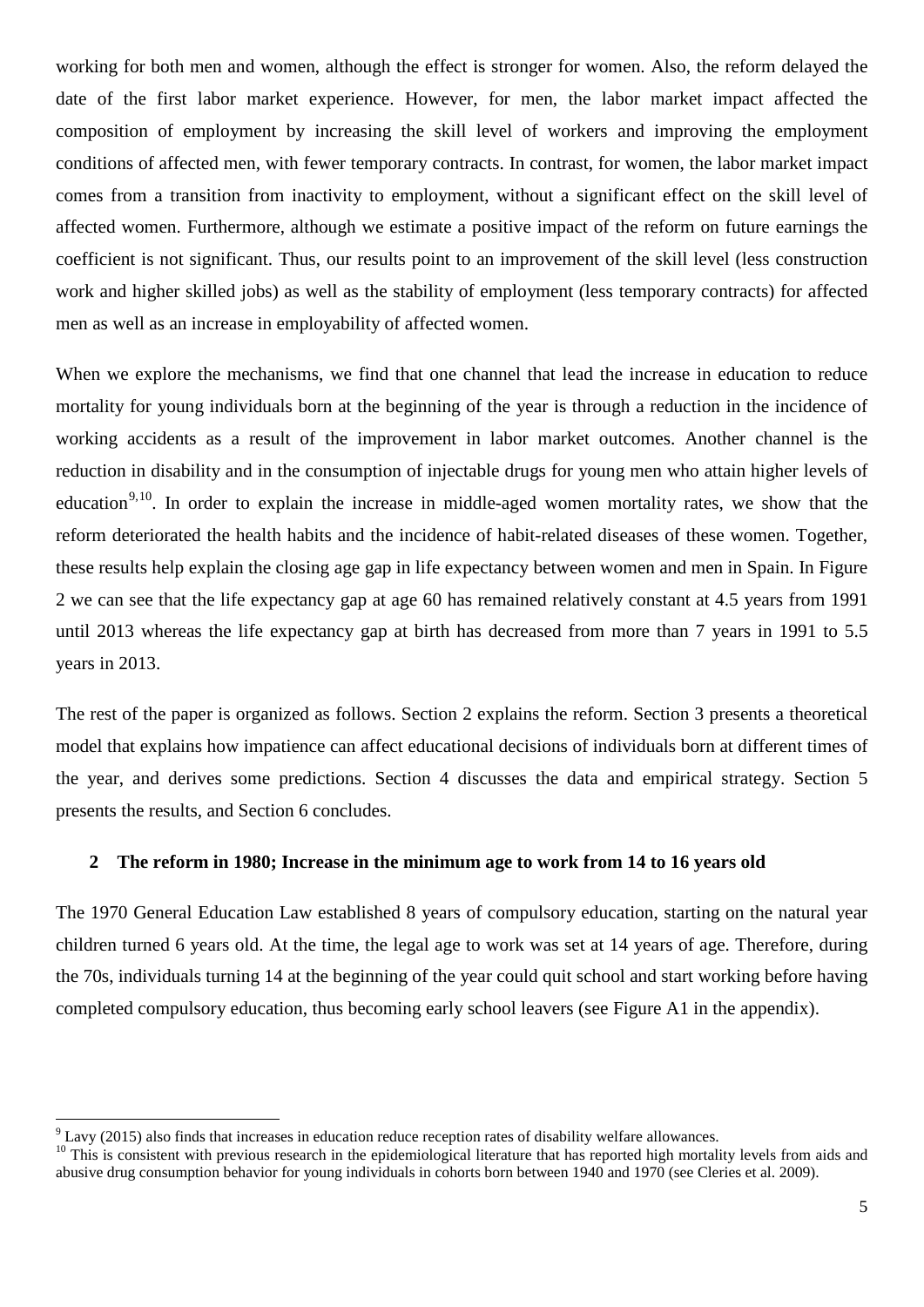working for both men and women, although the effect is stronger for women. Also, the reform delayed the date of the first labor market experience. However, for men, the labor market impact affected the composition of employment by increasing the skill level of workers and improving the employment conditions of affected men, with fewer temporary contracts. In contrast, for women, the labor market impact comes from a transition from inactivity to employment, without a significant effect on the skill level of affected women. Furthermore, although we estimate a positive impact of the reform on future earnings the coefficient is not significant. Thus, our results point to an improvement of the skill level (less construction work and higher skilled jobs) as well as the stability of employment (less temporary contracts) for affected men as well as an increase in employability of affected women.

When we explore the mechanisms, we find that one channel that lead the increase in education to reduce mortality for young individuals born at the beginning of the year is through a reduction in the incidence of working accidents as a result of the improvement in labor market outcomes. Another channel is the reduction in disability and in the consumption of injectable drugs for young men who attain higher levels of education[9,10]. In order to explain the increase in middle-aged women mortality rates, we show that the reform deteriorated the health habits and the incidence of habit-related diseases of these women. Together, these results help explain the closing age gap in life expectancy between women and men in Spain. In Figure 2 we can see that the life expectancy gap at age 60 has remained relatively constant at 4.5 years from 1991 until 2013 whereas the life expectancy gap at birth has decreased from more than 7 years in 1991 to 5.5 years in 2013.

The rest of the paper is organized as follows. Section 2 explains the reform. Section 3 presents a theoretical model that explains how impatience can affect educational decisions of individuals born at different times of the year, and derives some predictions. Section 4 discusses the data and empirical strategy. Section 5 presents the results, and Section 6 concludes.

## 2 The reform in 1980; Increase in the minimum age to work from 14 to 16 years old

The 1970 General Education Law established 8 years of compulsory education, starting on the natural year children turned 6 years old. At the time, the legal age to work was set at 14 years of age. Therefore, during the 70s, individuals turning 14 at the beginning of the year could quit school and start working before having completed compulsory education, thus becoming early school leavers (see Figure A1 in the appendix).

[9] Lavy (2015) also finds that increases in education reduce reception rates of disability welfare allowances.

[10] This is consistent with previous research in the epidemiological literature that has reported high mortality levels from aids and abusive drug consumption behavior for young individuals in cohorts born between 1940 and 1970 (see Cleries et al. 2009).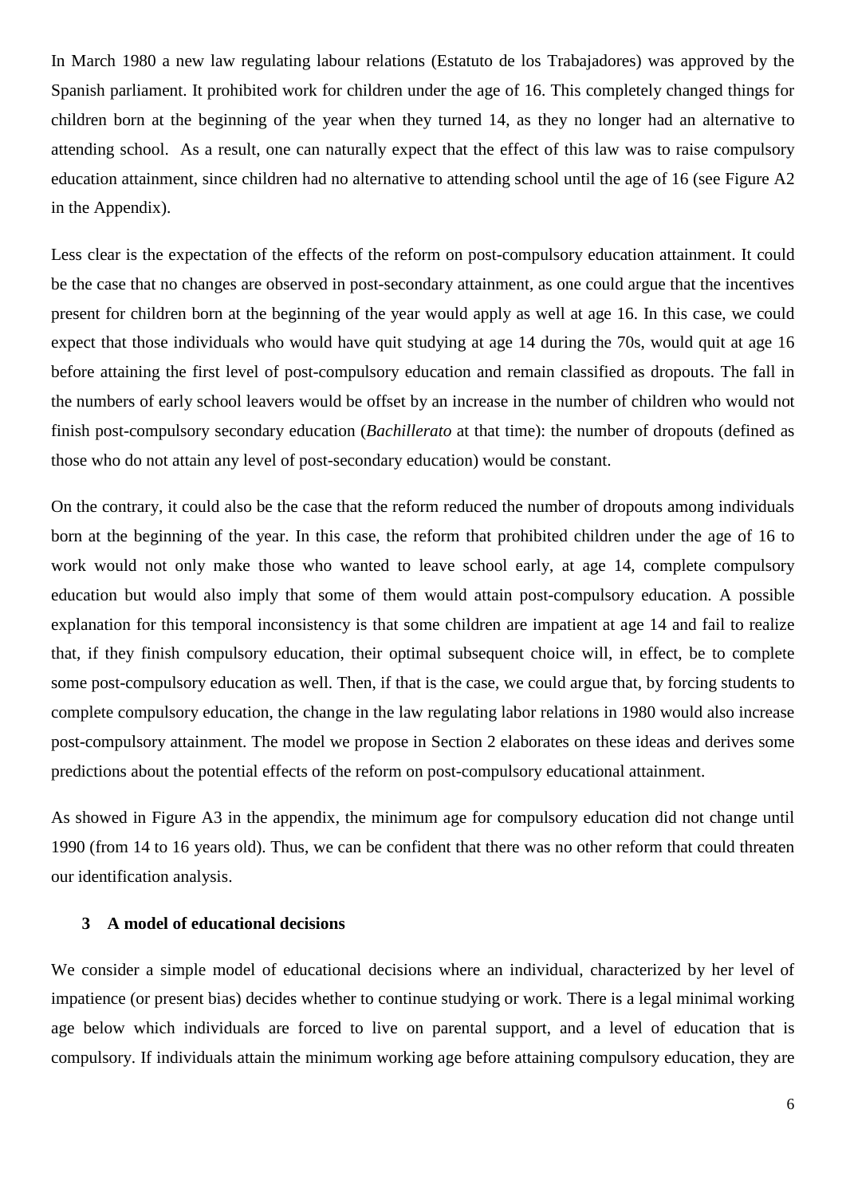In March 1980 a new law regulating labour relations (Estatuto de los Trabajadores) was approved by the Spanish parliament. It prohibited work for children under the age of 16. This completely changed things for children born at the beginning of the year when they turned 14, as they no longer had an alternative to attending school. As a result, one can naturally expect that the effect of this law was to raise compulsory education attainment, since children had no alternative to attending school until the age of 16 (see Figure A2 in the Appendix).

Less clear is the expectation of the effects of the reform on post-compulsory education attainment. It could be the case that no changes are observed in post-secondary attainment, as one could argue that the incentives present for children born at the beginning of the year would apply as well at age 16. In this case, we could expect that those individuals who would have quit studying at age 14 during the 70s, would quit at age 16 before attaining the first level of post-compulsory education and remain classified as dropouts. The fall in the numbers of early school leavers would be offset by an increase in the number of children who would not finish post-compulsory secondary education (*Bachillerato* at that time): the number of dropouts (defined as those who do not attain any level of post-secondary education) would be constant.

On the contrary, it could also be the case that the reform reduced the number of dropouts among individuals born at the beginning of the year. In this case, the reform that prohibited children under the age of 16 to work would not only make those who wanted to leave school early, at age 14, complete compulsory education but would also imply that some of them would attain post-compulsory education. A possible explanation for this temporal inconsistency is that some children are impatient at age 14 and fail to realize that, if they finish compulsory education, their optimal subsequent choice will, in effect, be to complete some post-compulsory education as well. Then, if that is the case, we could argue that, by forcing students to complete compulsory education, the change in the law regulating labor relations in 1980 would also increase post-compulsory attainment. The model we propose in Section 2 elaborates on these ideas and derives some predictions about the potential effects of the reform on post-compulsory educational attainment.

As showed in Figure A3 in the appendix, the minimum age for compulsory education did not change until 1990 (from 14 to 16 years old). Thus, we can be confident that there was no other reform that could threaten our identification analysis.

## 3 A model of educational decisions

We consider a simple model of educational decisions where an individual, characterized by her level of impatience (or present bias) decides whether to continue studying or work. There is a legal minimal working age below which individuals are forced to live on parental support, and a level of education that is compulsory. If individuals attain the minimum working age before attaining compulsory education, they are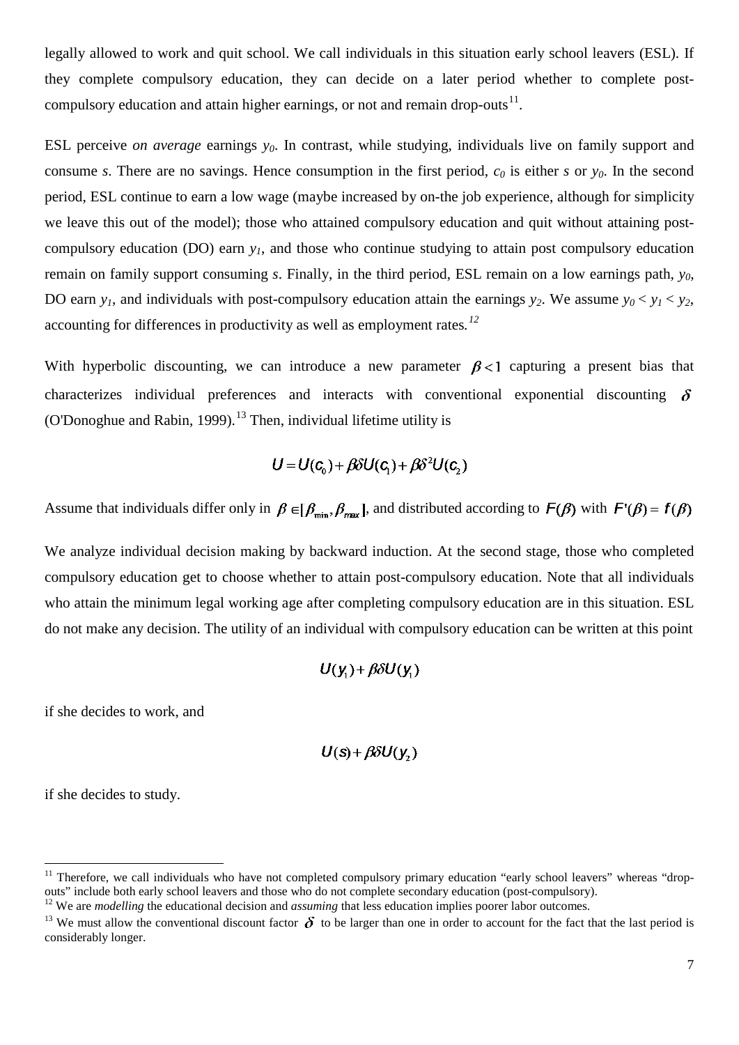legally allowed to work and quit school. We call individuals in this situation early school leavers (ESL). If they complete compulsory education, they can decide on a later period whether to complete post-compulsory education and attain higher earnings, or not and remain drop-outs[11].

ESL perceive *on average* earnings $y_0$. In contrast, while studying, individuals live on family support and consume $s$. There are no savings. Hence consumption in the first period, $c_0$ is either $s$ or $y_0$. In the second period, ESL continue to earn a low wage (maybe increased by on-the job experience, although for simplicity we leave this out of the model); those who attained compulsory education and quit without attaining post-compulsory education (DO) earn $y_1$, and those who continue studying to attain post compulsory education remain on family support consuming $s$. Finally, in the third period, ESL remain on a low earnings path, $y_0$, DO earn $y_1$, and individuals with post-compulsory education attain the earnings $y_2$. We assume $y_0 < y_1 < y_2$, accounting for differences in productivity as well as employment rates.[12]

With hyperbolic discounting, we can introduce a new parameter $\beta < 1$ capturing a present bias that characterizes individual preferences and interacts with conventional exponential discounting $\delta$ (O'Donoghue and Rabin, 1999).[13] Then, individual lifetime utility is

$$U = U(c_0) + \beta\delta U(c_1) + \beta\delta^2 U(c_2)$$

Assume that individuals differ only in $\beta \in [\beta_{\min}, \beta_{\max}]$, and distributed according to $F(\beta)$ with $F'(\beta) = f(\beta)$

We analyze individual decision making by backward induction. At the second stage, those who completed compulsory education get to choose whether to attain post-compulsory education. Note that all individuals who attain the minimum legal working age after completing compulsory education are in this situation. ESL do not make any decision. The utility of an individual with compulsory education can be written at this point

$$U(y_1) + \beta\delta U(y_1)$$

if she decides to work, and

$$U(s) + \beta\delta U(y_2)$$

if she decides to study.

---

[11] Therefore, we call individuals who have not completed compulsory primary education "early school leavers" whereas "drop-outs" include both early school leavers and those who do not complete secondary education (post-compulsory).

[12] We are *modelling* the educational decision and *assuming* that less education implies poorer labor outcomes.

[13] We must allow the conventional discount factor $\delta$ to be larger than one in order to account for the fact that the last period is considerably longer.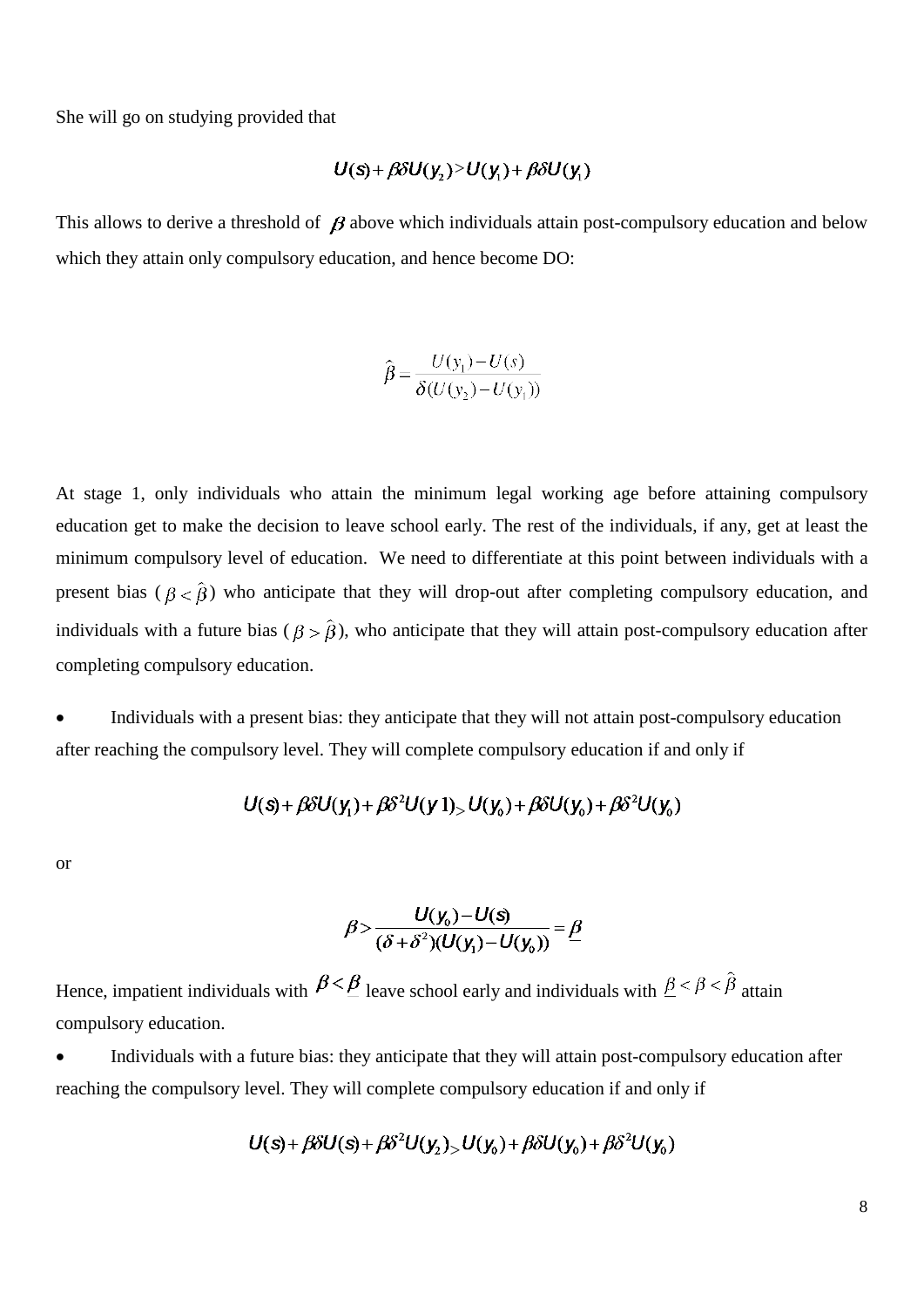She will go on studying provided that

$$U(s)+\beta\delta U(y_2)>U(y_1)+\beta\delta U(y_1)$$

This allows to derive a threshold of $\beta$ above which individuals attain post-compulsory education and below which they attain only compulsory education, and hence become DO:

$$\hat{\beta}=\frac{U(y_1)-U(s)}{\delta(U(y_2)-U(y_1))}$$

At stage 1, only individuals who attain the minimum legal working age before attaining compulsory education get to make the decision to leave school early. The rest of the individuals, if any, get at least the minimum compulsory level of education. We need to differentiate at this point between individuals with a present bias ($\beta<\hat{\beta}$) who anticipate that they will drop-out after completing compulsory education, and individuals with a future bias ($\beta>\hat{\beta}$), who anticipate that they will attain post-compulsory education after completing compulsory education.

- Individuals with a present bias: they anticipate that they will not attain post-compulsory education after reaching the compulsory level. They will complete compulsory education if and only if

$$U(s)+\beta\delta U(y_1)+\beta\delta^2 U(y1)>U(y_0)+\beta\delta U(y_0)+\beta\delta^2 U(y_0)$$

or

$$\beta>\frac{U(y_0)-U(s)}{(\delta+\delta^2)(U(y_1)-U(y_0))}=\underline{\beta}$$

Hence, impatient individuals with $\beta<\underline{\beta}$ leave school early and individuals with $\underline{\beta}<\beta<\hat{\beta}$ attain compulsory education.

- Individuals with a future bias: they anticipate that they will attain post-compulsory education after reaching the compulsory level. They will complete compulsory education if and only if

$$U(s)+\beta\delta U(s)+\beta\delta^2 U(y_2)>U(y_0)+\beta\delta U(y_0)+\beta\delta^2 U(y_0)$$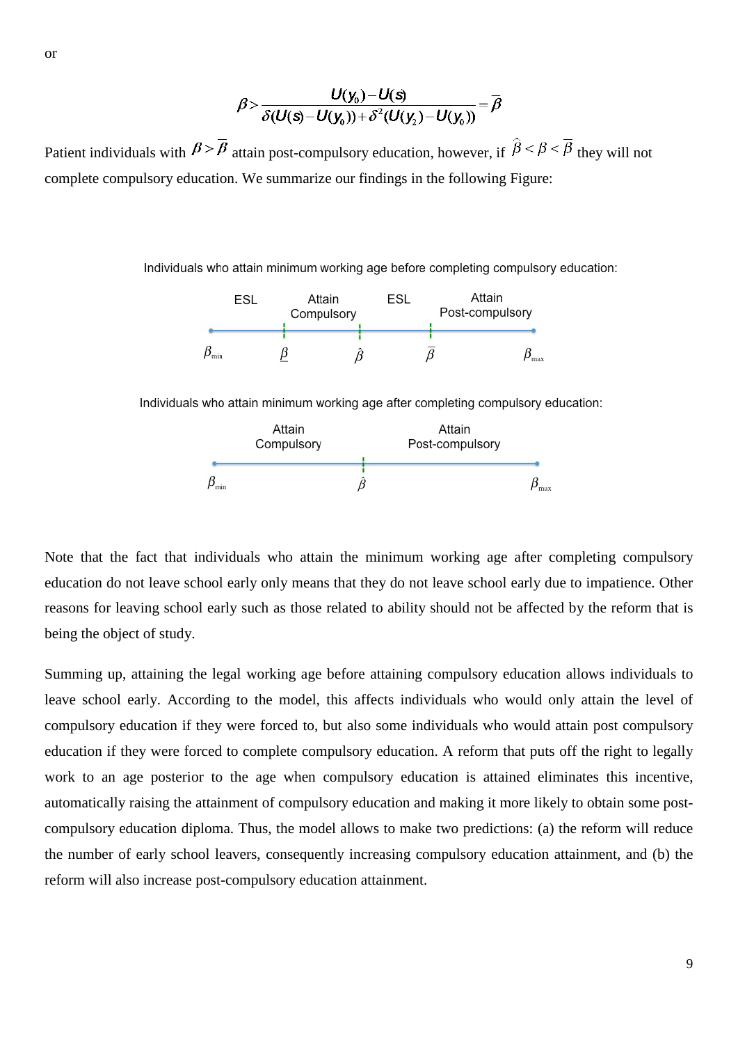or

$$\beta > \frac{U(y_0) - U(s)}{\delta(U(s) - U(y_0)) + \delta^2(U(y_2) - U(y_0))} = \overline{\beta}$$

Patient individuals with $\beta > \overline{\beta}$ attain post-compulsory education, however, if $\hat{\beta} < \beta < \overline{\beta}$ they will not complete compulsory education. We summarize our findings in the following Figure:

Individuals who attain minimum working age before completing compulsory education:

ESL | Attain Compulsory | ESL | Attain Post-compulsory

$\beta_{\min}$ — $\underline{\beta}$ — $\hat{\beta}$ — $\overline{\beta}$ — $\beta_{\max}$

Individuals who attain minimum working age after completing compulsory education:

Attain Compulsory | Attain Post-compulsory

$\beta_{\min}$ — $\hat{\beta}$ — $\beta_{\max}$

Note that the fact that individuals who attain the minimum working age after completing compulsory education do not leave school early only means that they do not leave school early due to impatience. Other reasons for leaving school early such as those related to ability should not be affected by the reform that is being the object of study.

Summing up, attaining the legal working age before attaining compulsory education allows individuals to leave school early. According to the model, this affects individuals who would only attain the level of compulsory education if they were forced to, but also some individuals who would attain post compulsory education if they were forced to complete compulsory education. A reform that puts off the right to legally work to an age posterior to the age when compulsory education is attained eliminates this incentive, automatically raising the attainment of compulsory education and making it more likely to obtain some post-compulsory education diploma. Thus, the model allows to make two predictions: (a) the reform will reduce the number of early school leavers, consequently increasing compulsory education attainment, and (b) the reform will also increase post-compulsory education attainment.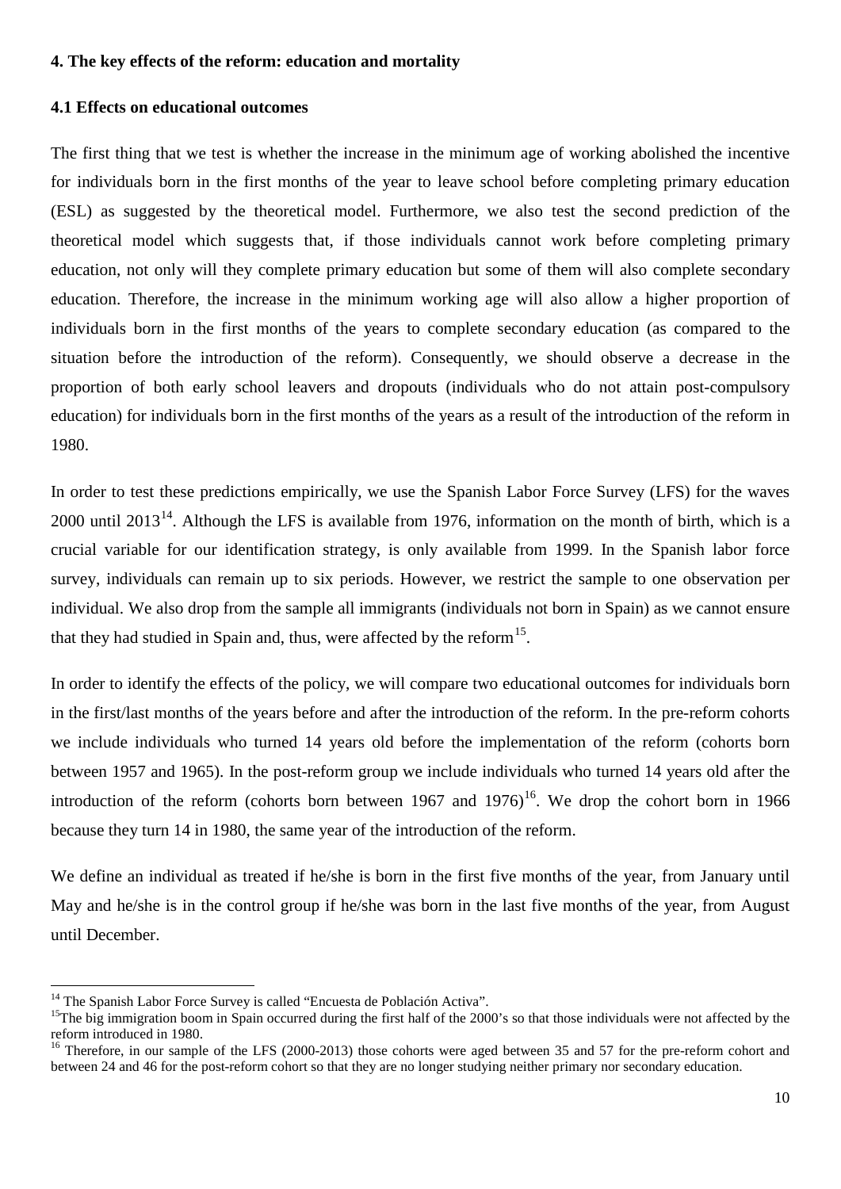## 4. The key effects of the reform: education and mortality

### 4.1 Effects on educational outcomes

The first thing that we test is whether the increase in the minimum age of working abolished the incentive for individuals born in the first months of the year to leave school before completing primary education (ESL) as suggested by the theoretical model. Furthermore, we also test the second prediction of the theoretical model which suggests that, if those individuals cannot work before completing primary education, not only will they complete primary education but some of them will also complete secondary education. Therefore, the increase in the minimum working age will also allow a higher proportion of individuals born in the first months of the years to complete secondary education (as compared to the situation before the introduction of the reform). Consequently, we should observe a decrease in the proportion of both early school leavers and dropouts (individuals who do not attain post-compulsory education) for individuals born in the first months of the years as a result of the introduction of the reform in 1980.

In order to test these predictions empirically, we use the Spanish Labor Force Survey (LFS) for the waves 2000 until 2013[14]. Although the LFS is available from 1976, information on the month of birth, which is a crucial variable for our identification strategy, is only available from 1999. In the Spanish labor force survey, individuals can remain up to six periods. However, we restrict the sample to one observation per individual. We also drop from the sample all immigrants (individuals not born in Spain) as we cannot ensure that they had studied in Spain and, thus, were affected by the reform[15].

In order to identify the effects of the policy, we will compare two educational outcomes for individuals born in the first/last months of the years before and after the introduction of the reform. In the pre-reform cohorts we include individuals who turned 14 years old before the implementation of the reform (cohorts born between 1957 and 1965). In the post-reform group we include individuals who turned 14 years old after the introduction of the reform (cohorts born between 1967 and 1976)[16]. We drop the cohort born in 1966 because they turn 14 in 1980, the same year of the introduction of the reform.

We define an individual as treated if he/she is born in the first five months of the year, from January until May and he/she is in the control group if he/she was born in the last five months of the year, from August until December.

---

[14] The Spanish Labor Force Survey is called "Encuesta de Población Activa".

[15] The big immigration boom in Spain occurred during the first half of the 2000's so that those individuals were not affected by the reform introduced in 1980.

[16] Therefore, in our sample of the LFS (2000-2013) those cohorts were aged between 35 and 57 for the pre-reform cohort and between 24 and 46 for the post-reform cohort so that they are no longer studying neither primary nor secondary education.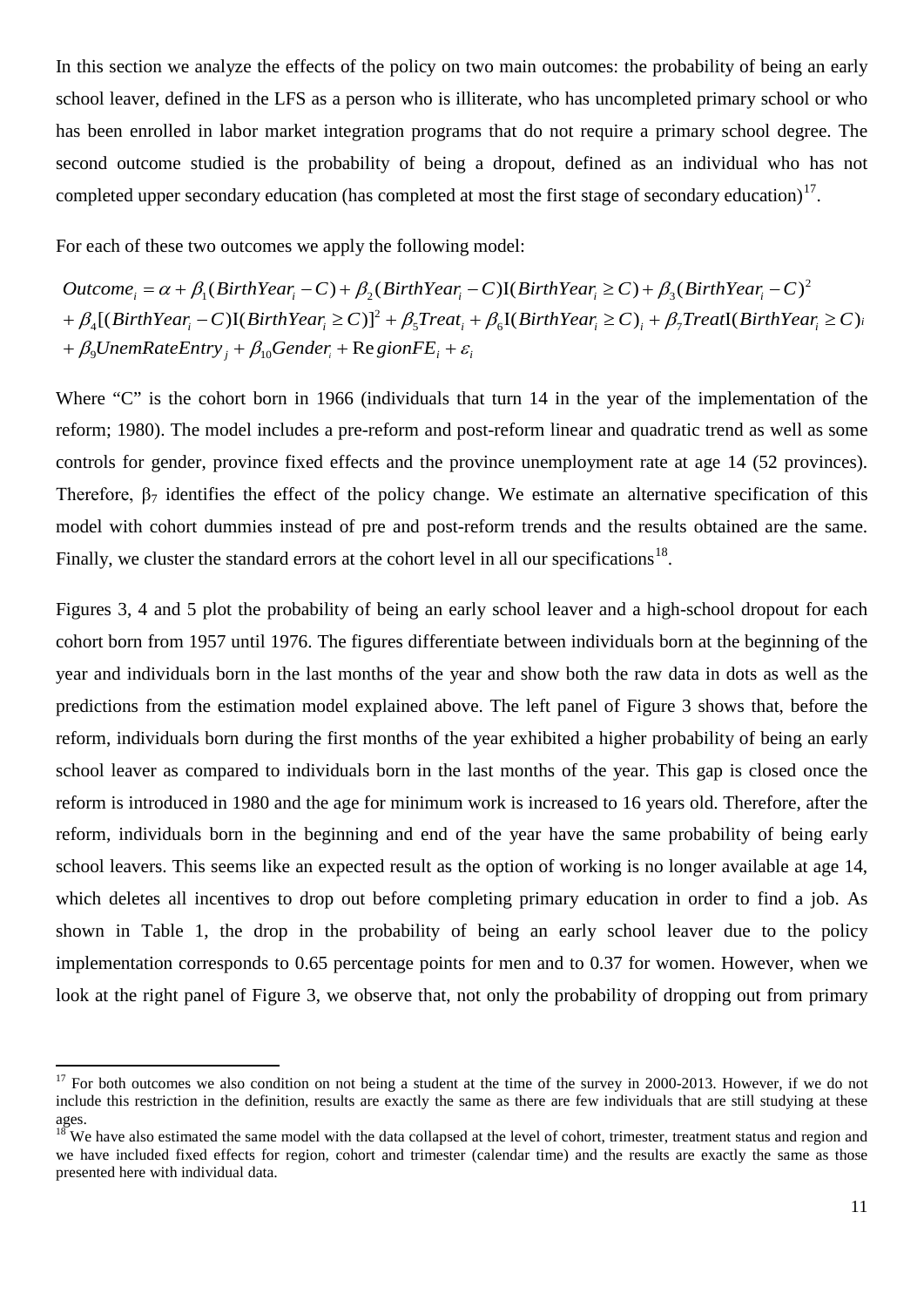In this section we analyze the effects of the policy on two main outcomes: the probability of being an early school leaver, defined in the LFS as a person who is illiterate, who has uncompleted primary school or who has been enrolled in labor market integration programs that do not require a primary school degree. The second outcome studied is the probability of being a dropout, defined as an individual who has not completed upper secondary education (has completed at most the first stage of secondary education)[17].

For each of these two outcomes we apply the following model:

$$
\begin{aligned}
Outcome_i &= \alpha + \beta_1(BirthYear_i - C) + \beta_2(BirthYear_i - C)\mathrm{I}(BirthYear_i \geq C) + \beta_3(BirthYear_i - C)^2 \\
&+ \beta_4[(BirthYear_i - C)\mathrm{I}(BirthYear_i \geq C)]^2 + \beta_5 Treat_i + \beta_6 \mathrm{I}(BirthYear_i \geq C)_i + \beta_7 Treat\mathrm{I}(BirthYear_i \geq C)_i \\
&+ \beta_9 UnemRateEntry_j + \beta_{10} Gender_i + RegionFE_i + \varepsilon_i
\end{aligned}
$$

Where "C" is the cohort born in 1966 (individuals that turn 14 in the year of the implementation of the reform; 1980). The model includes a pre-reform and post-reform linear and quadratic trend as well as some controls for gender, province fixed effects and the province unemployment rate at age 14 (52 provinces). Therefore, $\beta_7$ identifies the effect of the policy change. We estimate an alternative specification of this model with cohort dummies instead of pre and post-reform trends and the results obtained are the same. Finally, we cluster the standard errors at the cohort level in all our specifications[18].

Figures 3, 4 and 5 plot the probability of being an early school leaver and a high-school dropout for each cohort born from 1957 until 1976. The figures differentiate between individuals born at the beginning of the year and individuals born in the last months of the year and show both the raw data in dots as well as the predictions from the estimation model explained above. The left panel of Figure 3 shows that, before the reform, individuals born during the first months of the year exhibited a higher probability of being an early school leaver as compared to individuals born in the last months of the year. This gap is closed once the reform is introduced in 1980 and the age for minimum work is increased to 16 years old. Therefore, after the reform, individuals born in the beginning and end of the year have the same probability of being early school leavers. This seems like an expected result as the option of working is no longer available at age 14, which deletes all incentives to drop out before completing primary education in order to find a job. As shown in Table 1, the drop in the probability of being an early school leaver due to the policy implementation corresponds to 0.65 percentage points for men and to 0.37 for women. However, when we look at the right panel of Figure 3, we observe that, not only the probability of dropping out from primary

[17] For both outcomes we also condition on not being a student at the time of the survey in 2000-2013. However, if we do not include this restriction in the definition, results are exactly the same as there are few individuals that are still studying at these ages.

[18] We have also estimated the same model with the data collapsed at the level of cohort, trimester, treatment status and region and we have included fixed effects for region, cohort and trimester (calendar time) and the results are exactly the same as those presented here with individual data.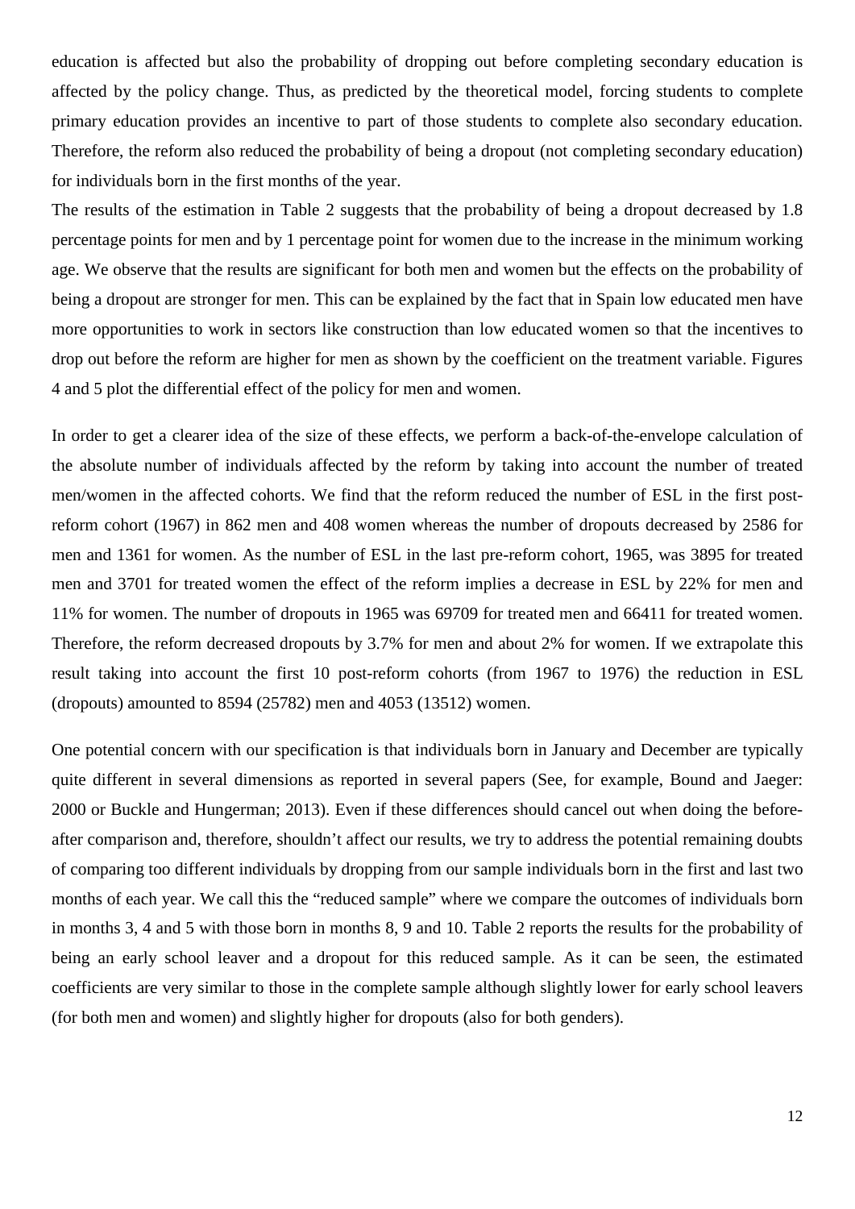education is affected but also the probability of dropping out before completing secondary education is affected by the policy change. Thus, as predicted by the theoretical model, forcing students to complete primary education provides an incentive to part of those students to complete also secondary education. Therefore, the reform also reduced the probability of being a dropout (not completing secondary education) for individuals born in the first months of the year.

The results of the estimation in Table 2 suggests that the probability of being a dropout decreased by 1.8 percentage points for men and by 1 percentage point for women due to the increase in the minimum working age. We observe that the results are significant for both men and women but the effects on the probability of being a dropout are stronger for men. This can be explained by the fact that in Spain low educated men have more opportunities to work in sectors like construction than low educated women so that the incentives to drop out before the reform are higher for men as shown by the coefficient on the treatment variable. Figures 4 and 5 plot the differential effect of the policy for men and women.

In order to get a clearer idea of the size of these effects, we perform a back-of-the-envelope calculation of the absolute number of individuals affected by the reform by taking into account the number of treated men/women in the affected cohorts. We find that the reform reduced the number of ESL in the first post-reform cohort (1967) in 862 men and 408 women whereas the number of dropouts decreased by 2586 for men and 1361 for women. As the number of ESL in the last pre-reform cohort, 1965, was 3895 for treated men and 3701 for treated women the effect of the reform implies a decrease in ESL by 22% for men and 11% for women. The number of dropouts in 1965 was 69709 for treated men and 66411 for treated women. Therefore, the reform decreased dropouts by 3.7% for men and about 2% for women. If we extrapolate this result taking into account the first 10 post-reform cohorts (from 1967 to 1976) the reduction in ESL (dropouts) amounted to 8594 (25782) men and 4053 (13512) women.

One potential concern with our specification is that individuals born in January and December are typically quite different in several dimensions as reported in several papers (See, for example, Bound and Jaeger: 2000 or Buckle and Hungerman; 2013). Even if these differences should cancel out when doing the before-after comparison and, therefore, shouldn't affect our results, we try to address the potential remaining doubts of comparing too different individuals by dropping from our sample individuals born in the first and last two months of each year. We call this the "reduced sample" where we compare the outcomes of individuals born in months 3, 4 and 5 with those born in months 8, 9 and 10. Table 2 reports the results for the probability of being an early school leaver and a dropout for this reduced sample. As it can be seen, the estimated coefficients are very similar to those in the complete sample although slightly lower for early school leavers (for both men and women) and slightly higher for dropouts (also for both genders).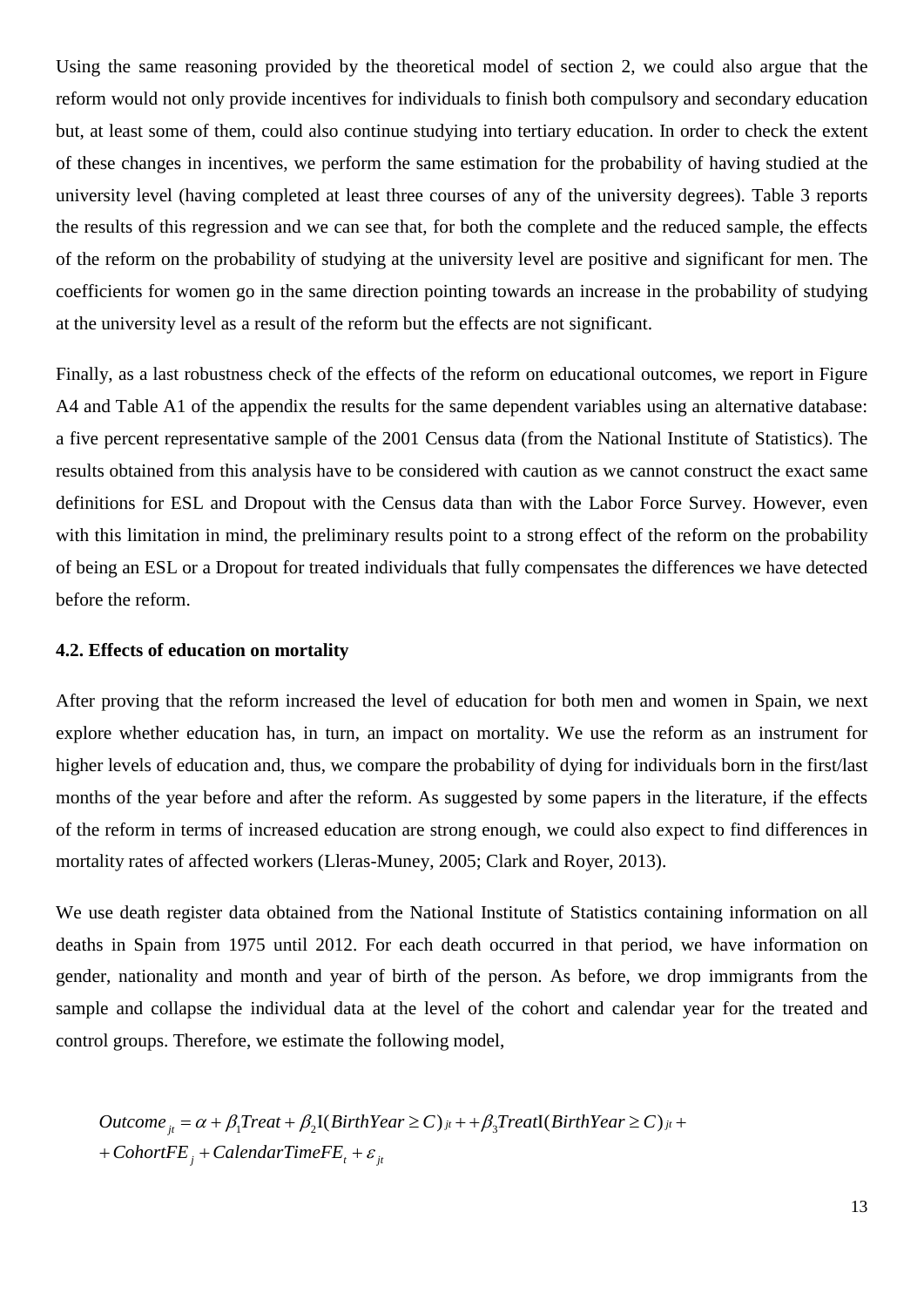Using the same reasoning provided by the theoretical model of section 2, we could also argue that the reform would not only provide incentives for individuals to finish both compulsory and secondary education but, at least some of them, could also continue studying into tertiary education. In order to check the extent of these changes in incentives, we perform the same estimation for the probability of having studied at the university level (having completed at least three courses of any of the university degrees). Table 3 reports the results of this regression and we can see that, for both the complete and the reduced sample, the effects of the reform on the probability of studying at the university level are positive and significant for men. The coefficients for women go in the same direction pointing towards an increase in the probability of studying at the university level as a result of the reform but the effects are not significant.

Finally, as a last robustness check of the effects of the reform on educational outcomes, we report in Figure A4 and Table A1 of the appendix the results for the same dependent variables using an alternative database: a five percent representative sample of the 2001 Census data (from the National Institute of Statistics). The results obtained from this analysis have to be considered with caution as we cannot construct the exact same definitions for ESL and Dropout with the Census data than with the Labor Force Survey. However, even with this limitation in mind, the preliminary results point to a strong effect of the reform on the probability of being an ESL or a Dropout for treated individuals that fully compensates the differences we have detected before the reform.

### 4.2. Effects of education on mortality

After proving that the reform increased the level of education for both men and women in Spain, we next explore whether education has, in turn, an impact on mortality. We use the reform as an instrument for higher levels of education and, thus, we compare the probability of dying for individuals born in the first/last months of the year before and after the reform. As suggested by some papers in the literature, if the effects of the reform in terms of increased education are strong enough, we could also expect to find differences in mortality rates of affected workers (Lleras-Muney, 2005; Clark and Royer, 2013).

We use death register data obtained from the National Institute of Statistics containing information on all deaths in Spain from 1975 until 2012. For each death occurred in that period, we have information on gender, nationality and month and year of birth of the person. As before, we drop immigrants from the sample and collapse the individual data at the level of the cohort and calendar year for the treated and control groups. Therefore, we estimate the following model,

$$Outcome_{jt} = \alpha + \beta_1 Treat + \beta_2 \mathrm{I}(BirthYear \geq C)_{jt} + + \beta_3 Treat\mathrm{I}(BirthYear \geq C)_{jt} + \\ + CohortFE_j + CalendarTimeFE_t + \varepsilon_{jt}$$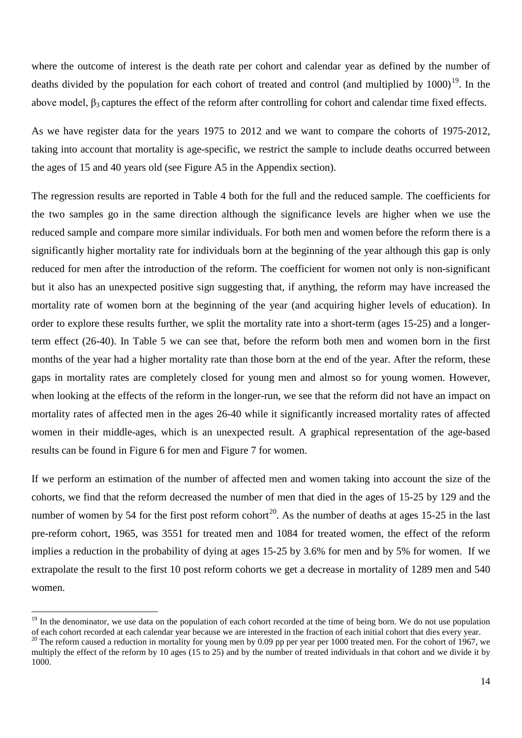where the outcome of interest is the death rate per cohort and calendar year as defined by the number of deaths divided by the population for each cohort of treated and control (and multiplied by 1000)[19]. In the above model, $\beta_3$ captures the effect of the reform after controlling for cohort and calendar time fixed effects.

As we have register data for the years 1975 to 2012 and we want to compare the cohorts of 1975-2012, taking into account that mortality is age-specific, we restrict the sample to include deaths occurred between the ages of 15 and 40 years old (see Figure A5 in the Appendix section).

The regression results are reported in Table 4 both for the full and the reduced sample. The coefficients for the two samples go in the same direction although the significance levels are higher when we use the reduced sample and compare more similar individuals. For both men and women before the reform there is a significantly higher mortality rate for individuals born at the beginning of the year although this gap is only reduced for men after the introduction of the reform. The coefficient for women not only is non-significant but it also has an unexpected positive sign suggesting that, if anything, the reform may have increased the mortality rate of women born at the beginning of the year (and acquiring higher levels of education). In order to explore these results further, we split the mortality rate into a short-term (ages 15-25) and a longer-term effect (26-40). In Table 5 we can see that, before the reform both men and women born in the first months of the year had a higher mortality rate than those born at the end of the year. After the reform, these gaps in mortality rates are completely closed for young men and almost so for young women. However, when looking at the effects of the reform in the longer-run, we see that the reform did not have an impact on mortality rates of affected men in the ages 26-40 while it significantly increased mortality rates of affected women in their middle-ages, which is an unexpected result. A graphical representation of the age-based results can be found in Figure 6 for men and Figure 7 for women.

If we perform an estimation of the number of affected men and women taking into account the size of the cohorts, we find that the reform decreased the number of men that died in the ages of 15-25 by 129 and the number of women by 54 for the first post reform cohort[20]. As the number of deaths at ages 15-25 in the last pre-reform cohort, 1965, was 3551 for treated men and 1084 for treated women, the effect of the reform implies a reduction in the probability of dying at ages 15-25 by 3.6% for men and by 5% for women. If we extrapolate the result to the first 10 post reform cohorts we get a decrease in mortality of 1289 men and 540 women.

---

[19] In the denominator, we use data on the population of each cohort recorded at the time of being born. We do not use population of each cohort recorded at each calendar year because we are interested in the fraction of each initial cohort that dies every year.

[20] The reform caused a reduction in mortality for young men by 0.09 pp per year per 1000 treated men. For the cohort of 1967, we multiply the effect of the reform by 10 ages (15 to 25) and by the number of treated individuals in that cohort and we divide it by 1000.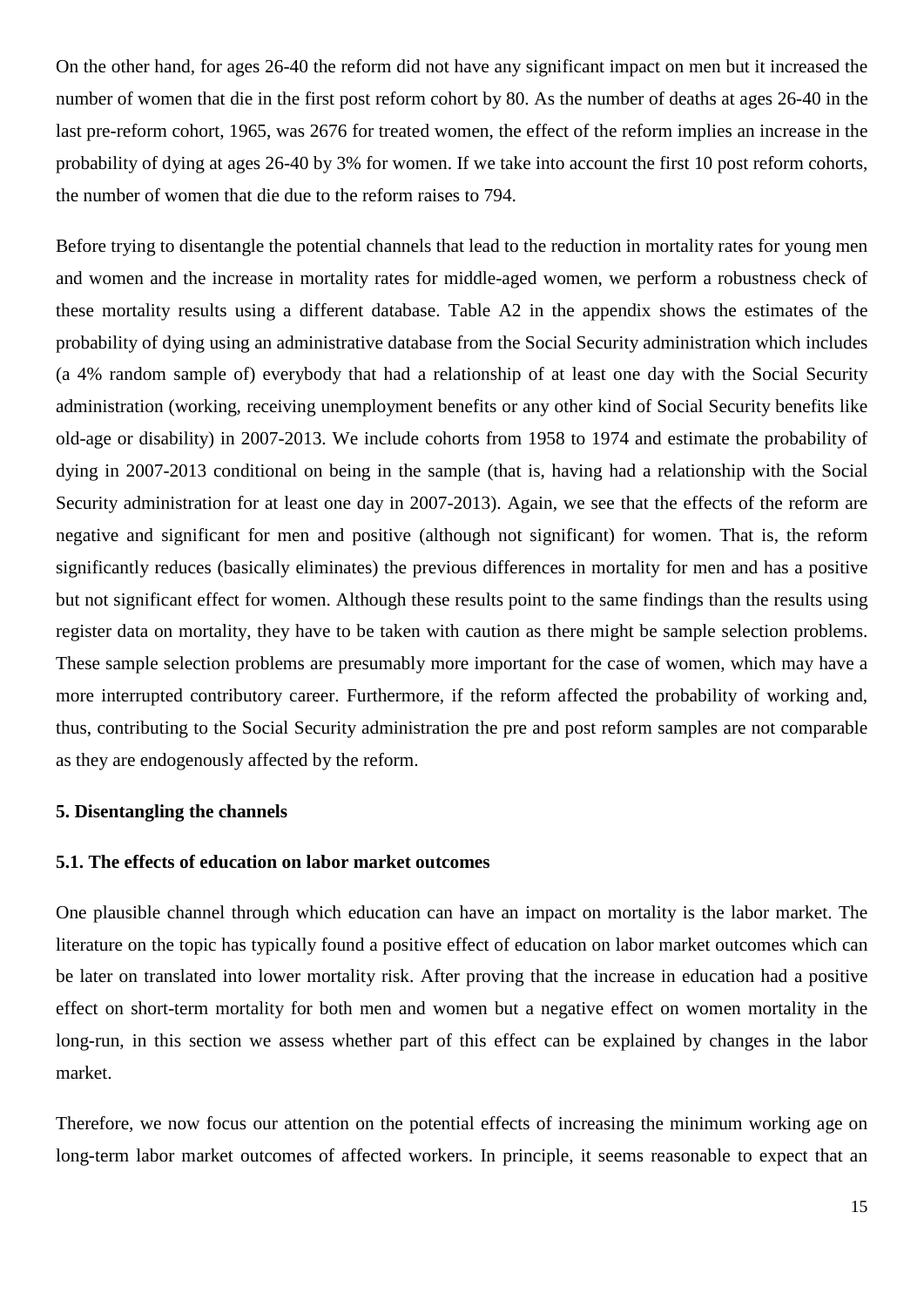On the other hand, for ages 26-40 the reform did not have any significant impact on men but it increased the number of women that die in the first post reform cohort by 80. As the number of deaths at ages 26-40 in the last pre-reform cohort, 1965, was 2676 for treated women, the effect of the reform implies an increase in the probability of dying at ages 26-40 by 3% for women. If we take into account the first 10 post reform cohorts, the number of women that die due to the reform raises to 794.

Before trying to disentangle the potential channels that lead to the reduction in mortality rates for young men and women and the increase in mortality rates for middle-aged women, we perform a robustness check of these mortality results using a different database. Table A2 in the appendix shows the estimates of the probability of dying using an administrative database from the Social Security administration which includes (a 4% random sample of) everybody that had a relationship of at least one day with the Social Security administration (working, receiving unemployment benefits or any other kind of Social Security benefits like old-age or disability) in 2007-2013. We include cohorts from 1958 to 1974 and estimate the probability of dying in 2007-2013 conditional on being in the sample (that is, having had a relationship with the Social Security administration for at least one day in 2007-2013). Again, we see that the effects of the reform are negative and significant for men and positive (although not significant) for women. That is, the reform significantly reduces (basically eliminates) the previous differences in mortality for men and has a positive but not significant effect for women. Although these results point to the same findings than the results using register data on mortality, they have to be taken with caution as there might be sample selection problems. These sample selection problems are presumably more important for the case of women, which may have a more interrupted contributory career. Furthermore, if the reform affected the probability of working and, thus, contributing to the Social Security administration the pre and post reform samples are not comparable as they are endogenously affected by the reform.

## 5. Disentangling the channels

### 5.1. The effects of education on labor market outcomes

One plausible channel through which education can have an impact on mortality is the labor market. The literature on the topic has typically found a positive effect of education on labor market outcomes which can be later on translated into lower mortality risk. After proving that the increase in education had a positive effect on short-term mortality for both men and women but a negative effect on women mortality in the long-run, in this section we assess whether part of this effect can be explained by changes in the labor market.

Therefore, we now focus our attention on the potential effects of increasing the minimum working age on long-term labor market outcomes of affected workers. In principle, it seems reasonable to expect that an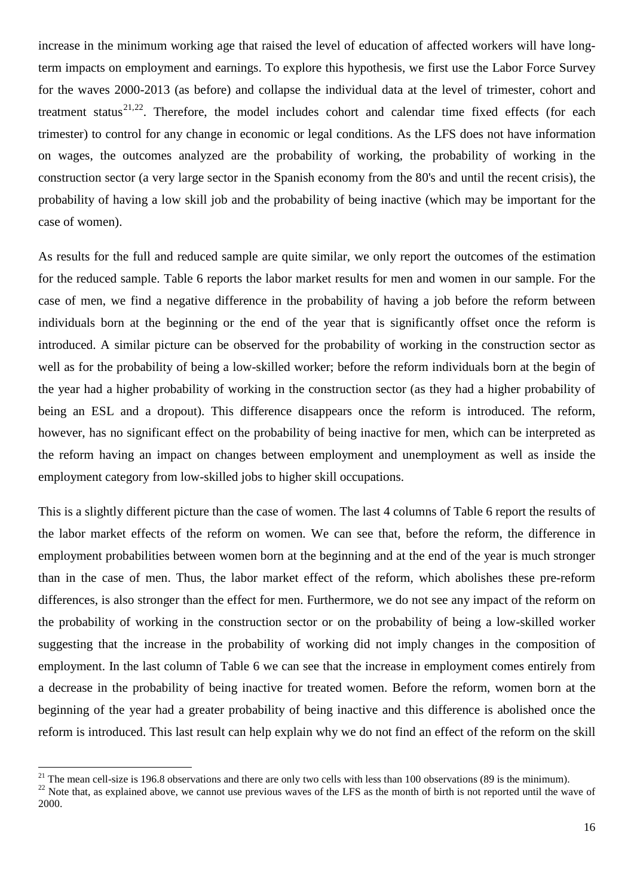increase in the minimum working age that raised the level of education of affected workers will have long-term impacts on employment and earnings. To explore this hypothesis, we first use the Labor Force Survey for the waves 2000-2013 (as before) and collapse the individual data at the level of trimester, cohort and treatment status[21,22]. Therefore, the model includes cohort and calendar time fixed effects (for each trimester) to control for any change in economic or legal conditions. As the LFS does not have information on wages, the outcomes analyzed are the probability of working, the probability of working in the construction sector (a very large sector in the Spanish economy from the 80's and until the recent crisis), the probability of having a low skill job and the probability of being inactive (which may be important for the case of women).

As results for the full and reduced sample are quite similar, we only report the outcomes of the estimation for the reduced sample. Table 6 reports the labor market results for men and women in our sample. For the case of men, we find a negative difference in the probability of having a job before the reform between individuals born at the beginning or the end of the year that is significantly offset once the reform is introduced. A similar picture can be observed for the probability of working in the construction sector as well as for the probability of being a low-skilled worker; before the reform individuals born at the begin of the year had a higher probability of working in the construction sector (as they had a higher probability of being an ESL and a dropout). This difference disappears once the reform is introduced. The reform, however, has no significant effect on the probability of being inactive for men, which can be interpreted as the reform having an impact on changes between employment and unemployment as well as inside the employment category from low-skilled jobs to higher skill occupations.

This is a slightly different picture than the case of women. The last 4 columns of Table 6 report the results of the labor market effects of the reform on women. We can see that, before the reform, the difference in employment probabilities between women born at the beginning and at the end of the year is much stronger than in the case of men. Thus, the labor market effect of the reform, which abolishes these pre-reform differences, is also stronger than the effect for men. Furthermore, we do not see any impact of the reform on the probability of working in the construction sector or on the probability of being a low-skilled worker suggesting that the increase in the probability of working did not imply changes in the composition of employment. In the last column of Table 6 we can see that the increase in employment comes entirely from a decrease in the probability of being inactive for treated women. Before the reform, women born at the beginning of the year had a greater probability of being inactive and this difference is abolished once the reform is introduced. This last result can help explain why we do not find an effect of the reform on the skill

[21] The mean cell-size is 196.8 observations and there are only two cells with less than 100 observations (89 is the minimum).

[22] Note that, as explained above, we cannot use previous waves of the LFS as the month of birth is not reported until the wave of 2000.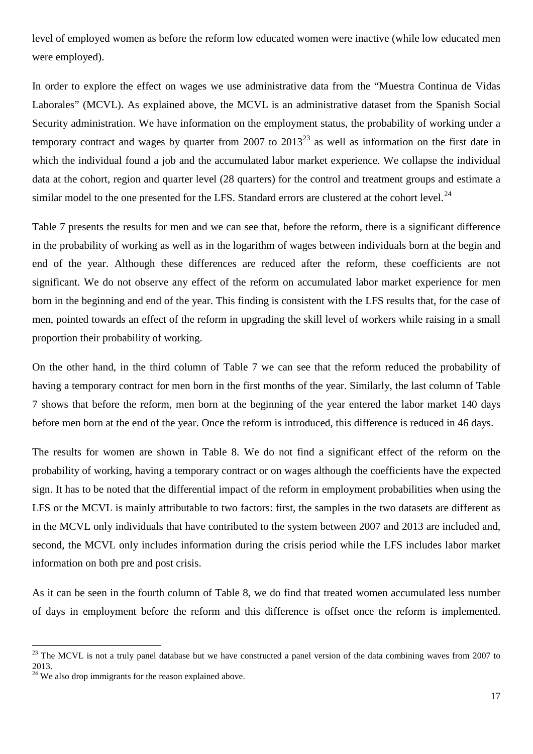level of employed women as before the reform low educated women were inactive (while low educated men were employed).

In order to explore the effect on wages we use administrative data from the "Muestra Continua de Vidas Laborales" (MCVL). As explained above, the MCVL is an administrative dataset from the Spanish Social Security administration. We have information on the employment status, the probability of working under a temporary contract and wages by quarter from 2007 to 2013[23] as well as information on the first date in which the individual found a job and the accumulated labor market experience. We collapse the individual data at the cohort, region and quarter level (28 quarters) for the control and treatment groups and estimate a similar model to the one presented for the LFS. Standard errors are clustered at the cohort level.[24]

Table 7 presents the results for men and we can see that, before the reform, there is a significant difference in the probability of working as well as in the logarithm of wages between individuals born at the begin and end of the year. Although these differences are reduced after the reform, these coefficients are not significant. We do not observe any effect of the reform on accumulated labor market experience for men born in the beginning and end of the year. This finding is consistent with the LFS results that, for the case of men, pointed towards an effect of the reform in upgrading the skill level of workers while raising in a small proportion their probability of working.

On the other hand, in the third column of Table 7 we can see that the reform reduced the probability of having a temporary contract for men born in the first months of the year. Similarly, the last column of Table 7 shows that before the reform, men born at the beginning of the year entered the labor market 140 days before men born at the end of the year. Once the reform is introduced, this difference is reduced in 46 days.

The results for women are shown in Table 8. We do not find a significant effect of the reform on the probability of working, having a temporary contract or on wages although the coefficients have the expected sign. It has to be noted that the differential impact of the reform in employment probabilities when using the LFS or the MCVL is mainly attributable to two factors: first, the samples in the two datasets are different as in the MCVL only individuals that have contributed to the system between 2007 and 2013 are included and, second, the MCVL only includes information during the crisis period while the LFS includes labor market information on both pre and post crisis.

As it can be seen in the fourth column of Table 8, we do find that treated women accumulated less number of days in employment before the reform and this difference is offset once the reform is implemented.

[23] The MCVL is not a truly panel database but we have constructed a panel version of the data combining waves from 2007 to 2013.

[24] We also drop immigrants for the reason explained above.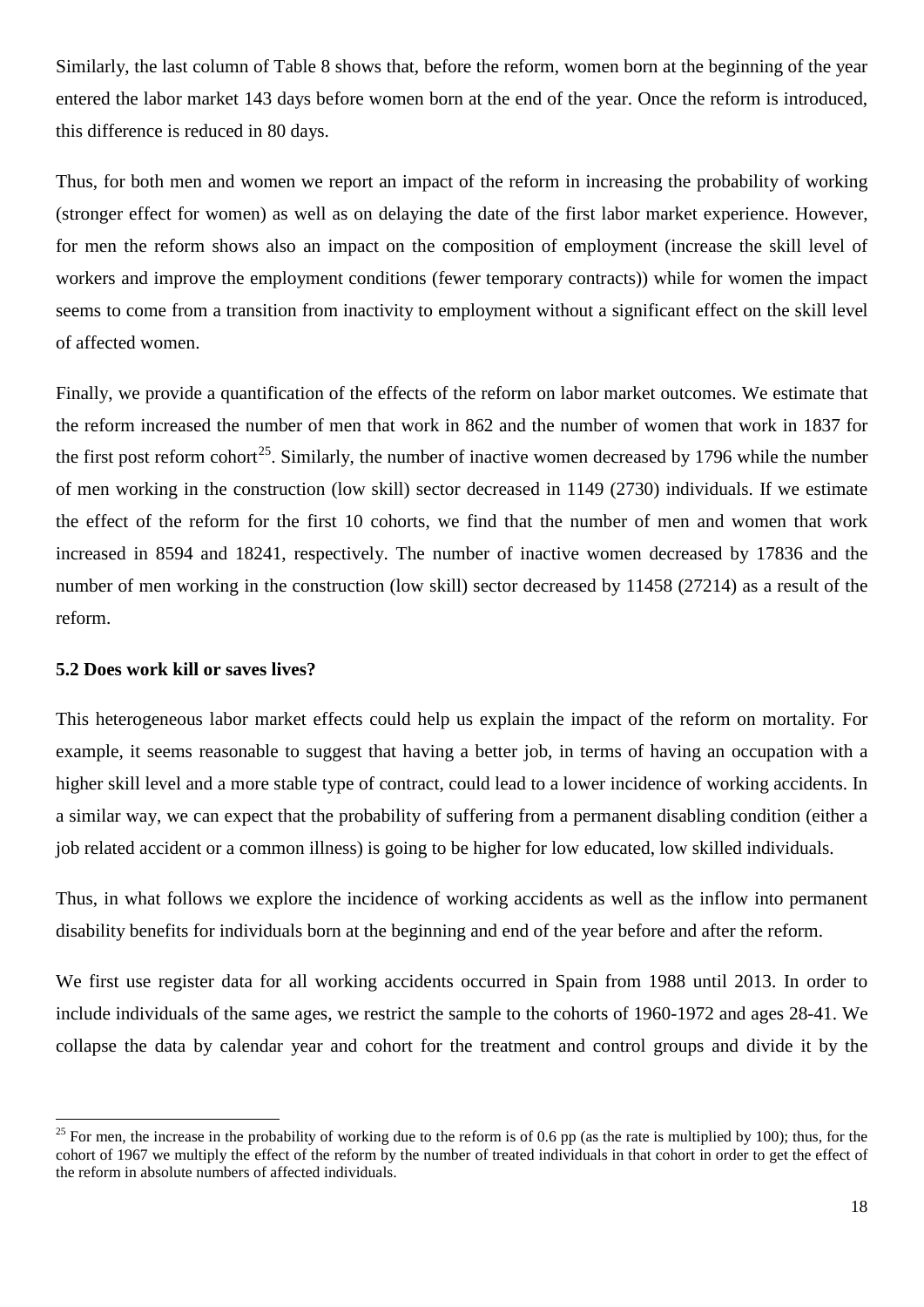Similarly, the last column of Table 8 shows that, before the reform, women born at the beginning of the year entered the labor market 143 days before women born at the end of the year. Once the reform is introduced, this difference is reduced in 80 days.

Thus, for both men and women we report an impact of the reform in increasing the probability of working (stronger effect for women) as well as on delaying the date of the first labor market experience. However, for men the reform shows also an impact on the composition of employment (increase the skill level of workers and improve the employment conditions (fewer temporary contracts)) while for women the impact seems to come from a transition from inactivity to employment without a significant effect on the skill level of affected women.

Finally, we provide a quantification of the effects of the reform on labor market outcomes. We estimate that the reform increased the number of men that work in 862 and the number of women that work in 1837 for the first post reform cohort[25]. Similarly, the number of inactive women decreased by 1796 while the number of men working in the construction (low skill) sector decreased in 1149 (2730) individuals. If we estimate the effect of the reform for the first 10 cohorts, we find that the number of men and women that work increased in 8594 and 18241, respectively. The number of inactive women decreased by 17836 and the number of men working in the construction (low skill) sector decreased by 11458 (27214) as a result of the reform.

### 5.2 Does work kill or saves lives?

This heterogeneous labor market effects could help us explain the impact of the reform on mortality. For example, it seems reasonable to suggest that having a better job, in terms of having an occupation with a higher skill level and a more stable type of contract, could lead to a lower incidence of working accidents. In a similar way, we can expect that the probability of suffering from a permanent disabling condition (either a job related accident or a common illness) is going to be higher for low educated, low skilled individuals.

Thus, in what follows we explore the incidence of working accidents as well as the inflow into permanent disability benefits for individuals born at the beginning and end of the year before and after the reform.

We first use register data for all working accidents occurred in Spain from 1988 until 2013. In order to include individuals of the same ages, we restrict the sample to the cohorts of 1960-1972 and ages 28-41. We collapse the data by calendar year and cohort for the treatment and control groups and divide it by the

[25] For men, the increase in the probability of working due to the reform is of 0.6 pp (as the rate is multiplied by 100); thus, for the cohort of 1967 we multiply the effect of the reform by the number of treated individuals in that cohort in order to get the effect of the reform in absolute numbers of affected individuals.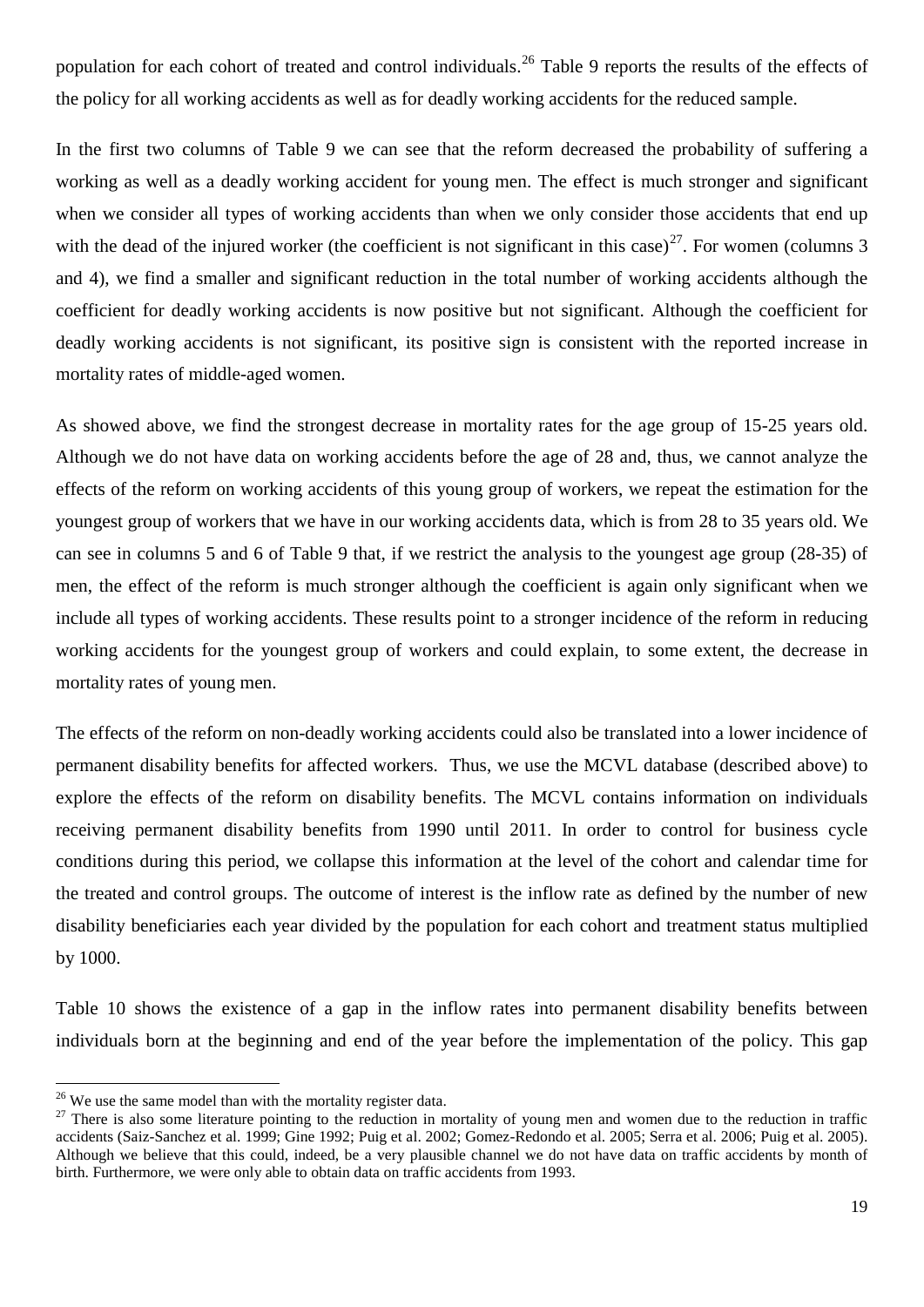population for each cohort of treated and control individuals.[26] Table 9 reports the results of the effects of the policy for all working accidents as well as for deadly working accidents for the reduced sample.

In the first two columns of Table 9 we can see that the reform decreased the probability of suffering a working as well as a deadly working accident for young men. The effect is much stronger and significant when we consider all types of working accidents than when we only consider those accidents that end up with the dead of the injured worker (the coefficient is not significant in this case)[27]. For women (columns 3 and 4), we find a smaller and significant reduction in the total number of working accidents although the coefficient for deadly working accidents is now positive but not significant. Although the coefficient for deadly working accidents is not significant, its positive sign is consistent with the reported increase in mortality rates of middle-aged women.

As showed above, we find the strongest decrease in mortality rates for the age group of 15-25 years old. Although we do not have data on working accidents before the age of 28 and, thus, we cannot analyze the effects of the reform on working accidents of this young group of workers, we repeat the estimation for the youngest group of workers that we have in our working accidents data, which is from 28 to 35 years old. We can see in columns 5 and 6 of Table 9 that, if we restrict the analysis to the youngest age group (28-35) of men, the effect of the reform is much stronger although the coefficient is again only significant when we include all types of working accidents. These results point to a stronger incidence of the reform in reducing working accidents for the youngest group of workers and could explain, to some extent, the decrease in mortality rates of young men.

The effects of the reform on non-deadly working accidents could also be translated into a lower incidence of permanent disability benefits for affected workers. Thus, we use the MCVL database (described above) to explore the effects of the reform on disability benefits. The MCVL contains information on individuals receiving permanent disability benefits from 1990 until 2011. In order to control for business cycle conditions during this period, we collapse this information at the level of the cohort and calendar time for the treated and control groups. The outcome of interest is the inflow rate as defined by the number of new disability beneficiaries each year divided by the population for each cohort and treatment status multiplied by 1000.

Table 10 shows the existence of a gap in the inflow rates into permanent disability benefits between individuals born at the beginning and end of the year before the implementation of the policy. This gap

[26] We use the same model than with the mortality register data.

[27] There is also some literature pointing to the reduction in mortality of young men and women due to the reduction in traffic accidents (Saiz-Sanchez et al. 1999; Gine 1992; Puig et al. 2002; Gomez-Redondo et al. 2005; Serra et al. 2006; Puig et al. 2005). Although we believe that this could, indeed, be a very plausible channel we do not have data on traffic accidents by month of birth. Furthermore, we were only able to obtain data on traffic accidents from 1993.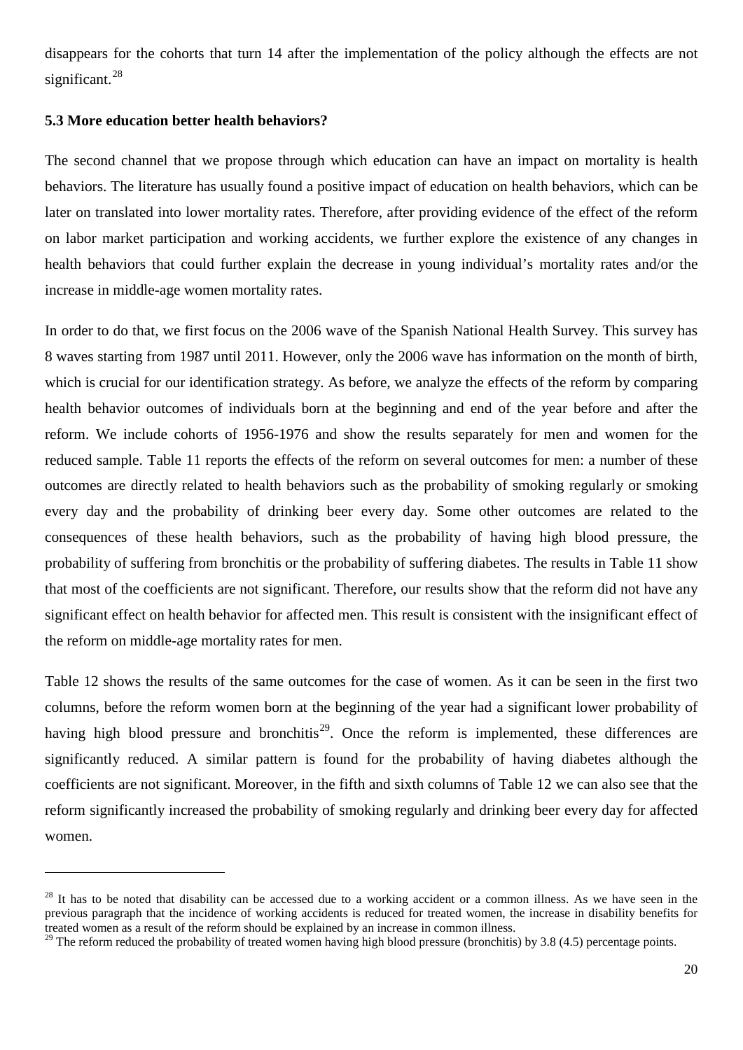disappears for the cohorts that turn 14 after the implementation of the policy although the effects are not significant.[28]

### 5.3 More education better health behaviors?

The second channel that we propose through which education can have an impact on mortality is health behaviors. The literature has usually found a positive impact of education on health behaviors, which can be later on translated into lower mortality rates. Therefore, after providing evidence of the effect of the reform on labor market participation and working accidents, we further explore the existence of any changes in health behaviors that could further explain the decrease in young individual's mortality rates and/or the increase in middle-age women mortality rates.

In order to do that, we first focus on the 2006 wave of the Spanish National Health Survey. This survey has 8 waves starting from 1987 until 2011. However, only the 2006 wave has information on the month of birth, which is crucial for our identification strategy. As before, we analyze the effects of the reform by comparing health behavior outcomes of individuals born at the beginning and end of the year before and after the reform. We include cohorts of 1956-1976 and show the results separately for men and women for the reduced sample. Table 11 reports the effects of the reform on several outcomes for men: a number of these outcomes are directly related to health behaviors such as the probability of smoking regularly or smoking every day and the probability of drinking beer every day. Some other outcomes are related to the consequences of these health behaviors, such as the probability of having high blood pressure, the probability of suffering from bronchitis or the probability of suffering diabetes. The results in Table 11 show that most of the coefficients are not significant. Therefore, our results show that the reform did not have any significant effect on health behavior for affected men. This result is consistent with the insignificant effect of the reform on middle-age mortality rates for men.

Table 12 shows the results of the same outcomes for the case of women. As it can be seen in the first two columns, before the reform women born at the beginning of the year had a significant lower probability of having high blood pressure and bronchitis[29]. Once the reform is implemented, these differences are significantly reduced. A similar pattern is found for the probability of having diabetes although the coefficients are not significant. Moreover, in the fifth and sixth columns of Table 12 we can also see that the reform significantly increased the probability of smoking regularly and drinking beer every day for affected women.

---

[28] It has to be noted that disability can be accessed due to a working accident or a common illness. As we have seen in the previous paragraph that the incidence of working accidents is reduced for treated women, the increase in disability benefits for treated women as a result of the reform should be explained by an increase in common illness.

[29] The reform reduced the probability of treated women having high blood pressure (bronchitis) by 3.8 (4.5) percentage points.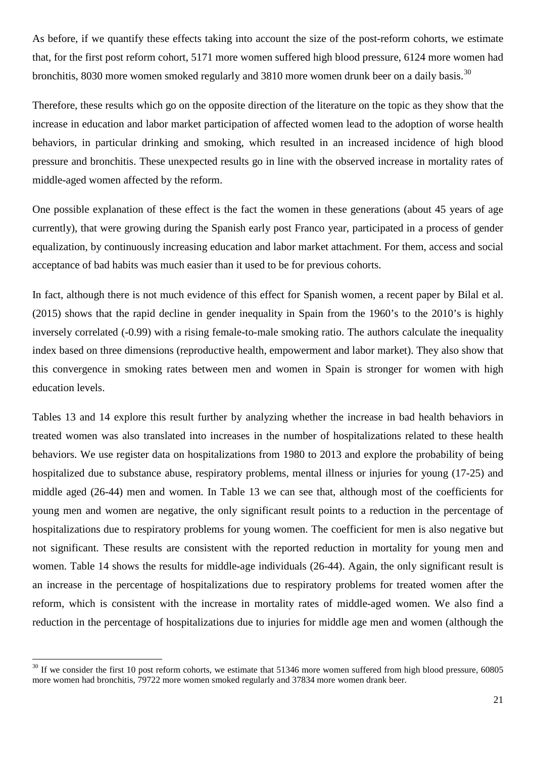As before, if we quantify these effects taking into account the size of the post-reform cohorts, we estimate that, for the first post reform cohort, 5171 more women suffered high blood pressure, 6124 more women had bronchitis, 8030 more women smoked regularly and 3810 more women drunk beer on a daily basis.[30]

Therefore, these results which go on the opposite direction of the literature on the topic as they show that the increase in education and labor market participation of affected women lead to the adoption of worse health behaviors, in particular drinking and smoking, which resulted in an increased incidence of high blood pressure and bronchitis. These unexpected results go in line with the observed increase in mortality rates of middle-aged women affected by the reform.

One possible explanation of these effect is the fact the women in these generations (about 45 years of age currently), that were growing during the Spanish early post Franco year, participated in a process of gender equalization, by continuously increasing education and labor market attachment. For them, access and social acceptance of bad habits was much easier than it used to be for previous cohorts.

In fact, although there is not much evidence of this effect for Spanish women, a recent paper by Bilal et al. (2015) shows that the rapid decline in gender inequality in Spain from the 1960's to the 2010's is highly inversely correlated (-0.99) with a rising female-to-male smoking ratio. The authors calculate the inequality index based on three dimensions (reproductive health, empowerment and labor market). They also show that this convergence in smoking rates between men and women in Spain is stronger for women with high education levels.

Tables 13 and 14 explore this result further by analyzing whether the increase in bad health behaviors in treated women was also translated into increases in the number of hospitalizations related to these health behaviors. We use register data on hospitalizations from 1980 to 2013 and explore the probability of being hospitalized due to substance abuse, respiratory problems, mental illness or injuries for young (17-25) and middle aged (26-44) men and women. In Table 13 we can see that, although most of the coefficients for young men and women are negative, the only significant result points to a reduction in the percentage of hospitalizations due to respiratory problems for young women. The coefficient for men is also negative but not significant. These results are consistent with the reported reduction in mortality for young men and women. Table 14 shows the results for middle-age individuals (26-44). Again, the only significant result is an increase in the percentage of hospitalizations due to respiratory problems for treated women after the reform, which is consistent with the increase in mortality rates of middle-aged women. We also find a reduction in the percentage of hospitalizations due to injuries for middle age men and women (although the

[30] If we consider the first 10 post reform cohorts, we estimate that 51346 more women suffered from high blood pressure, 60805 more women had bronchitis, 79722 more women smoked regularly and 37834 more women drank beer.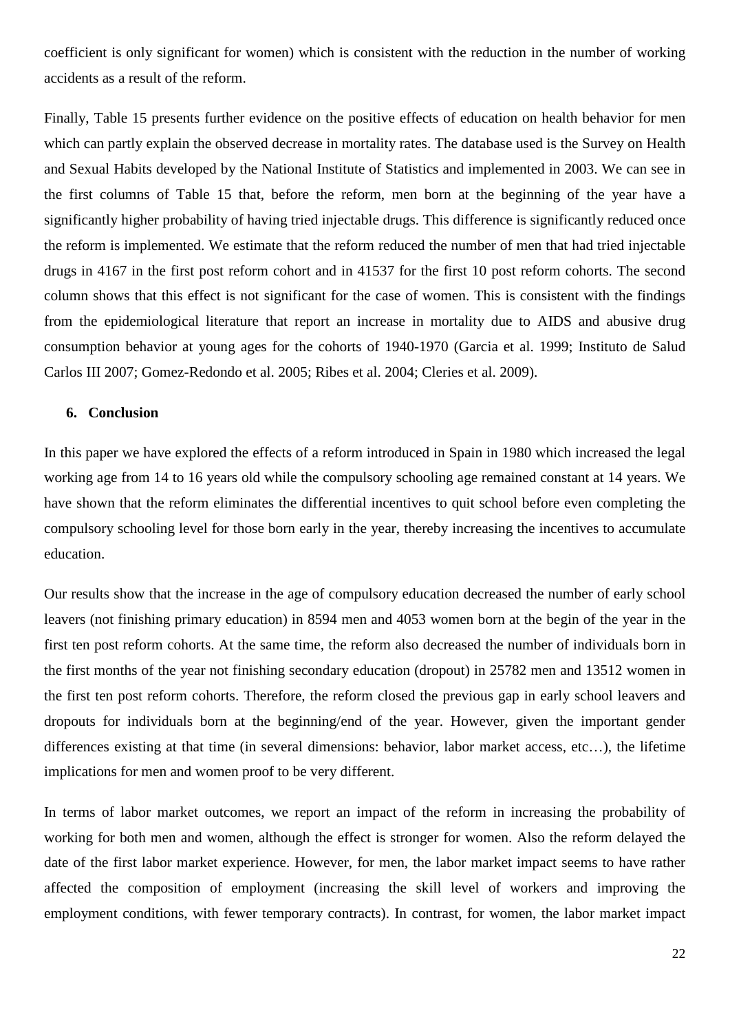coefficient is only significant for women) which is consistent with the reduction in the number of working accidents as a result of the reform.

Finally, Table 15 presents further evidence on the positive effects of education on health behavior for men which can partly explain the observed decrease in mortality rates. The database used is the Survey on Health and Sexual Habits developed by the National Institute of Statistics and implemented in 2003. We can see in the first columns of Table 15 that, before the reform, men born at the beginning of the year have a significantly higher probability of having tried injectable drugs. This difference is significantly reduced once the reform is implemented. We estimate that the reform reduced the number of men that had tried injectable drugs in 4167 in the first post reform cohort and in 41537 for the first 10 post reform cohorts. The second column shows that this effect is not significant for the case of women. This is consistent with the findings from the epidemiological literature that report an increase in mortality due to AIDS and abusive drug consumption behavior at young ages for the cohorts of 1940-1970 (Garcia et al. 1999; Instituto de Salud Carlos III 2007; Gomez-Redondo et al. 2005; Ribes et al. 2004; Cleries et al. 2009).

## 6. Conclusion

In this paper we have explored the effects of a reform introduced in Spain in 1980 which increased the legal working age from 14 to 16 years old while the compulsory schooling age remained constant at 14 years. We have shown that the reform eliminates the differential incentives to quit school before even completing the compulsory schooling level for those born early in the year, thereby increasing the incentives to accumulate education.

Our results show that the increase in the age of compulsory education decreased the number of early school leavers (not finishing primary education) in 8594 men and 4053 women born at the begin of the year in the first ten post reform cohorts. At the same time, the reform also decreased the number of individuals born in the first months of the year not finishing secondary education (dropout) in 25782 men and 13512 women in the first ten post reform cohorts. Therefore, the reform closed the previous gap in early school leavers and dropouts for individuals born at the beginning/end of the year. However, given the important gender differences existing at that time (in several dimensions: behavior, labor market access, etc…), the lifetime implications for men and women proof to be very different.

In terms of labor market outcomes, we report an impact of the reform in increasing the probability of working for both men and women, although the effect is stronger for women. Also the reform delayed the date of the first labor market experience. However, for men, the labor market impact seems to have rather affected the composition of employment (increasing the skill level of workers and improving the employment conditions, with fewer temporary contracts). In contrast, for women, the labor market impact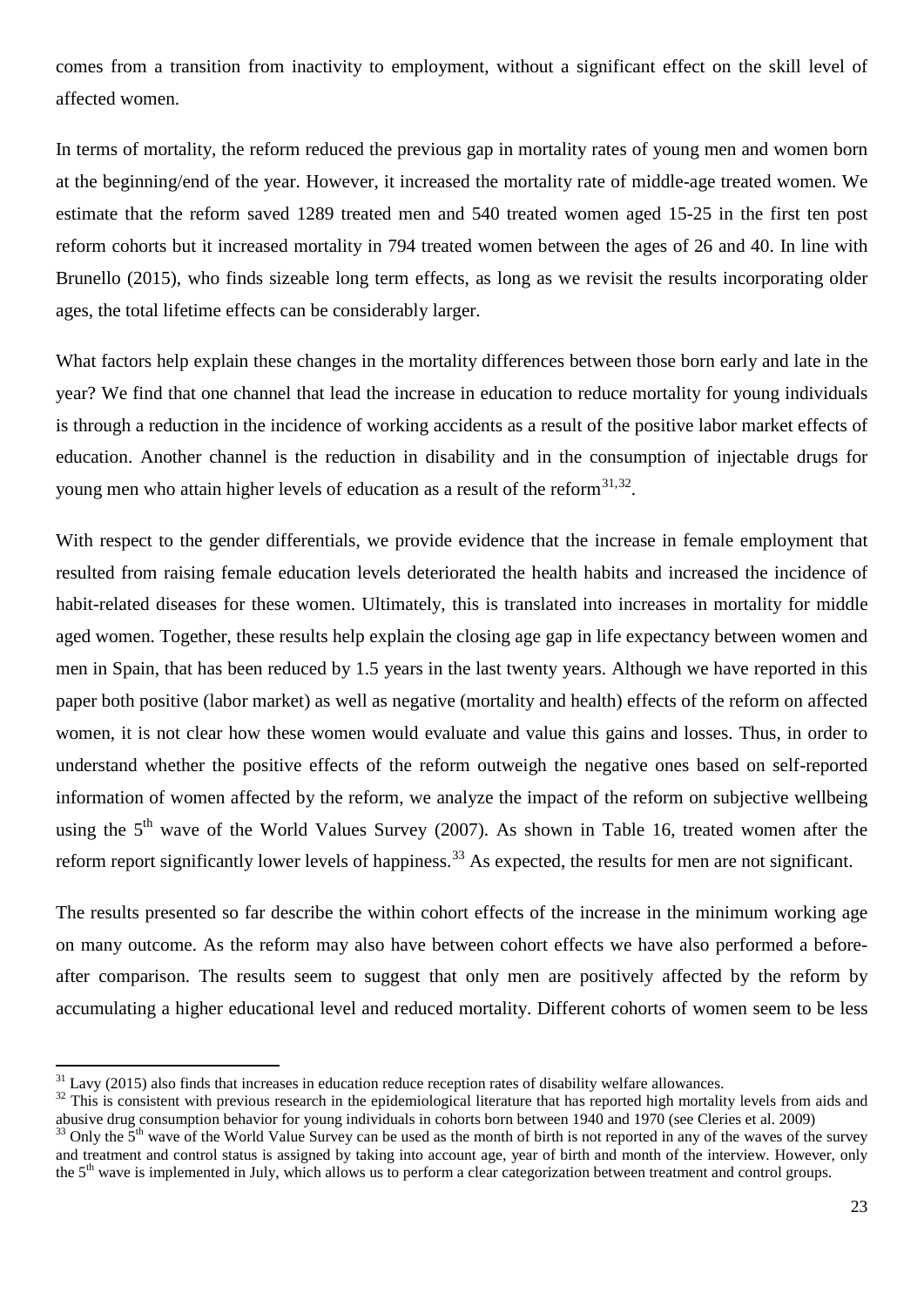comes from a transition from inactivity to employment, without a significant effect on the skill level of affected women.

In terms of mortality, the reform reduced the previous gap in mortality rates of young men and women born at the beginning/end of the year. However, it increased the mortality rate of middle-age treated women. We estimate that the reform saved 1289 treated men and 540 treated women aged 15-25 in the first ten post reform cohorts but it increased mortality in 794 treated women between the ages of 26 and 40. In line with Brunello (2015), who finds sizeable long term effects, as long as we revisit the results incorporating older ages, the total lifetime effects can be considerably larger.

What factors help explain these changes in the mortality differences between those born early and late in the year? We find that one channel that lead the increase in education to reduce mortality for young individuals is through a reduction in the incidence of working accidents as a result of the positive labor market effects of education. Another channel is the reduction in disability and in the consumption of injectable drugs for young men who attain higher levels of education as a result of the reform[31,32].

With respect to the gender differentials, we provide evidence that the increase in female employment that resulted from raising female education levels deteriorated the health habits and increased the incidence of habit-related diseases for these women. Ultimately, this is translated into increases in mortality for middle aged women. Together, these results help explain the closing age gap in life expectancy between women and men in Spain, that has been reduced by 1.5 years in the last twenty years. Although we have reported in this paper both positive (labor market) as well as negative (mortality and health) effects of the reform on affected women, it is not clear how these women would evaluate and value this gains and losses. Thus, in order to understand whether the positive effects of the reform outweigh the negative ones based on self-reported information of women affected by the reform, we analyze the impact of the reform on subjective wellbeing using the 5th wave of the World Values Survey (2007). As shown in Table 16, treated women after the reform report significantly lower levels of happiness.[33] As expected, the results for men are not significant.

The results presented so far describe the within cohort effects of the increase in the minimum working age on many outcome. As the reform may also have between cohort effects we have also performed a before-after comparison. The results seem to suggest that only men are positively affected by the reform by accumulating a higher educational level and reduced mortality. Different cohorts of women seem to be less

[31] Lavy (2015) also finds that increases in education reduce reception rates of disability welfare allowances.

[32] This is consistent with previous research in the epidemiological literature that has reported high mortality levels from aids and abusive drug consumption behavior for young individuals in cohorts born between 1940 and 1970 (see Cleries et al. 2009)

[33] Only the 5th wave of the World Value Survey can be used as the month of birth is not reported in any of the waves of the survey and treatment and control status is assigned by taking into account age, year of birth and month of the interview. However, only the 5th wave is implemented in July, which allows us to perform a clear categorization between treatment and control groups.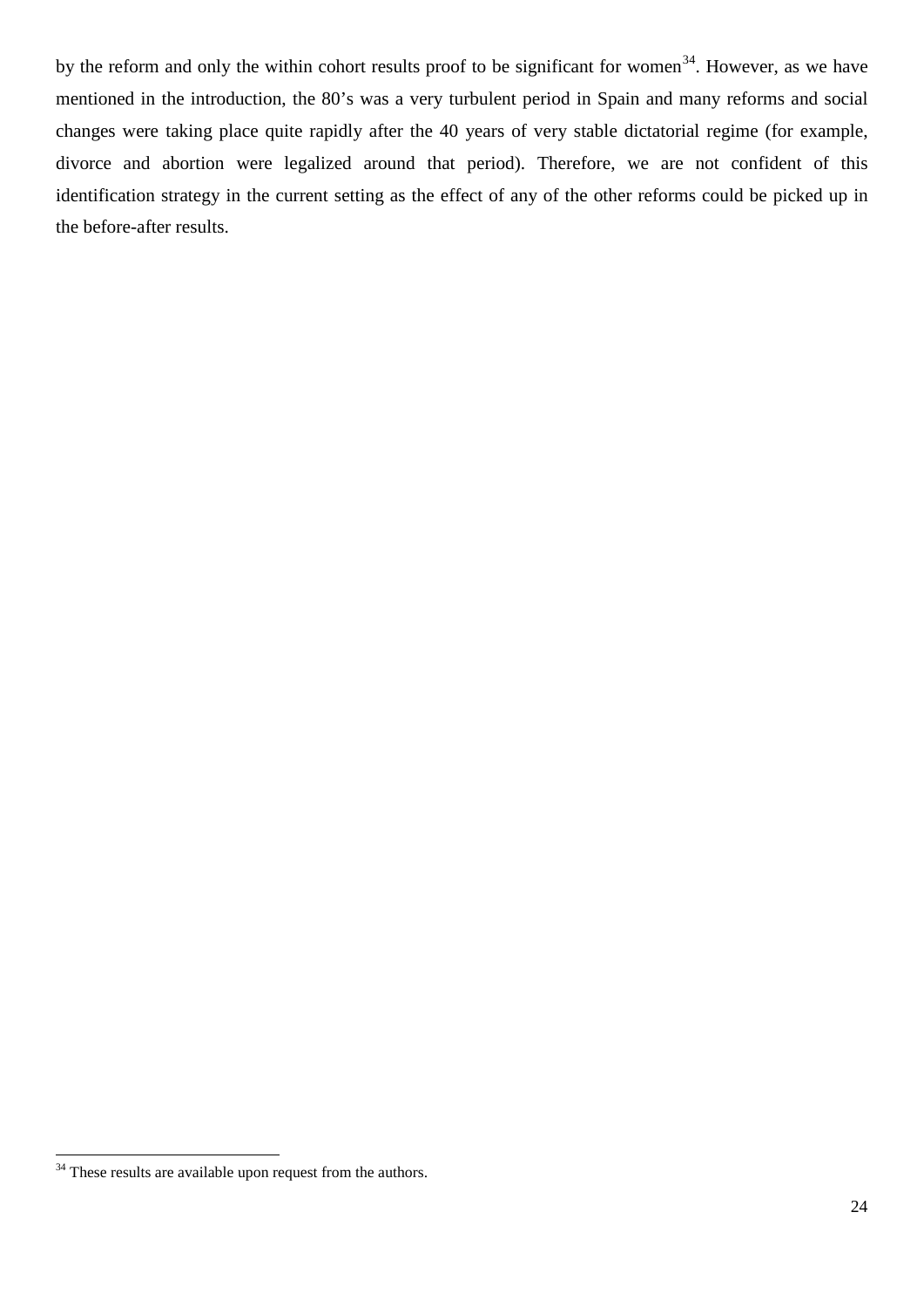by the reform and only the within cohort results proof to be significant for women[34]. However, as we have mentioned in the introduction, the 80's was a very turbulent period in Spain and many reforms and social changes were taking place quite rapidly after the 40 years of very stable dictatorial regime (for example, divorce and abortion were legalized around that period). Therefore, we are not confident of this identification strategy in the current setting as the effect of any of the other reforms could be picked up in the before-after results.

[34] These results are available upon request from the authors.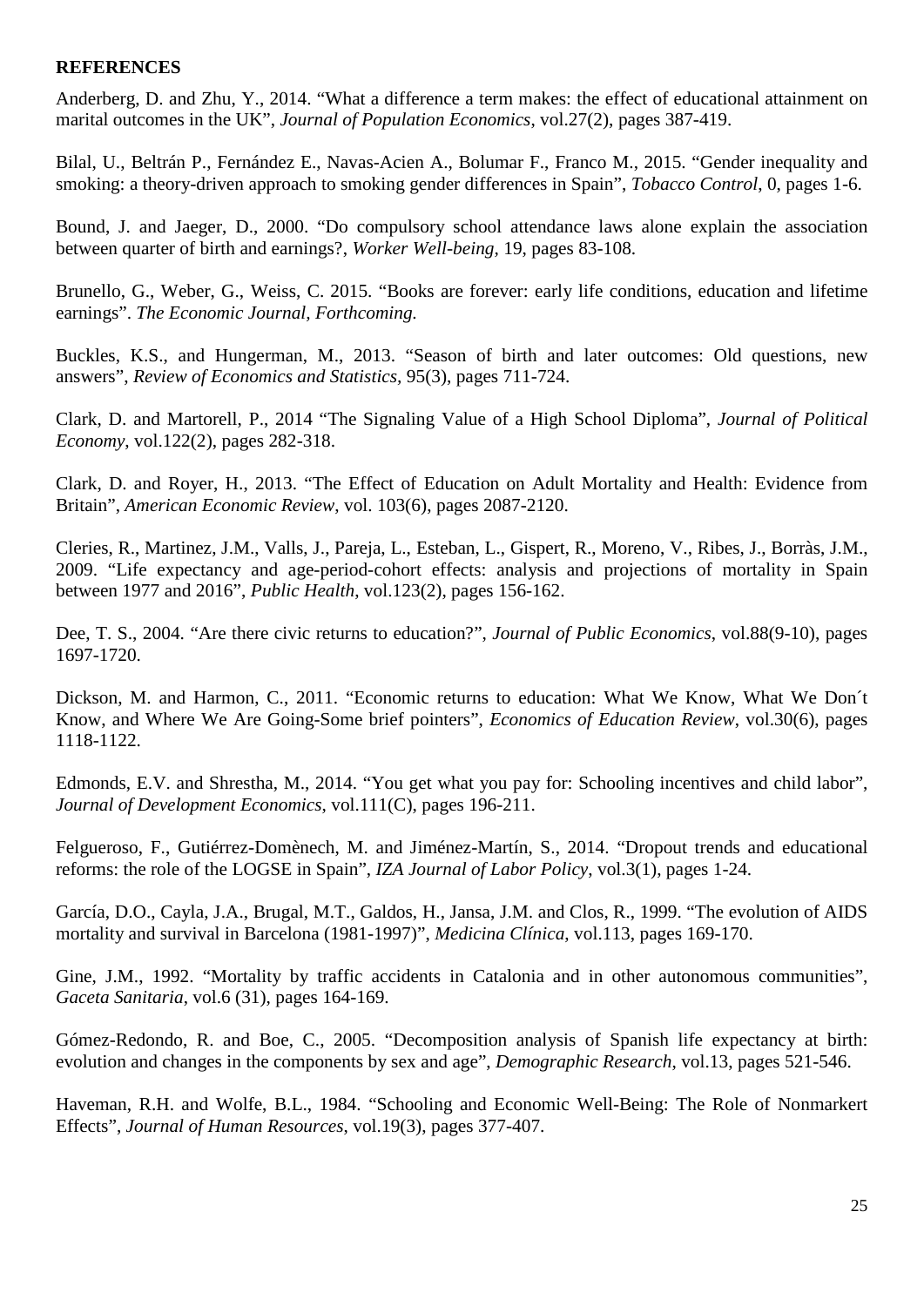**REFERENCES**

Anderberg, D. and Zhu, Y., 2014. "What a difference a term makes: the effect of educational attainment on marital outcomes in the UK", *Journal of Population Economics*, vol.27(2), pages 387-419.

Bilal, U., Beltrán P., Fernández E., Navas-Acien A., Bolumar F., Franco M., 2015. "Gender inequality and smoking: a theory-driven approach to smoking gender differences in Spain", *Tobacco Control*, 0, pages 1-6.

Bound, J. and Jaeger, D., 2000. "Do compulsory school attendance laws alone explain the association between quarter of birth and earnings?, *Worker Well-being*, 19, pages 83-108.

Brunello, G., Weber, G., Weiss, C. 2015. "Books are forever: early life conditions, education and lifetime earnings". *The Economic Journal, Forthcoming.*

Buckles, K.S., and Hungerman, M., 2013. "Season of birth and later outcomes: Old questions, new answers", *Review of Economics and Statistics*, 95(3), pages 711-724.

Clark, D. and Martorell, P., 2014 "The Signaling Value of a High School Diploma", *Journal of Political Economy*, vol.122(2), pages 282-318.

Clark, D. and Royer, H., 2013. "The Effect of Education on Adult Mortality and Health: Evidence from Britain", *American Economic Review*, vol. 103(6), pages 2087-2120.

Cleries, R., Martinez, J.M., Valls, J., Pareja, L., Esteban, L., Gispert, R., Moreno, V., Ribes, J., Borràs, J.M., 2009. "Life expectancy and age-period-cohort effects: analysis and projections of mortality in Spain between 1977 and 2016", *Public Health*, vol.123(2), pages 156-162.

Dee, T. S., 2004. "Are there civic returns to education?", *Journal of Public Economics*, vol.88(9-10), pages 1697-1720.

Dickson, M. and Harmon, C., 2011. "Economic returns to education: What We Know, What We Don´t Know, and Where We Are Going-Some brief pointers", *Economics of Education Review*, vol.30(6), pages 1118-1122.

Edmonds, E.V. and Shrestha, M., 2014. "You get what you pay for: Schooling incentives and child labor", *Journal of Development Economics*, vol.111(C), pages 196-211.

Felgueroso, F., Gutiérrez-Domènech, M. and Jiménez-Martín, S., 2014. "Dropout trends and educational reforms: the role of the LOGSE in Spain", *IZA Journal of Labor Policy*, vol.3(1), pages 1-24.

García, D.O., Cayla, J.A., Brugal, M.T., Galdos, H., Jansa, J.M. and Clos, R., 1999. "The evolution of AIDS mortality and survival in Barcelona (1981-1997)", *Medicina Clínica*, vol.113, pages 169-170.

Gine, J.M., 1992. "Mortality by traffic accidents in Catalonia and in other autonomous communities", *Gaceta Sanitaria*, vol.6 (31), pages 164-169.

Gómez-Redondo, R. and Boe, C., 2005. "Decomposition analysis of Spanish life expectancy at birth: evolution and changes in the components by sex and age", *Demographic Research*, vol.13, pages 521-546.

Haveman, R.H. and Wolfe, B.L., 1984. "Schooling and Economic Well-Being: The Role of Nonmarkert Effects", *Journal of Human Resources*, vol.19(3), pages 377-407.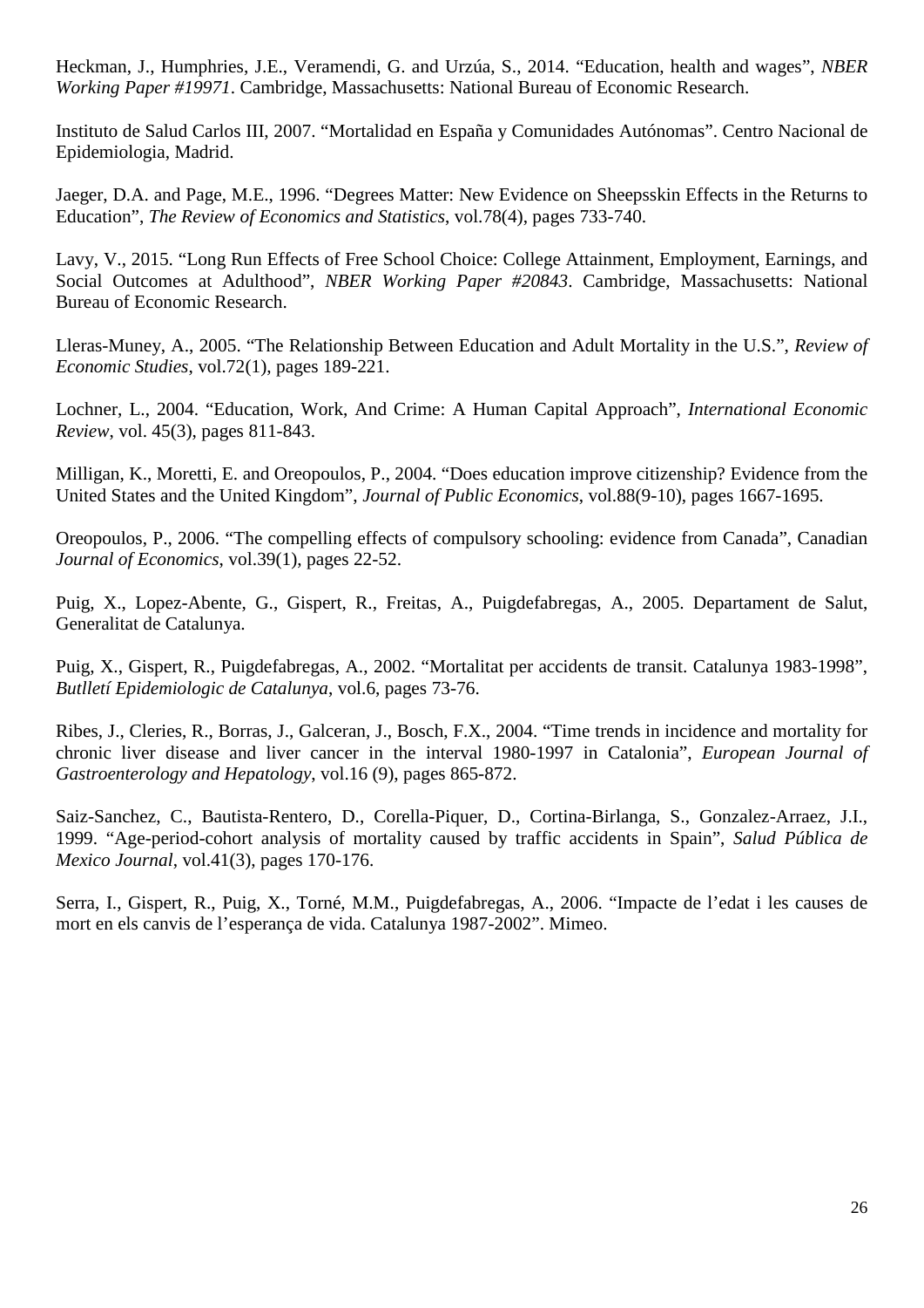Heckman, J., Humphries, J.E., Veramendi, G. and Urzúa, S., 2014. "Education, health and wages", *NBER Working Paper #19971*. Cambridge, Massachusetts: National Bureau of Economic Research.

Instituto de Salud Carlos III, 2007. "Mortalidad en España y Comunidades Autónomas". Centro Nacional de Epidemiologia, Madrid.

Jaeger, D.A. and Page, M.E., 1996. "Degrees Matter: New Evidence on Sheepsskin Effects in the Returns to Education", *The Review of Economics and Statistics*, vol.78(4), pages 733-740.

Lavy, V., 2015. "Long Run Effects of Free School Choice: College Attainment, Employment, Earnings, and Social Outcomes at Adulthood", *NBER Working Paper #20843*. Cambridge, Massachusetts: National Bureau of Economic Research.

Lleras-Muney, A., 2005. "The Relationship Between Education and Adult Mortality in the U.S.", *Review of Economic Studies*, vol.72(1), pages 189-221.

Lochner, L., 2004. "Education, Work, And Crime: A Human Capital Approach", *International Economic Review*, vol. 45(3), pages 811-843.

Milligan, K., Moretti, E. and Oreopoulos, P., 2004. "Does education improve citizenship? Evidence from the United States and the United Kingdom", *Journal of Public Economics*, vol.88(9-10), pages 1667-1695.

Oreopoulos, P., 2006. "The compelling effects of compulsory schooling: evidence from Canada", Canadian *Journal of Economics*, vol.39(1), pages 22-52.

Puig, X., Lopez-Abente, G., Gispert, R., Freitas, A., Puigdefabregas, A., 2005. Departament de Salut, Generalitat de Catalunya.

Puig, X., Gispert, R., Puigdefabregas, A., 2002. "Mortalitat per accidents de transit. Catalunya 1983-1998", *Butlletí Epidemiologic de Catalunya*, vol.6, pages 73-76.

Ribes, J., Cleries, R., Borras, J., Galceran, J., Bosch, F.X., 2004. "Time trends in incidence and mortality for chronic liver disease and liver cancer in the interval 1980-1997 in Catalonia", *European Journal of Gastroenterology and Hepatology*, vol.16 (9), pages 865-872.

Saiz-Sanchez, C., Bautista-Rentero, D., Corella-Piquer, D., Cortina-Birlanga, S., Gonzalez-Arraez, J.I., 1999. "Age-period-cohort analysis of mortality caused by traffic accidents in Spain", *Salud Pública de Mexico Journal*, vol.41(3), pages 170-176.

Serra, I., Gispert, R., Puig, X., Torné, M.M., Puigdefabregas, A., 2006. "Impacte de l'edat i les causes de mort en els canvis de l'esperança de vida. Catalunya 1987-2002". Mimeo.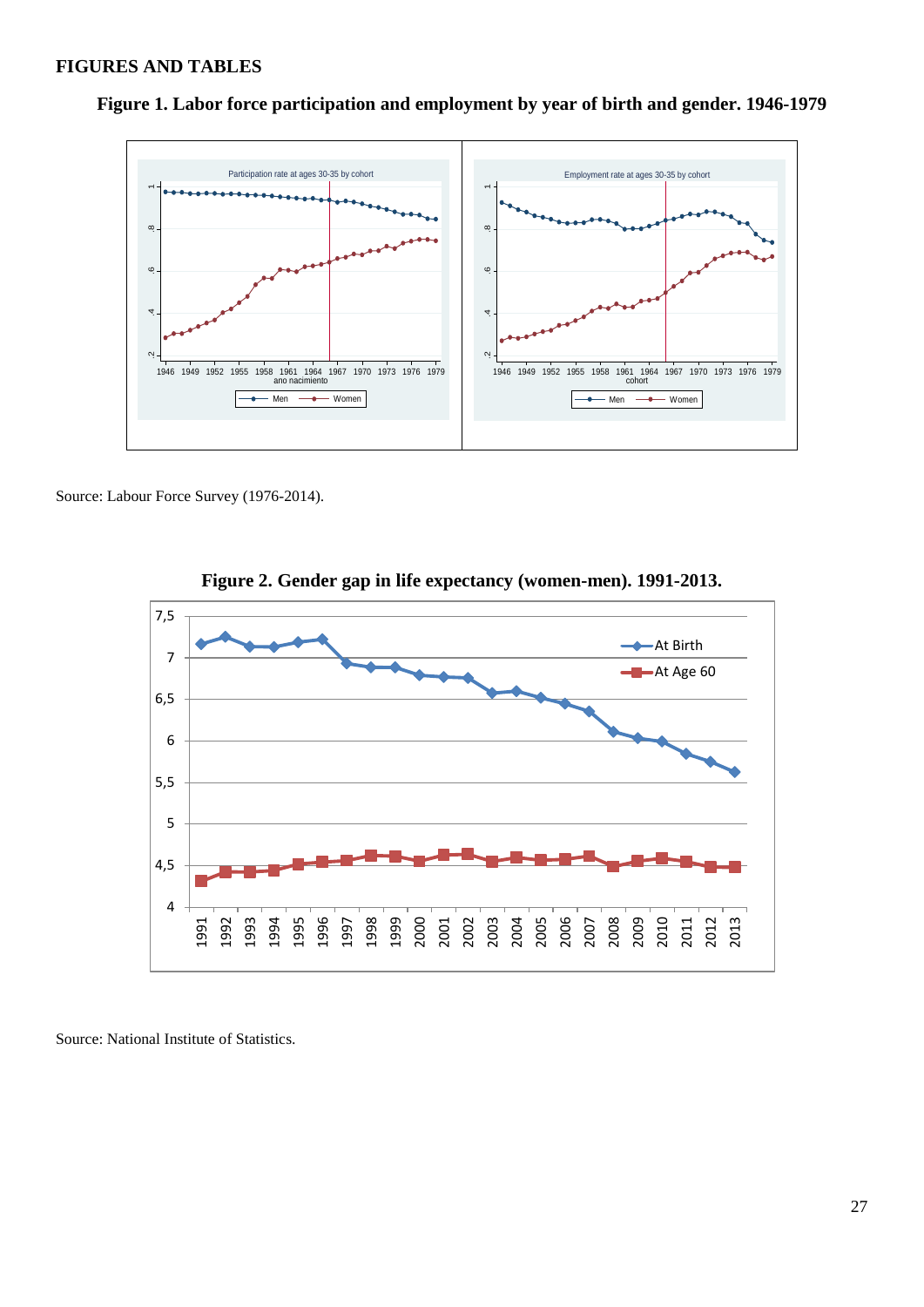## FIGURES AND TABLES

**Figure 1. Labor force participation and employment by year of birth and gender. 1946-1979**

Source: Labour Force Survey (1976-2014).

**Figure 2. Gender gap in life expectancy (women-men). 1991-2013.**

Source: National Institute of Statistics.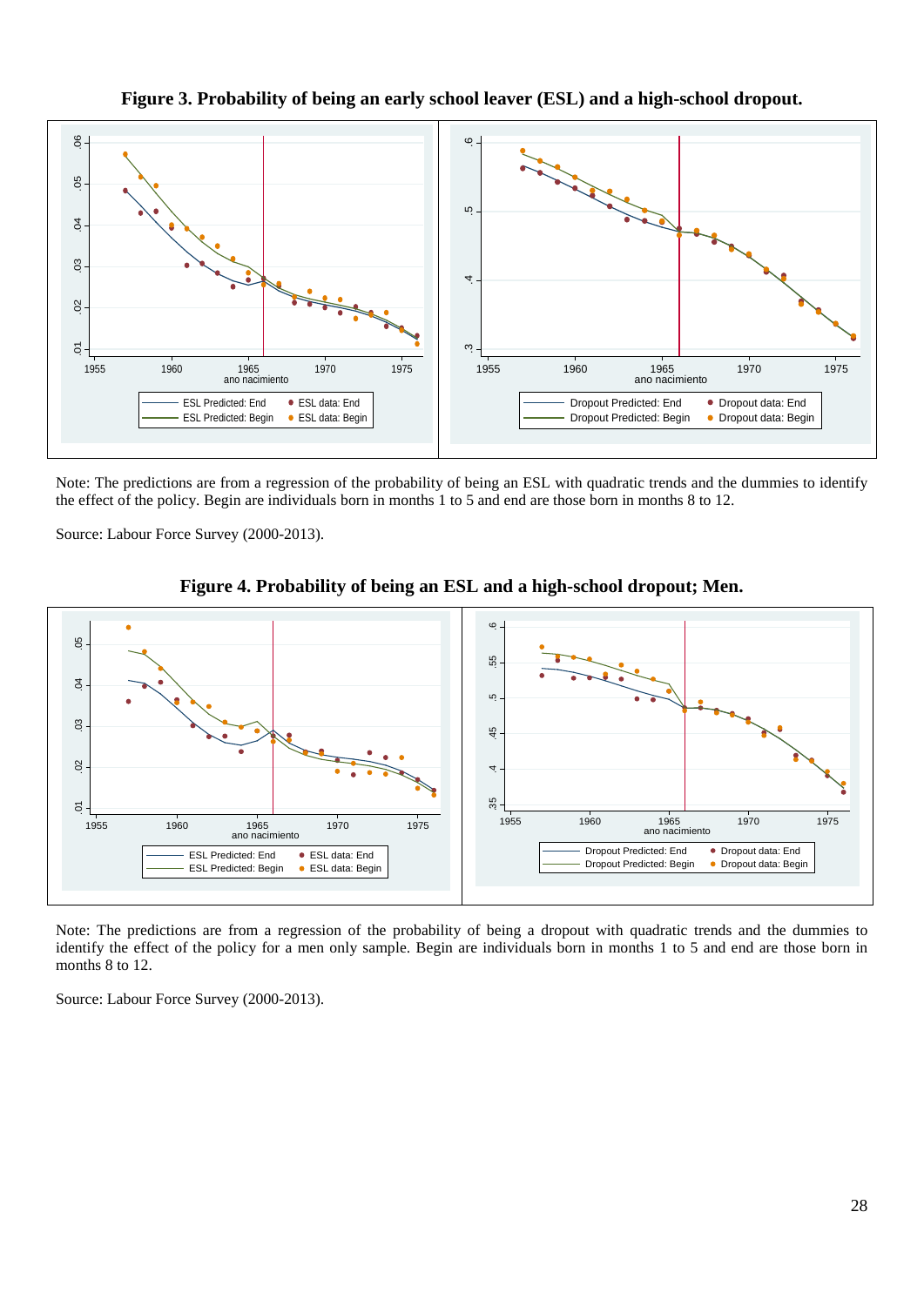**Figure 3. Probability of being an early school leaver (ESL) and a high-school dropout.**

Note: The predictions are from a regression of the probability of being an ESL with quadratic trends and the dummies to identify the effect of the policy. Begin are individuals born in months 1 to 5 and end are those born in months 8 to 12.

Source: Labour Force Survey (2000-2013).

**Figure 4. Probability of being an ESL and a high-school dropout; Men.**

Note: The predictions are from a regression of the probability of being a dropout with quadratic trends and the dummies to identify the effect of the policy for a men only sample. Begin are individuals born in months 1 to 5 and end are those born in months 8 to 12.

Source: Labour Force Survey (2000-2013).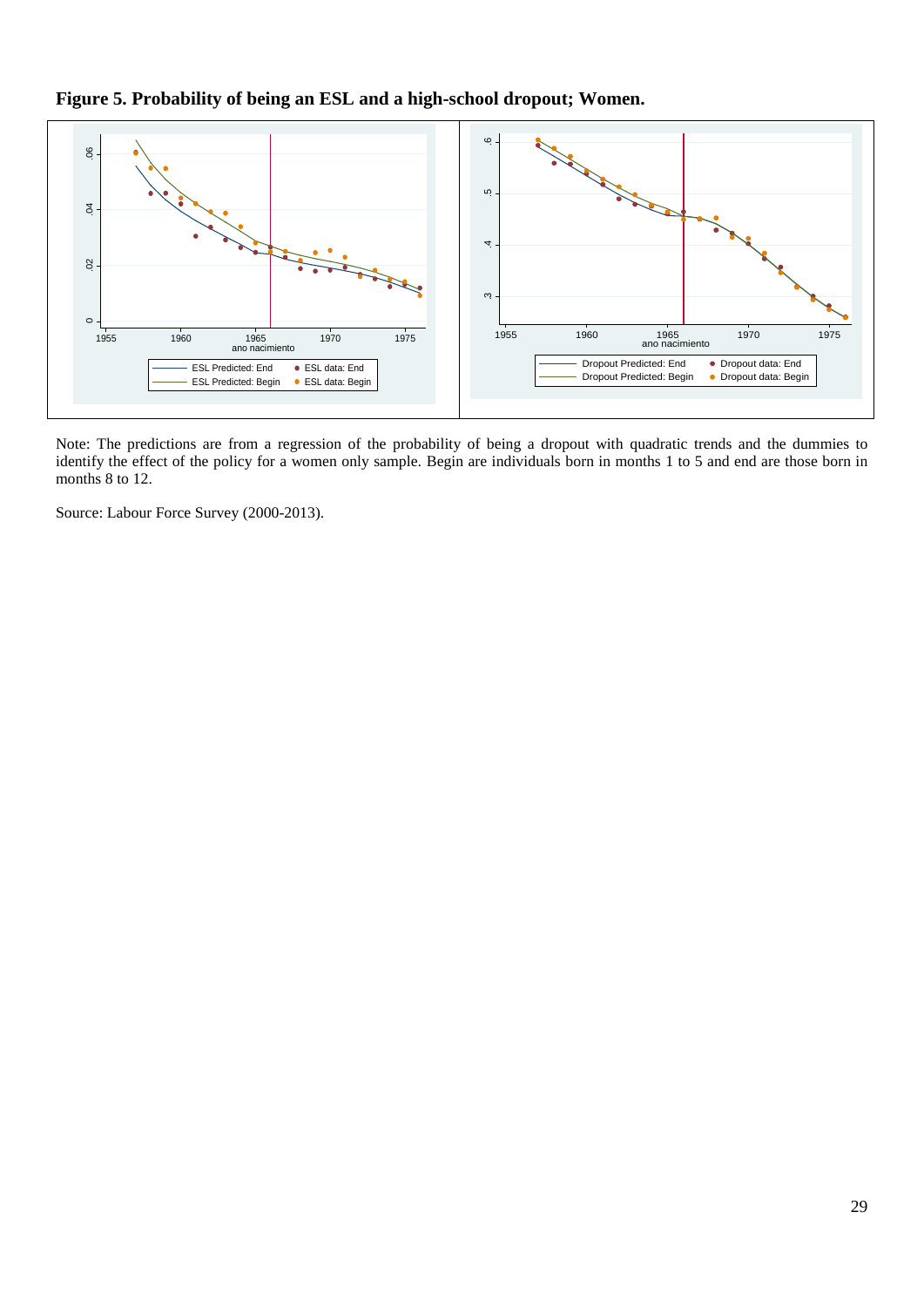**Figure 5. Probability of being an ESL and a high-school dropout; Women.**

Note: The predictions are from a regression of the probability of being a dropout with quadratic trends and the dummies to identify the effect of the policy for a women only sample. Begin are individuals born in months 1 to 5 and end are those born in months 8 to 12.

Source: Labour Force Survey (2000-2013).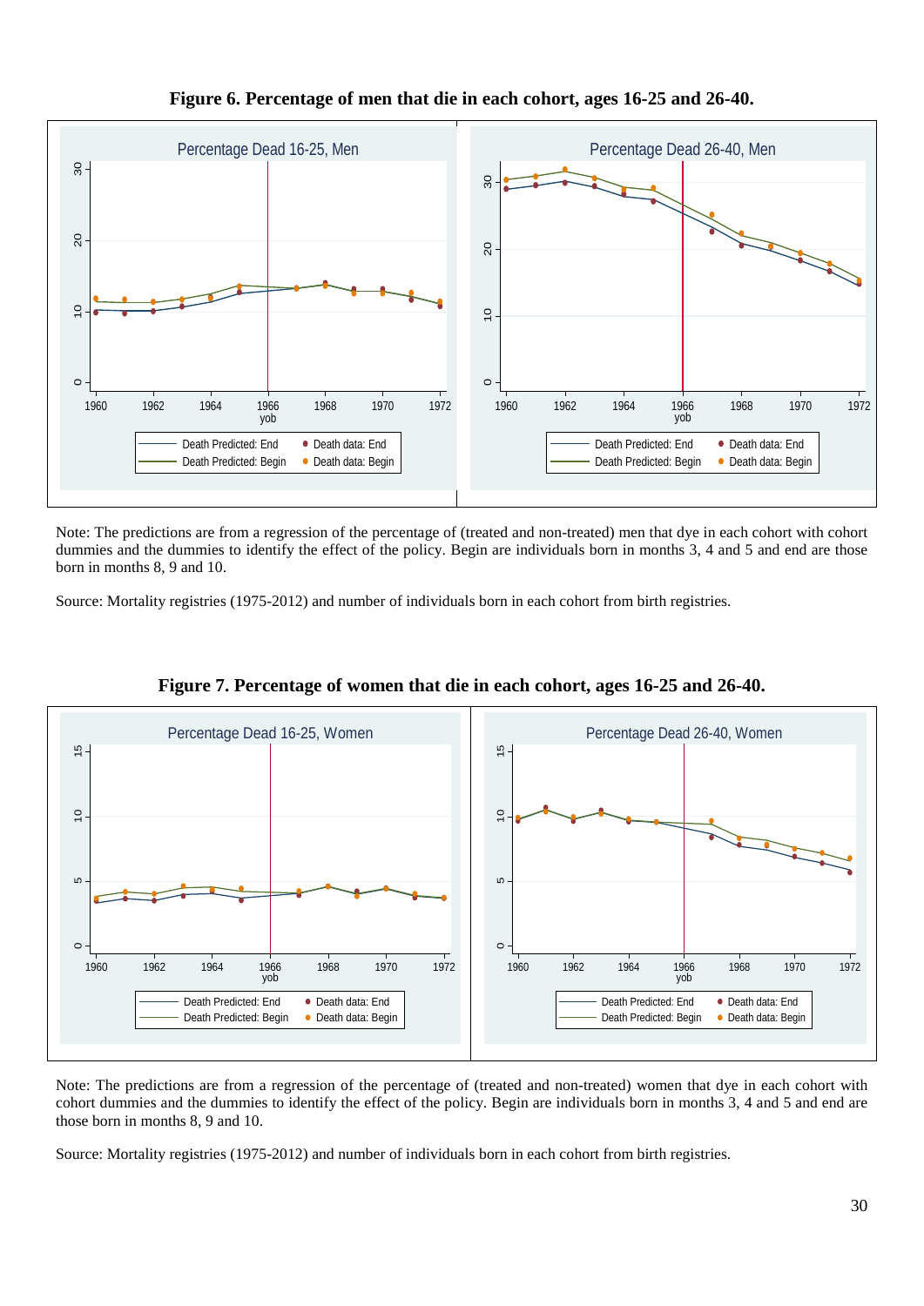**Figure 6. Percentage of men that die in each cohort, ages 16-25 and 26-40.**

Note: The predictions are from a regression of the percentage of (treated and non-treated) men that dye in each cohort with cohort dummies and the dummies to identify the effect of the policy. Begin are individuals born in months 3, 4 and 5 and end are those born in months 8, 9 and 10.

Source: Mortality registries (1975-2012) and number of individuals born in each cohort from birth registries.

**Figure 7. Percentage of women that die in each cohort, ages 16-25 and 26-40.**

Note: The predictions are from a regression of the percentage of (treated and non-treated) women that dye in each cohort with cohort dummies and the dummies to identify the effect of the policy. Begin are individuals born in months 3, 4 and 5 and end are those born in months 8, 9 and 10.

Source: Mortality registries (1975-2012) and number of individuals born in each cohort from birth registries.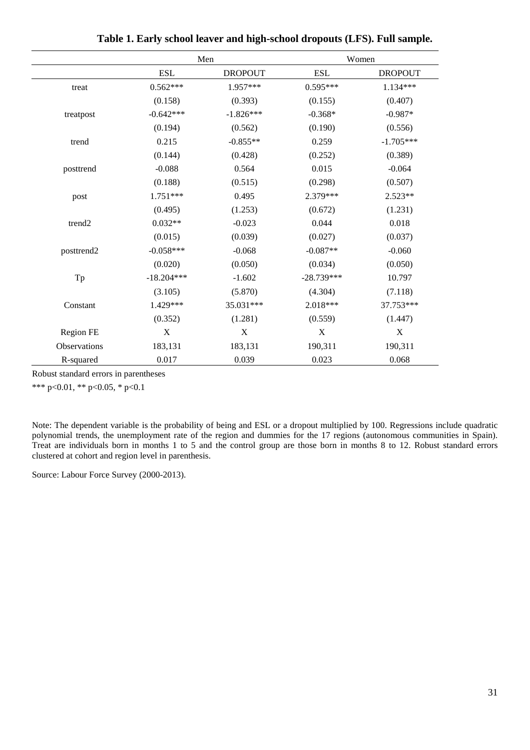**Table 1. Early school leaver and high-school dropouts (LFS). Full sample.**

| | Men | | Women | |
|---|---|---|---|---|
| | ESL | DROPOUT | ESL | DROPOUT |
| treat | 0.562*** | 1.957*** | 0.595*** | 1.134*** |
| | (0.158) | (0.393) | (0.155) | (0.407) |
| treatpost | -0.642*** | -1.826*** | -0.368* | -0.987* |
| | (0.194) | (0.562) | (0.190) | (0.556) |
| trend | 0.215 | -0.855** | 0.259 | -1.705*** |
| | (0.144) | (0.428) | (0.252) | (0.389) |
| posttrend | -0.088 | 0.564 | 0.015 | -0.064 |
| | (0.188) | (0.515) | (0.298) | (0.507) |
| post | 1.751*** | 0.495 | 2.379*** | 2.523** |
| | (0.495) | (1.253) | (0.672) | (1.231) |
| trend2 | 0.032** | -0.023 | 0.044 | 0.018 |
| | (0.015) | (0.039) | (0.027) | (0.037) |
| posttrend2 | -0.058*** | -0.068 | -0.087** | -0.060 |
| | (0.020) | (0.050) | (0.034) | (0.050) |
| Tp | -18.204*** | -1.602 | -28.739*** | 10.797 |
| | (3.105) | (5.870) | (4.304) | (7.118) |
| Constant | 1.429*** | 35.031*** | 2.018*** | 37.753*** |
| | (0.352) | (1.281) | (0.559) | (1.447) |
| Region FE | X | X | X | X |
| Observations | 183,131 | 183,131 | 190,311 | 190,311 |
| R-squared | 0.017 | 0.039 | 0.023 | 0.068 |

Robust standard errors in parentheses

*** p<0.01, ** p<0.05, * p<0.1

Note: The dependent variable is the probability of being and ESL or a dropout multiplied by 100. Regressions include quadratic polynomial trends, the unemployment rate of the region and dummies for the 17 regions (autonomous communities in Spain). Treat are individuals born in months 1 to 5 and the control group are those born in months 8 to 12. Robust standard errors clustered at cohort and region level in parenthesis.

Source: Labour Force Survey (2000-2013).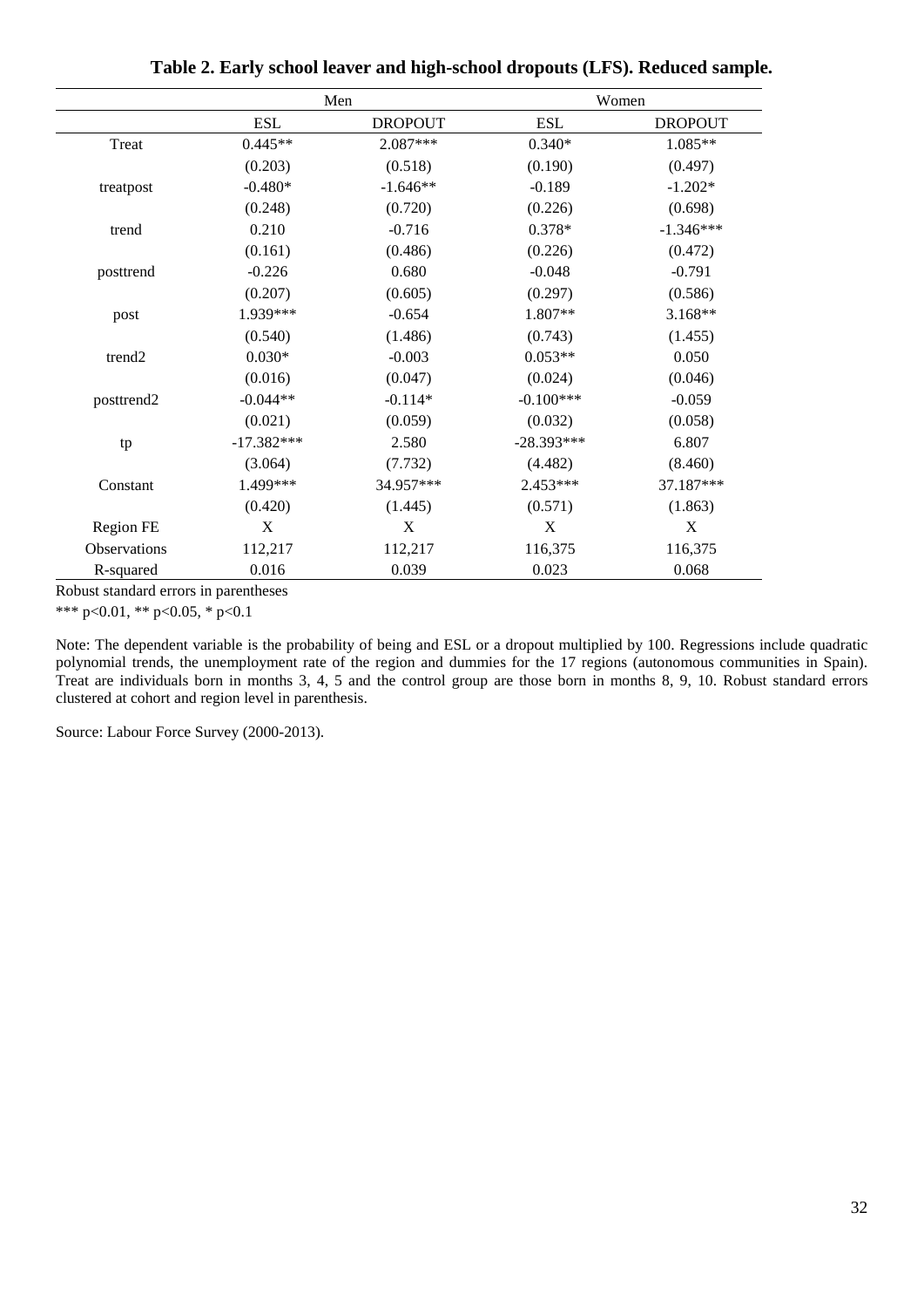**Table 2. Early school leaver and high-school dropouts (LFS). Reduced sample.**

| | Men | | Women | |
|---|---|---|---|---|
| | ESL | DROPOUT | ESL | DROPOUT |
| Treat | 0.445** | 2.087*** | 0.340* | 1.085** |
| | (0.203) | (0.518) | (0.190) | (0.497) |
| treatpost | -0.480* | -1.646** | -0.189 | -1.202* |
| | (0.248) | (0.720) | (0.226) | (0.698) |
| trend | 0.210 | -0.716 | 0.378* | -1.346*** |
| | (0.161) | (0.486) | (0.226) | (0.472) |
| posttrend | -0.226 | 0.680 | -0.048 | -0.791 |
| | (0.207) | (0.605) | (0.297) | (0.586) |
| post | 1.939*** | -0.654 | 1.807** | 3.168** |
| | (0.540) | (1.486) | (0.743) | (1.455) |
| trend2 | 0.030* | -0.003 | 0.053** | 0.050 |
| | (0.016) | (0.047) | (0.024) | (0.046) |
| posttrend2 | -0.044** | -0.114* | -0.100*** | -0.059 |
| | (0.021) | (0.059) | (0.032) | (0.058) |
| tp | -17.382*** | 2.580 | -28.393*** | 6.807 |
| | (3.064) | (7.732) | (4.482) | (8.460) |
| Constant | 1.499*** | 34.957*** | 2.453*** | 37.187*** |
| | (0.420) | (1.445) | (0.571) | (1.863) |
| Region FE | X | X | X | X |
| Observations | 112,217 | 112,217 | 116,375 | 116,375 |
| R-squared | 0.016 | 0.039 | 0.023 | 0.068 |

Robust standard errors in parentheses

*** p<0.01, ** p<0.05, * p<0.1

Note: The dependent variable is the probability of being and ESL or a dropout multiplied by 100. Regressions include quadratic polynomial trends, the unemployment rate of the region and dummies for the 17 regions (autonomous communities in Spain). Treat are individuals born in months 3, 4, 5 and the control group are those born in months 8, 9, 10. Robust standard errors clustered at cohort and region level in parenthesis.

Source: Labour Force Survey (2000-2013).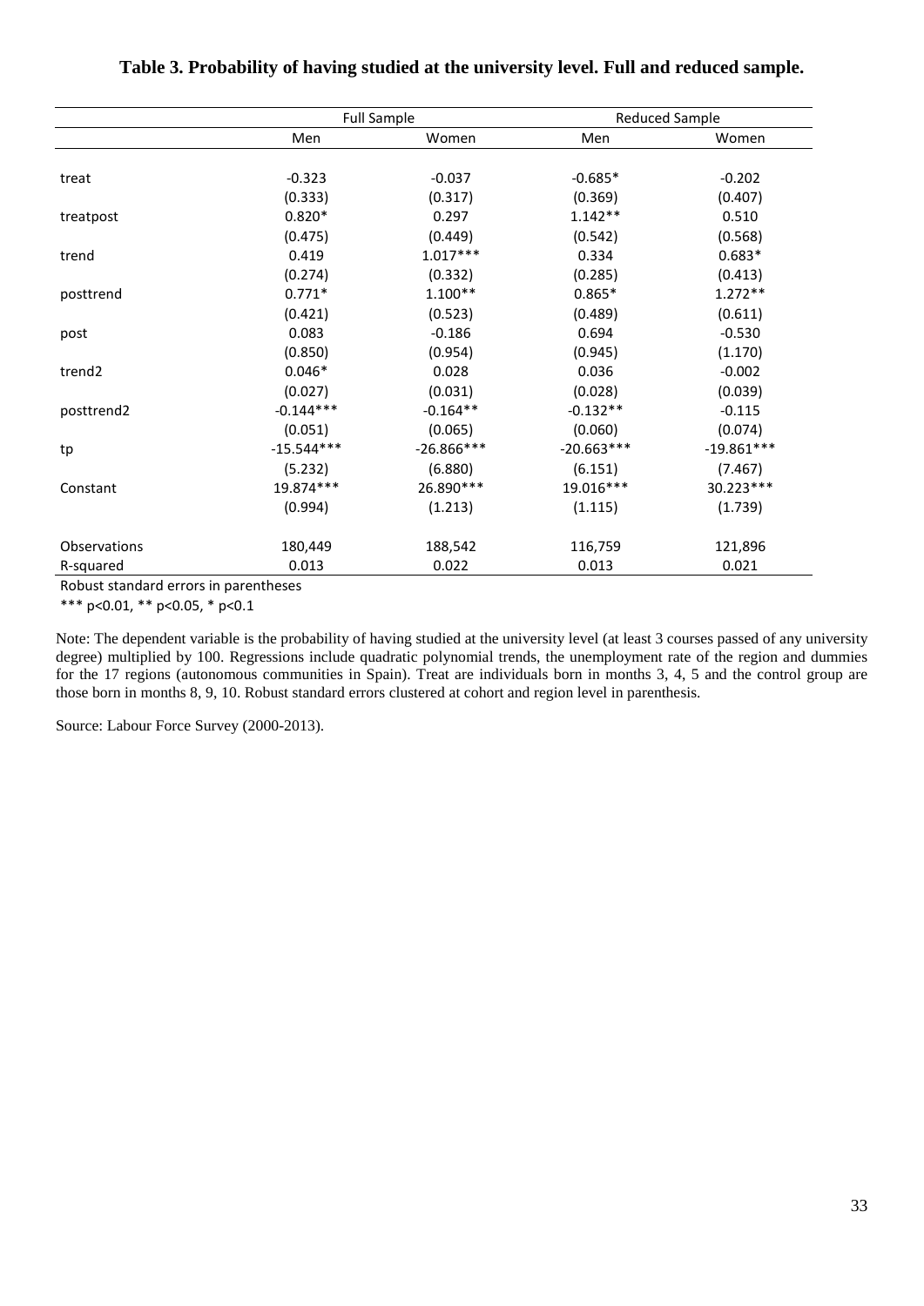**Table 3. Probability of having studied at the university level. Full and reduced sample.**

| | Full Sample | | Reduced Sample | |
|---|---|---|---|---|
| | Men | Women | Men | Women |
| treat | -0.323 | -0.037 | -0.685* | -0.202 |
| | (0.333) | (0.317) | (0.369) | (0.407) |
| treatpost | 0.820* | 0.297 | 1.142** | 0.510 |
| | (0.475) | (0.449) | (0.542) | (0.568) |
| trend | 0.419 | 1.017*** | 0.334 | 0.683* |
| | (0.274) | (0.332) | (0.285) | (0.413) |
| posttrend | 0.771* | 1.100** | 0.865* | 1.272** |
| | (0.421) | (0.523) | (0.489) | (0.611) |
| post | 0.083 | -0.186 | 0.694 | -0.530 |
| | (0.850) | (0.954) | (0.945) | (1.170) |
| trend2 | 0.046* | 0.028 | 0.036 | -0.002 |
| | (0.027) | (0.031) | (0.028) | (0.039) |
| posttrend2 | -0.144*** | -0.164** | -0.132** | -0.115 |
| | (0.051) | (0.065) | (0.060) | (0.074) |
| tp | -15.544*** | -26.866*** | -20.663*** | -19.861*** |
| | (5.232) | (6.880) | (6.151) | (7.467) |
| Constant | 19.874*** | 26.890*** | 19.016*** | 30.223*** |
| | (0.994) | (1.213) | (1.115) | (1.739) |
| Observations | 180,449 | 188,542 | 116,759 | 121,896 |
| R-squared | 0.013 | 0.022 | 0.013 | 0.021 |

Robust standard errors in parentheses

*** p<0.01, ** p<0.05, * p<0.1

Note: The dependent variable is the probability of having studied at the university level (at least 3 courses passed of any university degree) multiplied by 100. Regressions include quadratic polynomial trends, the unemployment rate of the region and dummies for the 17 regions (autonomous communities in Spain). Treat are individuals born in months 3, 4, 5 and the control group are those born in months 8, 9, 10. Robust standard errors clustered at cohort and region level in parenthesis.

Source: Labour Force Survey (2000-2013).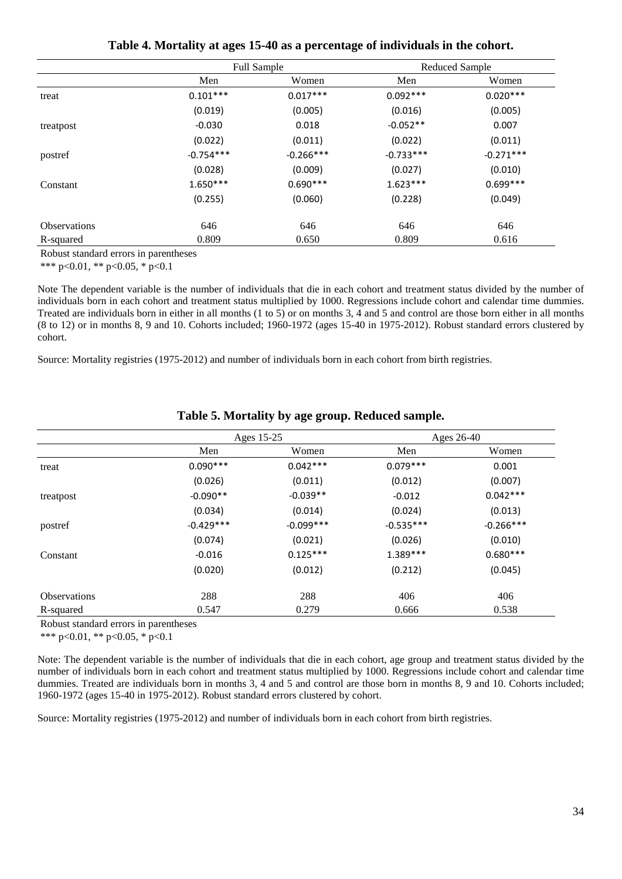**Table 4. Mortality at ages 15-40 as a percentage of individuals in the cohort.**

| | Full Sample | | Reduced Sample | |
|---|---|---|---|---|
| | Men | Women | Men | Women |
| treat | 0.101*** | 0.017*** | 0.092*** | 0.020*** |
| | (0.019) | (0.005) | (0.016) | (0.005) |
| treatpost | -0.030 | 0.018 | -0.052** | 0.007 |
| | (0.022) | (0.011) | (0.022) | (0.011) |
| postref | -0.754*** | -0.266*** | -0.733*** | -0.271*** |
| | (0.028) | (0.009) | (0.027) | (0.010) |
| Constant | 1.650*** | 0.690*** | 1.623*** | 0.699*** |
| | (0.255) | (0.060) | (0.228) | (0.049) |
| Observations | 646 | 646 | 646 | 646 |
| R-squared | 0.809 | 0.650 | 0.809 | 0.616 |

Robust standard errors in parentheses

*** p<0.01, ** p<0.05, * p<0.1

Note The dependent variable is the number of individuals that die in each cohort and treatment status divided by the number of individuals born in each cohort and treatment status multiplied by 1000. Regressions include cohort and calendar time dummies. Treated are individuals born in either in all months (1 to 5) or on months 3, 4 and 5 and control are those born either in all months (8 to 12) or in months 8, 9 and 10. Cohorts included; 1960-1972 (ages 15-40 in 1975-2012). Robust standard errors clustered by cohort.

Source: Mortality registries (1975-2012) and number of individuals born in each cohort from birth registries.

**Table 5. Mortality by age group. Reduced sample.**

| | Ages 15-25 | | Ages 26-40 | |
|---|---|---|---|---|
| | Men | Women | Men | Women |
| treat | 0.090*** | 0.042*** | 0.079*** | 0.001 |
| | (0.026) | (0.011) | (0.012) | (0.007) |
| treatpost | -0.090** | -0.039** | -0.012 | 0.042*** |
| | (0.034) | (0.014) | (0.024) | (0.013) |
| postref | -0.429*** | -0.099*** | -0.535*** | -0.266*** |
| | (0.074) | (0.021) | (0.026) | (0.010) |
| Constant | -0.016 | 0.125*** | 1.389*** | 0.680*** |
| | (0.020) | (0.012) | (0.212) | (0.045) |
| Observations | 288 | 288 | 406 | 406 |
| R-squared | 0.547 | 0.279 | 0.666 | 0.538 |

Robust standard errors in parentheses

*** p<0.01, ** p<0.05, * p<0.1

Note: The dependent variable is the number of individuals that die in each cohort, age group and treatment status divided by the number of individuals born in each cohort and treatment status multiplied by 1000. Regressions include cohort and calendar time dummies. Treated are individuals born in months 3, 4 and 5 and control are those born in months 8, 9 and 10. Cohorts included; 1960-1972 (ages 15-40 in 1975-2012). Robust standard errors clustered by cohort.

Source: Mortality registries (1975-2012) and number of individuals born in each cohort from birth registries.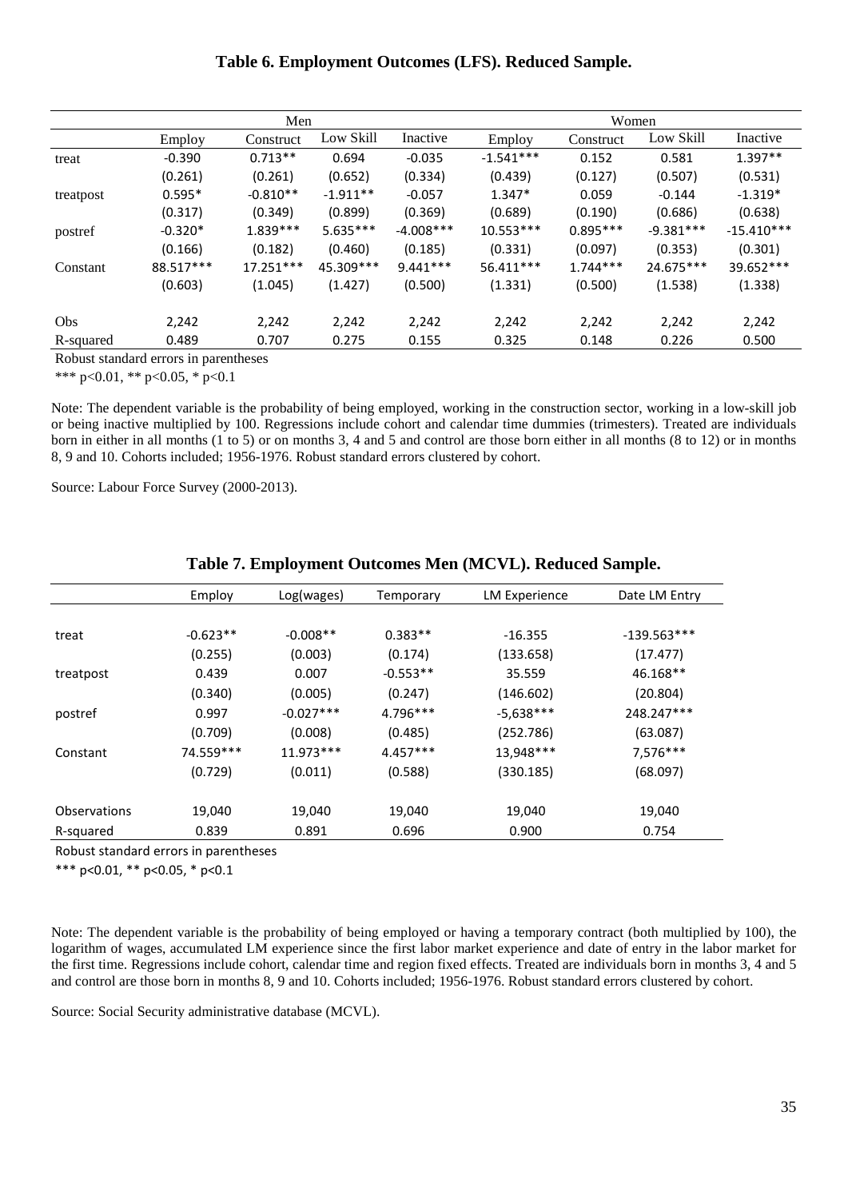**Table 6. Employment Outcomes (LFS). Reduced Sample.**

| | Men | | | | Women | | | |
|---|---|---|---|---|---|---|---|---|
| | Employ | Construct | Low Skill | Inactive | Employ | Construct | Low Skill | Inactive |
| treat | -0.390 | 0.713** | 0.694 | -0.035 | -1.541*** | 0.152 | 0.581 | 1.397** |
| | (0.261) | (0.261) | (0.652) | (0.334) | (0.439) | (0.127) | (0.507) | (0.531) |
| treatpost | 0.595* | -0.810** | -1.911** | -0.057 | 1.347* | 0.059 | -0.144 | -1.319* |
| | (0.317) | (0.349) | (0.899) | (0.369) | (0.689) | (0.190) | (0.686) | (0.638) |
| postref | -0.320* | 1.839*** | 5.635*** | -4.008*** | 10.553*** | 0.895*** | -9.381*** | -15.410*** |
| | (0.166) | (0.182) | (0.460) | (0.185) | (0.331) | (0.097) | (0.353) | (0.301) |
| Constant | 88.517*** | 17.251*** | 45.309*** | 9.441*** | 56.411*** | 1.744*** | 24.675*** | 39.652*** |
| | (0.603) | (1.045) | (1.427) | (0.500) | (1.331) | (0.500) | (1.538) | (1.338) |
| Obs | 2,242 | 2,242 | 2,242 | 2,242 | 2,242 | 2,242 | 2,242 | 2,242 |
| R-squared | 0.489 | 0.707 | 0.275 | 0.155 | 0.325 | 0.148 | 0.226 | 0.500 |

Robust standard errors in parentheses

*** p<0.01, ** p<0.05, * p<0.1

Note: The dependent variable is the probability of being employed, working in the construction sector, working in a low-skill job or being inactive multiplied by 100. Regressions include cohort and calendar time dummies (trimesters). Treated are individuals born in either in all months (1 to 5) or on months 3, 4 and 5 and control are those born either in all months (8 to 12) or in months 8, 9 and 10. Cohorts included; 1956-1976. Robust standard errors clustered by cohort.

Source: Labour Force Survey (2000-2013).

**Table 7. Employment Outcomes Men (MCVL). Reduced Sample.**

| | Employ | Log(wages) | Temporary | LM Experience | Date LM Entry |
|---|---|---|---|---|---|
| treat | -0.623** | -0.008** | 0.383** | -16.355 | -139.563*** |
| | (0.255) | (0.003) | (0.174) | (133.658) | (17.477) |
| treatpost | 0.439 | 0.007 | -0.553** | 35.559 | 46.168** |
| | (0.340) | (0.005) | (0.247) | (146.602) | (20.804) |
| postref | 0.997 | -0.027*** | 4.796*** | -5,638*** | 248.247*** |
| | (0.709) | (0.008) | (0.485) | (252.786) | (63.087) |
| Constant | 74.559*** | 11.973*** | 4.457*** | 13,948*** | 7,576*** |
| | (0.729) | (0.011) | (0.588) | (330.185) | (68.097) |
| Observations | 19,040 | 19,040 | 19,040 | 19,040 | 19,040 |
| R-squared | 0.839 | 0.891 | 0.696 | 0.900 | 0.754 |

Robust standard errors in parentheses

*** p<0.01, ** p<0.05, * p<0.1

Note: The dependent variable is the probability of being employed or having a temporary contract (both multiplied by 100), the logarithm of wages, accumulated LM experience since the first labor market experience and date of entry in the labor market for the first time. Regressions include cohort, calendar time and region fixed effects. Treated are individuals born in months 3, 4 and 5 and control are those born in months 8, 9 and 10. Cohorts included; 1956-1976. Robust standard errors clustered by cohort.

Source: Social Security administrative database (MCVL).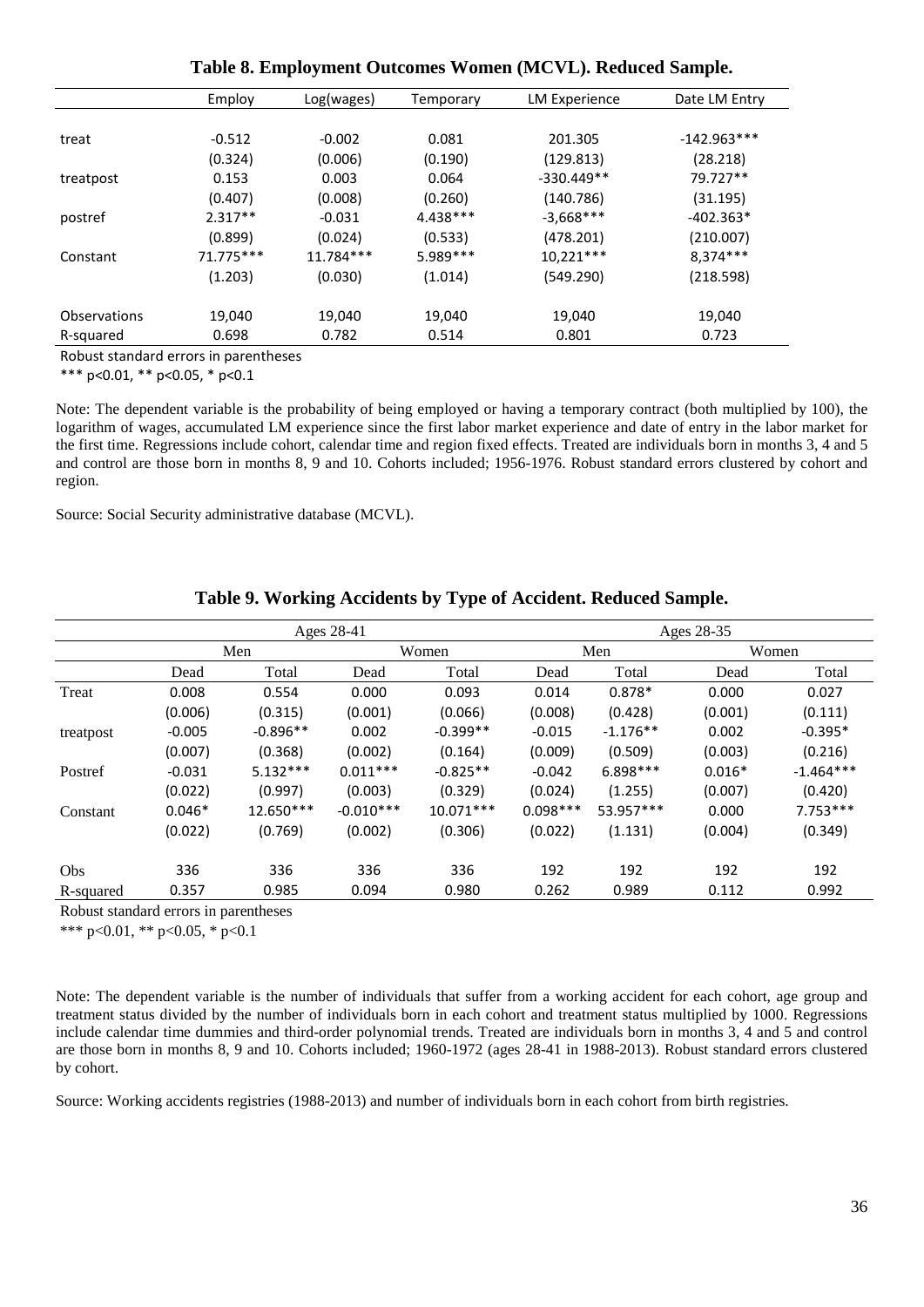**Table 8. Employment Outcomes Women (MCVL). Reduced Sample.**

| | Employ | Log(wages) | Temporary | LM Experience | Date LM Entry |
|---|---|---|---|---|---|
| treat | -0.512 | -0.002 | 0.081 | 201.305 | -142.963*** |
| | (0.324) | (0.006) | (0.190) | (129.813) | (28.218) |
| treatpost | 0.153 | 0.003 | 0.064 | -330.449** | 79.727** |
| | (0.407) | (0.008) | (0.260) | (140.786) | (31.195) |
| postref | 2.317** | -0.031 | 4.438*** | -3,668*** | -402.363* |
| | (0.899) | (0.024) | (0.533) | (478.201) | (210.007) |
| Constant | 71.775*** | 11.784*** | 5.989*** | 10,221*** | 8,374*** |
| | (1.203) | (0.030) | (1.014) | (549.290) | (218.598) |
| Observations | 19,040 | 19,040 | 19,040 | 19,040 | 19,040 |
| R-squared | 0.698 | 0.782 | 0.514 | 0.801 | 0.723 |

Robust standard errors in parentheses

*** p<0.01, ** p<0.05, * p<0.1

Note: The dependent variable is the probability of being employed or having a temporary contract (both multiplied by 100), the logarithm of wages, accumulated LM experience since the first labor market experience and date of entry in the labor market for the first time. Regressions include cohort, calendar time and region fixed effects. Treated are individuals born in months 3, 4 and 5 and control are those born in months 8, 9 and 10. Cohorts included; 1956-1976. Robust standard errors clustered by cohort and region.

Source: Social Security administrative database (MCVL).

**Table 9. Working Accidents by Type of Accident. Reduced Sample.**

| | Ages 28-41 | | | | Ages 28-35 | | | |
|---|---|---|---|---|---|---|---|---|
| | Men | | Women | | Men | | Women | |
| | Dead | Total | Dead | Total | Dead | Total | Dead | Total |
| Treat | 0.008 | 0.554 | 0.000 | 0.093 | 0.014 | 0.878* | 0.000 | 0.027 |
| | (0.006) | (0.315) | (0.001) | (0.066) | (0.008) | (0.428) | (0.001) | (0.111) |
| treatpost | -0.005 | -0.896** | 0.002 | -0.399** | -0.015 | -1.176** | 0.002 | -0.395* |
| | (0.007) | (0.368) | (0.002) | (0.164) | (0.009) | (0.509) | (0.003) | (0.216) |
| Postref | -0.031 | 5.132*** | 0.011*** | -0.825** | -0.042 | 6.898*** | 0.016* | -1.464*** |
| | (0.022) | (0.997) | (0.003) | (0.329) | (0.024) | (1.255) | (0.007) | (0.420) |
| Constant | 0.046* | 12.650*** | -0.010*** | 10.071*** | 0.098*** | 53.957*** | 0.000 | 7.753*** |
| | (0.022) | (0.769) | (0.002) | (0.306) | (0.022) | (1.131) | (0.004) | (0.349) |
| Obs | 336 | 336 | 336 | 336 | 192 | 192 | 192 | 192 |
| R-squared | 0.357 | 0.985 | 0.094 | 0.980 | 0.262 | 0.989 | 0.112 | 0.992 |

Robust standard errors in parentheses

*** p<0.01, ** p<0.05, * p<0.1

Note: The dependent variable is the number of individuals that suffer from a working accident for each cohort, age group and treatment status divided by the number of individuals born in each cohort and treatment status multiplied by 1000. Regressions include calendar time dummies and third-order polynomial trends. Treated are individuals born in months 3, 4 and 5 and control are those born in months 8, 9 and 10. Cohorts included; 1960-1972 (ages 28-41 in 1988-2013). Robust standard errors clustered by cohort.

Source: Working accidents registries (1988-2013) and number of individuals born in each cohort from birth registries.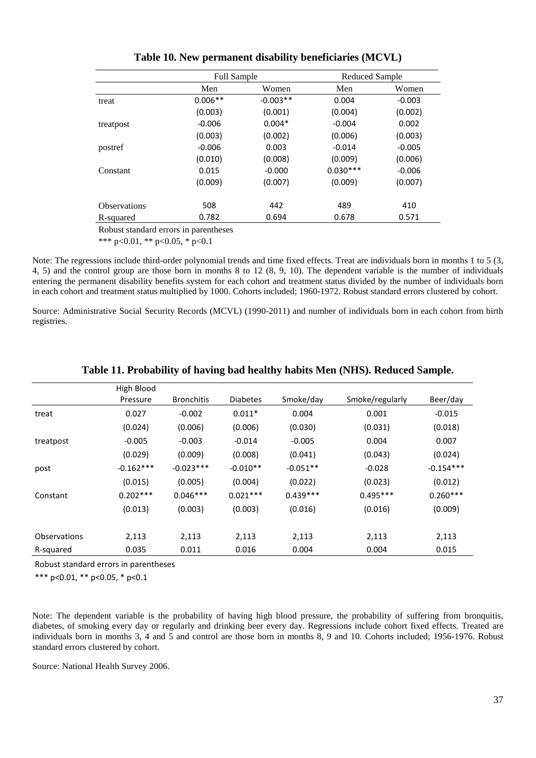**Table 10. New permanent disability beneficiaries (MCVL)**

| | Full Sample | | Reduced Sample | |
|---|---|---|---|---|
| | Men | Women | Men | Women |
| treat | 0.006** | -0.003** | 0.004 | -0.003 |
| | (0.003) | (0.001) | (0.004) | (0.002) |
| treatpost | -0.006 | 0.004* | -0.004 | 0.002 |
| | (0.003) | (0.002) | (0.006) | (0.003) |
| postref | -0.006 | 0.003 | -0.014 | -0.005 |
| | (0.010) | (0.008) | (0.009) | (0.006) |
| Constant | 0.015 | -0.000 | 0.030*** | -0.006 |
| | (0.009) | (0.007) | (0.009) | (0.007) |
| Observations | 508 | 442 | 489 | 410 |
| R-squared | 0.782 | 0.694 | 0.678 | 0.571 |

Robust standard errors in parentheses

*** p<0.01, ** p<0.05, * p<0.1

Note: The regressions include third-order polynomial trends and time fixed effects. Treat are individuals born in months 1 to 5 (3, 4, 5) and the control group are those born in months 8 to 12 (8, 9, 10). The dependent variable is the number of individuals entering the permanent disability benefits system for each cohort and treatment status divided by the number of individuals born in each cohort and treatment status multiplied by 1000. Cohorts included; 1960-1972. Robust standard errors clustered by cohort.

Source: Administrative Social Security Records (MCVL) (1990-2011) and number of individuals born in each cohort from birth registries.

**Table 11. Probability of having bad healthy habits Men (NHS). Reduced Sample.**

| | High Blood Pressure | Bronchitis | Diabetes | Smoke/day | Smoke/regularly | Beer/day |
|---|---|---|---|---|---|---|
| treat | 0.027 | -0.002 | 0.011* | 0.004 | 0.001 | -0.015 |
| | (0.024) | (0.006) | (0.006) | (0.030) | (0.031) | (0.018) |
| treatpost | -0.005 | -0.003 | -0.014 | -0.005 | 0.004 | 0.007 |
| | (0.029) | (0.009) | (0.008) | (0.041) | (0.043) | (0.024) |
| post | -0.162*** | -0.023*** | -0.010** | -0.051** | -0.028 | -0.154*** |
| | (0.015) | (0.005) | (0.004) | (0.022) | (0.023) | (0.012) |
| Constant | 0.202*** | 0.046*** | 0.021*** | 0.439*** | 0.495*** | 0.260*** |
| | (0.013) | (0.003) | (0.003) | (0.016) | (0.016) | (0.009) |
| Observations | 2,113 | 2,113 | 2,113 | 2,113 | 2,113 | 2,113 |
| R-squared | 0.035 | 0.011 | 0.016 | 0.004 | 0.004 | 0.015 |

Robust standard errors in parentheses

*** p<0.01, ** p<0.05, * p<0.1

Note: The dependent variable is the probability of having high blood pressure, the probability of suffering from bronquitis, diabetes, of smoking every day or regularly and drinking beer every day. Regressions include cohort fixed effects. Treated are individuals born in months 3, 4 and 5 and control are those born in months 8, 9 and 10. Cohorts included; 1956-1976. Robust standard errors clustered by cohort.

Source: National Health Survey 2006.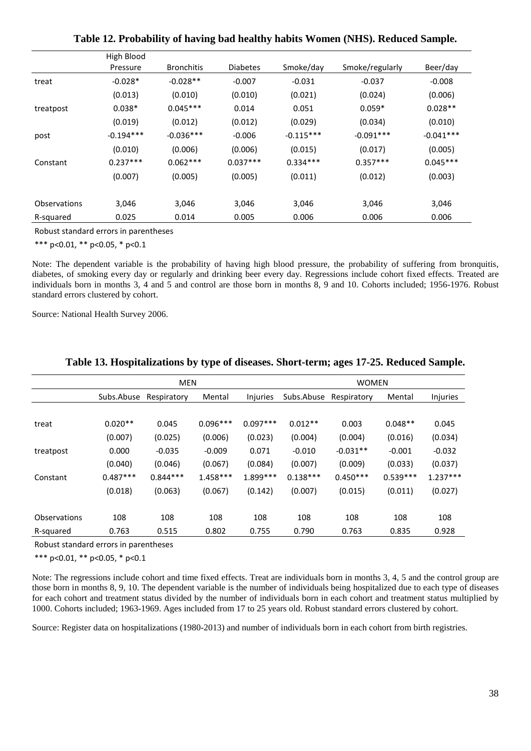**Table 12. Probability of having bad healthy habits Women (NHS). Reduced Sample.**

| | High Blood Pressure | Bronchitis | Diabetes | Smoke/day | Smoke/regularly | Beer/day |
|---|---|---|---|---|---|---|
| treat | -0.028* | -0.028** | -0.007 | -0.031 | -0.037 | -0.008 |
| | (0.013) | (0.010) | (0.010) | (0.021) | (0.024) | (0.006) |
| treatpost | 0.038* | 0.045*** | 0.014 | 0.051 | 0.059* | 0.028** |
| | (0.019) | (0.012) | (0.012) | (0.029) | (0.034) | (0.010) |
| post | -0.194*** | -0.036*** | -0.006 | -0.115*** | -0.091*** | -0.041*** |
| | (0.010) | (0.006) | (0.006) | (0.015) | (0.017) | (0.005) |
| Constant | 0.237*** | 0.062*** | 0.037*** | 0.334*** | 0.357*** | 0.045*** |
| | (0.007) | (0.005) | (0.005) | (0.011) | (0.012) | (0.003) |
| Observations | 3,046 | 3,046 | 3,046 | 3,046 | 3,046 | 3,046 |
| R-squared | 0.025 | 0.014 | 0.005 | 0.006 | 0.006 | 0.006 |

Robust standard errors in parentheses

*** p<0.01, ** p<0.05, * p<0.1

Note: The dependent variable is the probability of having high blood pressure, the probability of suffering from bronquitis, diabetes, of smoking every day or regularly and drinking beer every day. Regressions include cohort fixed effects. Treated are individuals born in months 3, 4 and 5 and control are those born in months 8, 9 and 10. Cohorts included; 1956-1976. Robust standard errors clustered by cohort.

Source: National Health Survey 2006.

**Table 13. Hospitalizations by type of diseases. Short-term; ages 17-25. Reduced Sample.**

| | MEN | | | | WOMEN | | | |
|---|---|---|---|---|---|---|---|---|
| | Subs.Abuse | Respiratory | Mental | Injuries | Subs.Abuse | Respiratory | Mental | Injuries |
| treat | 0.020** | 0.045 | 0.096*** | 0.097*** | 0.012** | 0.003 | 0.048** | 0.045 |
| | (0.007) | (0.025) | (0.006) | (0.023) | (0.004) | (0.004) | (0.016) | (0.034) |
| treatpost | 0.000 | -0.035 | -0.009 | 0.071 | -0.010 | -0.031** | -0.001 | -0.032 |
| | (0.040) | (0.046) | (0.067) | (0.084) | (0.007) | (0.009) | (0.033) | (0.037) |
| Constant | 0.487*** | 0.844*** | 1.458*** | 1.899*** | 0.138*** | 0.450*** | 0.539*** | 1.237*** |
| | (0.018) | (0.063) | (0.067) | (0.142) | (0.007) | (0.015) | (0.011) | (0.027) |
| Observations | 108 | 108 | 108 | 108 | 108 | 108 | 108 | 108 |
| R-squared | 0.763 | 0.515 | 0.802 | 0.755 | 0.790 | 0.763 | 0.835 | 0.928 |

Robust standard errors in parentheses

*** p<0.01, ** p<0.05, * p<0.1

Note: The regressions include cohort and time fixed effects. Treat are individuals born in months 3, 4, 5 and the control group are those born in months 8, 9, 10. The dependent variable is the number of individuals being hospitalized due to each type of diseases for each cohort and treatment status divided by the number of individuals born in each cohort and treatment status multiplied by 1000. Cohorts included; 1963-1969. Ages included from 17 to 25 years old. Robust standard errors clustered by cohort.

Source: Register data on hospitalizations (1980-2013) and number of individuals born in each cohort from birth registries.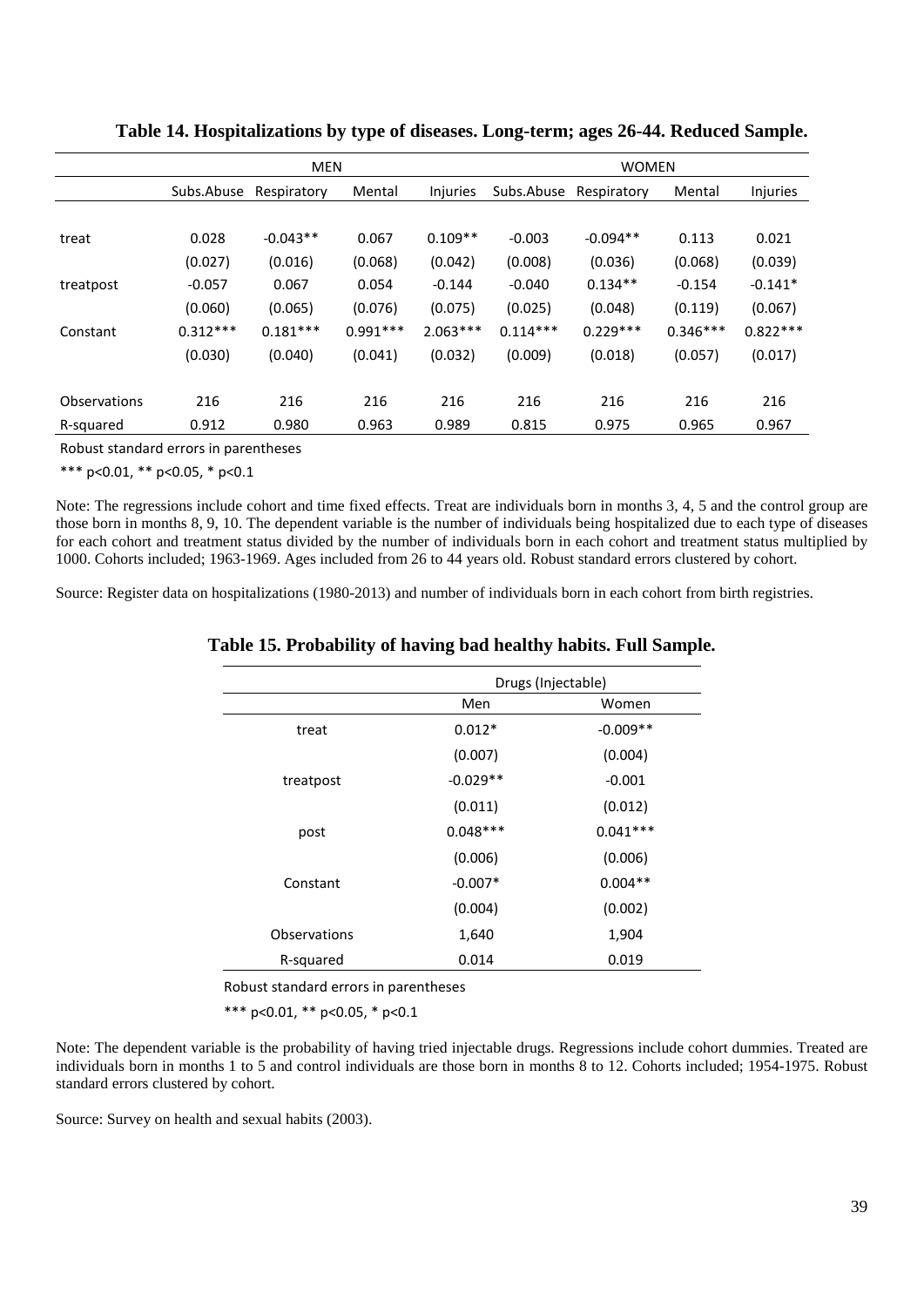**Table 14. Hospitalizations by type of diseases. Long-term; ages 26-44. Reduced Sample.**

| | MEN | | | | WOMEN | | | |
|---|---|---|---|---|---|---|---|---|
| | Subs.Abuse | Respiratory | Mental | Injuries | Subs.Abuse | Respiratory | Mental | Injuries |
| treat | 0.028 | -0.043** | 0.067 | 0.109** | -0.003 | -0.094** | 0.113 | 0.021 |
| | (0.027) | (0.016) | (0.068) | (0.042) | (0.008) | (0.036) | (0.068) | (0.039) |
| treatpost | -0.057 | 0.067 | 0.054 | -0.144 | -0.040 | 0.134** | -0.154 | -0.141* |
| | (0.060) | (0.065) | (0.076) | (0.075) | (0.025) | (0.048) | (0.119) | (0.067) |
| Constant | 0.312*** | 0.181*** | 0.991*** | 2.063*** | 0.114*** | 0.229*** | 0.346*** | 0.822*** |
| | (0.030) | (0.040) | (0.041) | (0.032) | (0.009) | (0.018) | (0.057) | (0.017) |
| Observations | 216 | 216 | 216 | 216 | 216 | 216 | 216 | 216 |
| R-squared | 0.912 | 0.980 | 0.963 | 0.989 | 0.815 | 0.975 | 0.965 | 0.967 |

Robust standard errors in parentheses

*** p<0.01, ** p<0.05, * p<0.1

Note: The regressions include cohort and time fixed effects. Treat are individuals born in months 3, 4, 5 and the control group are those born in months 8, 9, 10. The dependent variable is the number of individuals being hospitalized due to each type of diseases for each cohort and treatment status divided by the number of individuals born in each cohort and treatment status multiplied by 1000. Cohorts included; 1963-1969. Ages included from 26 to 44 years old. Robust standard errors clustered by cohort.

Source: Register data on hospitalizations (1980-2013) and number of individuals born in each cohort from birth registries.

**Table 15. Probability of having bad healthy habits. Full Sample.**

| | Drugs (Injectable) | |
|---|---|---|
| | Men | Women |
| treat | 0.012* | -0.009** |
| | (0.007) | (0.004) |
| treatpost | -0.029** | -0.001 |
| | (0.011) | (0.012) |
| post | 0.048*** | 0.041*** |
| | (0.006) | (0.006) |
| Constant | -0.007* | 0.004** |
| | (0.004) | (0.002) |
| Observations | 1,640 | 1,904 |
| R-squared | 0.014 | 0.019 |

Robust standard errors in parentheses

*** p<0.01, ** p<0.05, * p<0.1

Note: The dependent variable is the probability of having tried injectable drugs. Regressions include cohort dummies. Treated are individuals born in months 1 to 5 and control individuals are those born in months 8 to 12. Cohorts included; 1954-1975. Robust standard errors clustered by cohort.

Source: Survey on health and sexual habits (2003).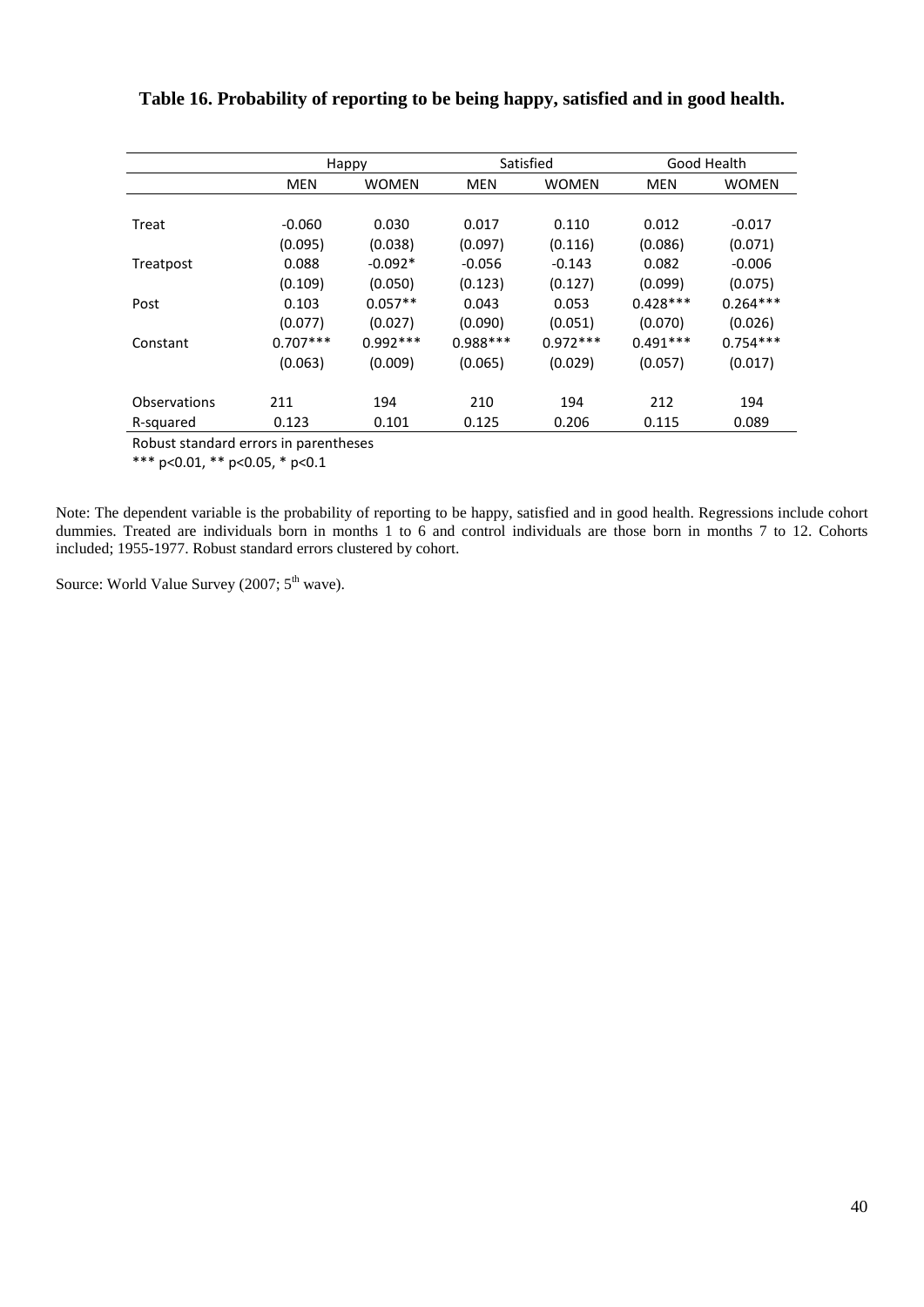**Table 16. Probability of reporting to be being happy, satisfied and in good health.**

| | Happy | | Satisfied | | Good Health | |
|---|---|---|---|---|---|---|
| | MEN | WOMEN | MEN | WOMEN | MEN | WOMEN |
| Treat | -0.060 | 0.030 | 0.017 | 0.110 | 0.012 | -0.017 |
| | (0.095) | (0.038) | (0.097) | (0.116) | (0.086) | (0.071) |
| Treatpost | 0.088 | -0.092* | -0.056 | -0.143 | 0.082 | -0.006 |
| | (0.109) | (0.050) | (0.123) | (0.127) | (0.099) | (0.075) |
| Post | 0.103 | 0.057** | 0.043 | 0.053 | 0.428*** | 0.264*** |
| | (0.077) | (0.027) | (0.090) | (0.051) | (0.070) | (0.026) |
| Constant | 0.707*** | 0.992*** | 0.988*** | 0.972*** | 0.491*** | 0.754*** |
| | (0.063) | (0.009) | (0.065) | (0.029) | (0.057) | (0.017) |
| Observations | 211 | 194 | 210 | 194 | 212 | 194 |
| R-squared | 0.123 | 0.101 | 0.125 | 0.206 | 0.115 | 0.089 |

Robust standard errors in parentheses

*** p<0.01, ** p<0.05, * p<0.1

Note: The dependent variable is the probability of reporting to be happy, satisfied and in good health. Regressions include cohort dummies. Treated are individuals born in months 1 to 6 and control individuals are those born in months 7 to 12. Cohorts included; 1955-1977. Robust standard errors clustered by cohort.

Source: World Value Survey (2007; 5th wave).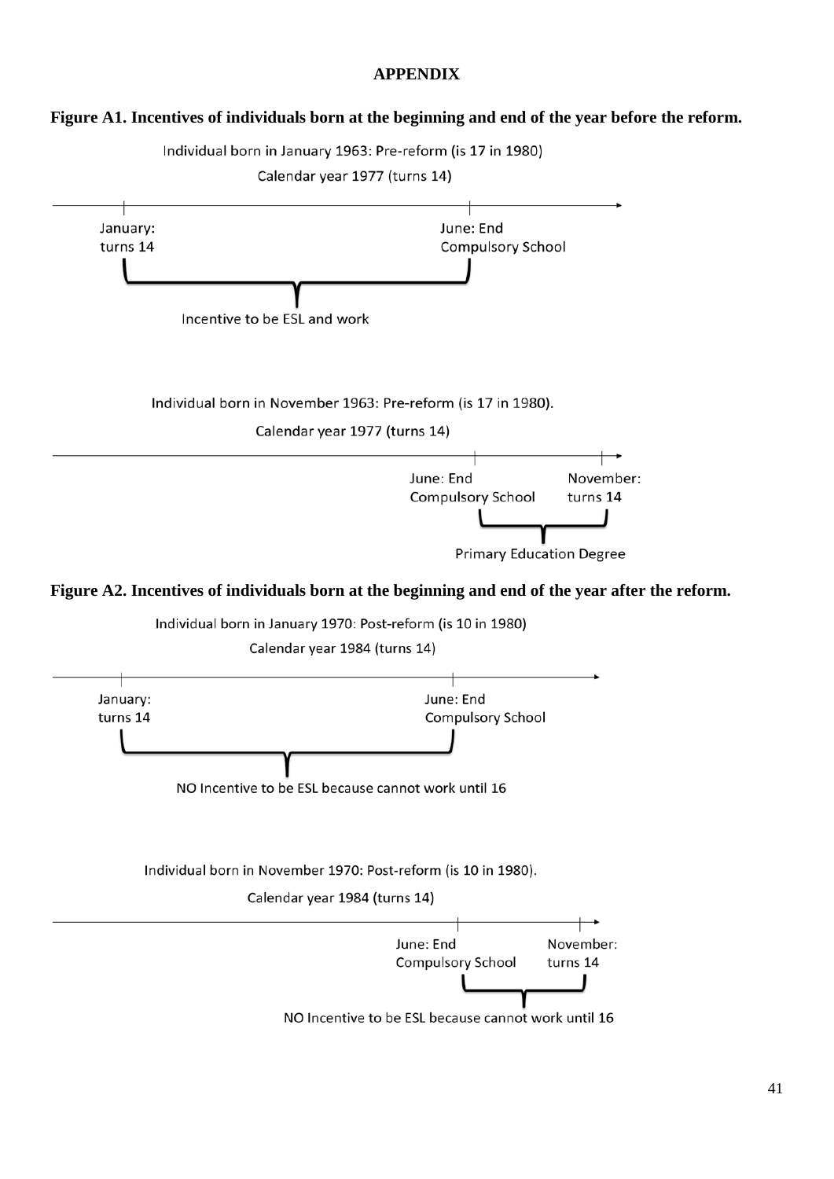# APPENDIX

**Figure A1. Incentives of individuals born at the beginning and end of the year before the reform.**

Individual born in January 1963: Pre-reform (is 17 in 1980)

Calendar year 1977 (turns 14)

January: turns 14

June: End Compulsory School

Incentive to be ESL and work

Individual born in November 1963: Pre-reform (is 17 in 1980).

Calendar year 1977 (turns 14)

June: End Compulsory School

November: turns 14

Primary Education Degree

**Figure A2. Incentives of individuals born at the beginning and end of the year after the reform.**

Individual born in January 1970: Post-reform (is 10 in 1980)

Calendar year 1984 (turns 14)

January: turns 14

June: End Compulsory School

NO Incentive to be ESL because cannot work until 16

Individual born in November 1970: Post-reform (is 10 in 1980).

Calendar year 1984 (turns 14)

June: End Compulsory School

November: turns 14

NO Incentive to be ESL because cannot work until 16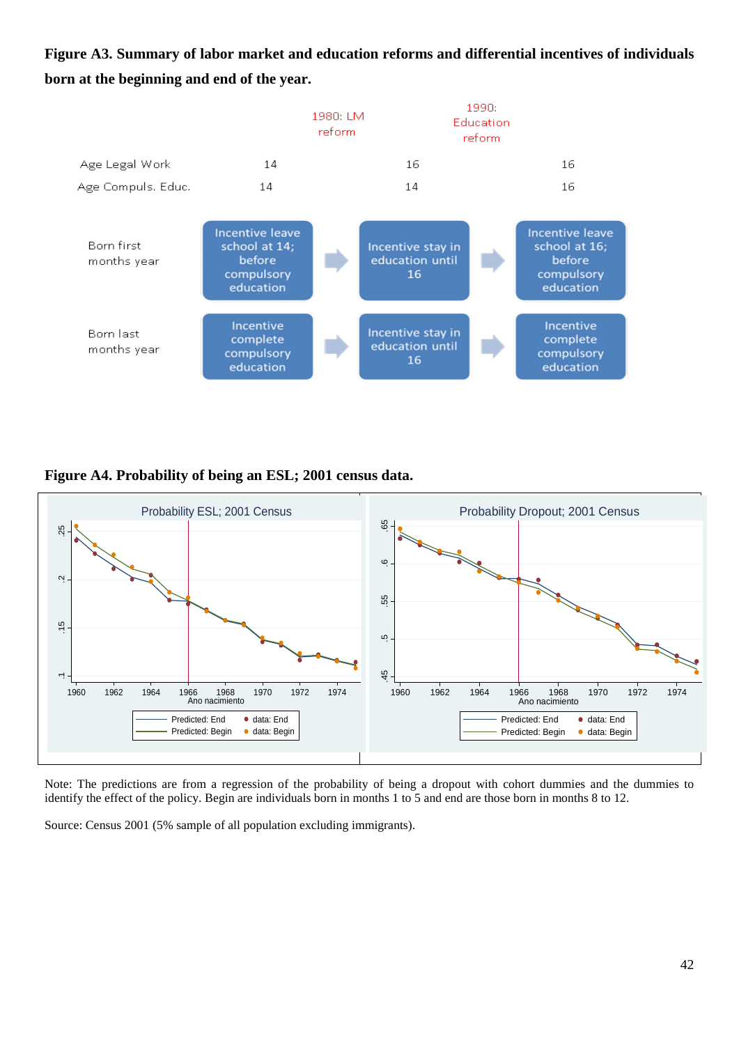**Figure A3. Summary of labor market and education reforms and differential incentives of individuals born at the beginning and end of the year.**

| | | 1980: LM reform | | 1990: Education reform | |
|---|---|---|---|---|---|
| Age Legal Work | 14 | | 16 | | 16 |
| Age Compuls. Educ. | 14 | | 14 | | 16 |
| Born first months year | Incentive leave school at 14; before compulsory education | → | Incentive stay in education until 16 | → | Incentive leave school at 16; before compulsory education |
| Born last months year | Incentive complete compulsory education | → | Incentive stay in education until 16 | → | Incentive complete compulsory education |

**Figure A4. Probability of being an ESL; 2001 census data.**

Note: The predictions are from a regression of the probability of being a dropout with cohort dummies and the dummies to identify the effect of the policy. Begin are individuals born in months 1 to 5 and end are those born in months 8 to 12.

Source: Census 2001 (5% sample of all population excluding immigrants).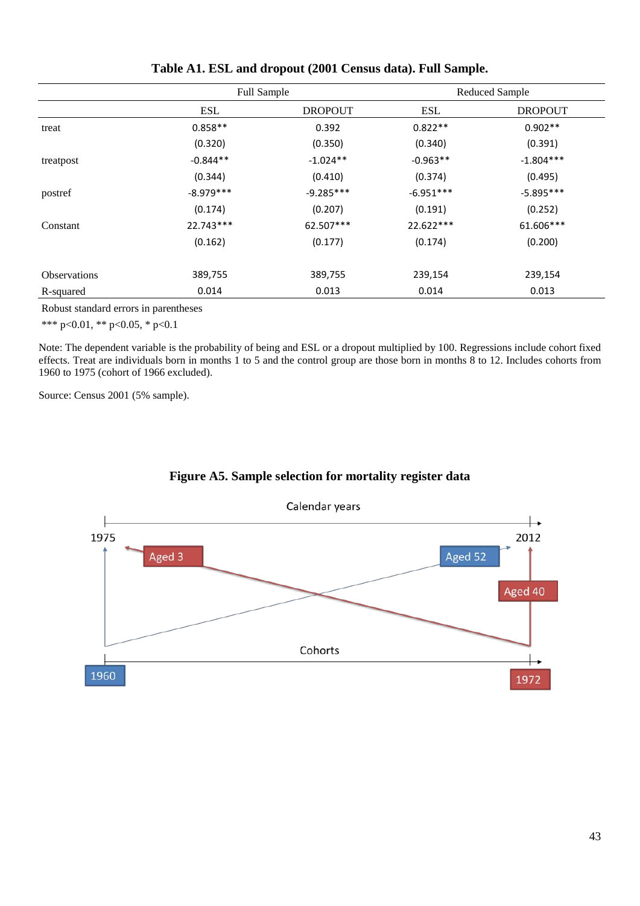**Table A1. ESL and dropout (2001 Census data). Full Sample.**

| | Full Sample | | Reduced Sample | |
|---|---|---|---|---|
| | ESL | DROPOUT | ESL | DROPOUT |
| treat | 0.858** | 0.392 | 0.822** | 0.902** |
| | (0.320) | (0.350) | (0.340) | (0.391) |
| treatpost | -0.844** | -1.024** | -0.963** | -1.804*** |
| | (0.344) | (0.410) | (0.374) | (0.495) |
| postref | -8.979*** | -9.285*** | -6.951*** | -5.895*** |
| | (0.174) | (0.207) | (0.191) | (0.252) |
| Constant | 22.743*** | 62.507*** | 22.622*** | 61.606*** |
| | (0.162) | (0.177) | (0.174) | (0.200) |
| Observations | 389,755 | 389,755 | 239,154 | 239,154 |
| R-squared | 0.014 | 0.013 | 0.014 | 0.013 |

Robust standard errors in parentheses

*** p<0.01, ** p<0.05, * p<0.1

Note: The dependent variable is the probability of being and ESL or a dropout multiplied by 100. Regressions include cohort fixed effects. Treat are individuals born in months 1 to 5 and the control group are those born in months 8 to 12. Includes cohorts from 1960 to 1975 (cohort of 1966 excluded).

Source: Census 2001 (5% sample).

**Figure A5. Sample selection for mortality register data**

Calendar years

1975 2012

Aged 3 Aged 52 Aged 40

Cohorts

1960 1972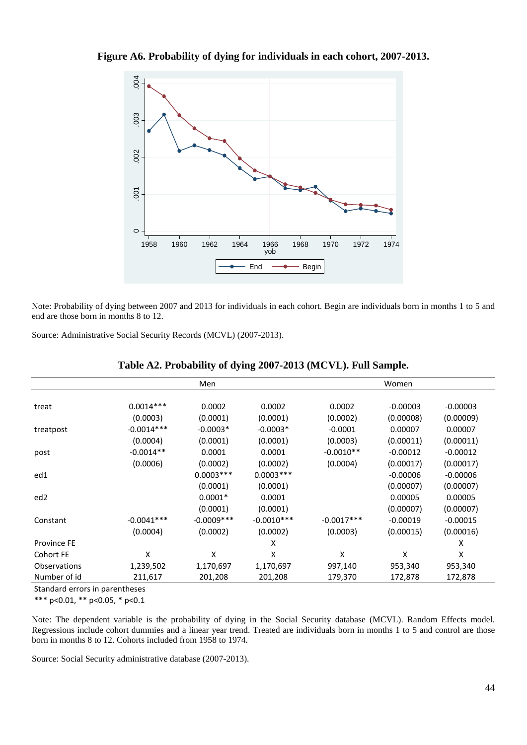**Figure A6. Probability of dying for individuals in each cohort, 2007-2013.**

.004
.003
.002
.001
0
1958
1960
1962
1964
1966
1968
1970
1972
1974
yob
End
Begin

Note: Probability of dying between 2007 and 2013 for individuals in each cohort. Begin are individuals born in months 1 to 5 and end are those born in months 8 to 12.

Source: Administrative Social Security Records (MCVL) (2007-2013).

**Table A2. Probability of dying 2007-2013 (MCVL). Full Sample.**

| | Men | | | Women | | |
|---|---|---|---|---|---|---|
| treat | 0.0014*** | 0.0002 | 0.0002 | 0.0002 | -0.00003 | -0.00003 |
| | (0.0003) | (0.0001) | (0.0001) | (0.0002) | (0.00008) | (0.00009) |
| treatpost | -0.0014*** | -0.0003* | -0.0003* | -0.0001 | 0.00007 | 0.00007 |
| | (0.0004) | (0.0001) | (0.0001) | (0.0003) | (0.00011) | (0.00011) |
| post | -0.0014** | 0.0001 | 0.0001 | -0.0010** | -0.00012 | -0.00012 |
| | (0.0006) | (0.0002) | (0.0002) | (0.0004) | (0.00017) | (0.00017) |
| ed1 | | 0.0003*** | 0.0003*** | | -0.00006 | -0.00006 |
| | | (0.0001) | (0.0001) | | (0.00007) | (0.00007) |
| ed2 | | 0.0001* | 0.0001 | | 0.00005 | 0.00005 |
| | | (0.0001) | (0.0001) | | (0.00007) | (0.00007) |
| Constant | -0.0041*** | -0.0009*** | -0.0010*** | -0.0017*** | -0.00019 | -0.00015 |
| | (0.0004) | (0.0002) | (0.0002) | (0.0003) | (0.00015) | (0.00016) |
| Province FE | | | X | | | X |
| Cohort FE | X | X | X | X | X | X |
| Observations | 1,239,502 | 1,170,697 | 1,170,697 | 997,140 | 953,340 | 953,340 |
| Number of id | 211,617 | 201,208 | 201,208 | 179,370 | 172,878 | 172,878 |

Standard errors in parentheses
*** p<0.01, ** p<0.05, * p<0.1

Note: The dependent variable is the probability of dying in the Social Security database (MCVL). Random Effects model. Regressions include cohort dummies and a linear year trend. Treated are individuals born in months 1 to 5 and control are those born in months 8 to 12. Cohorts included from 1958 to 1974.

Source: Social Security administrative database (2007-2013).